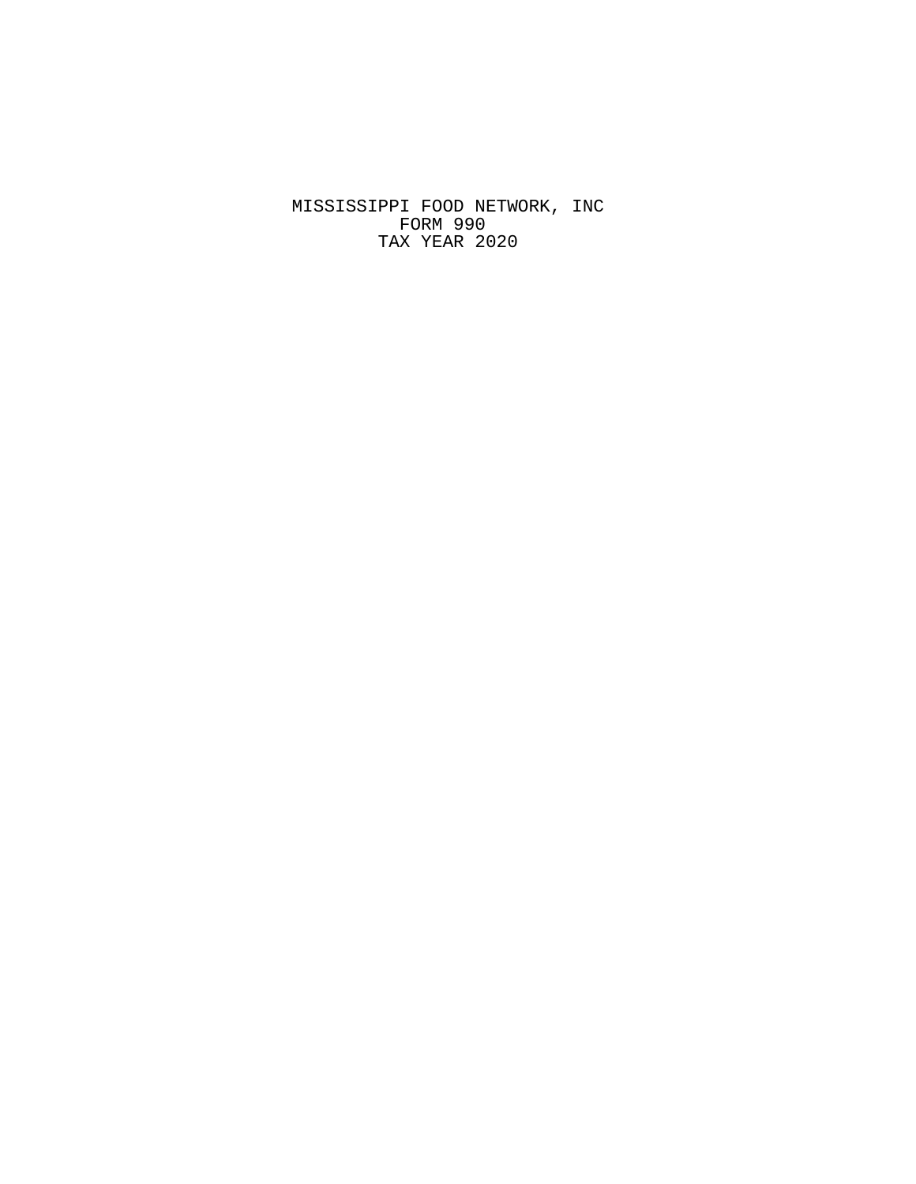# MISSISSIPPI FOOD NETWORK, INC

FORM 990

TAX YEAR 2020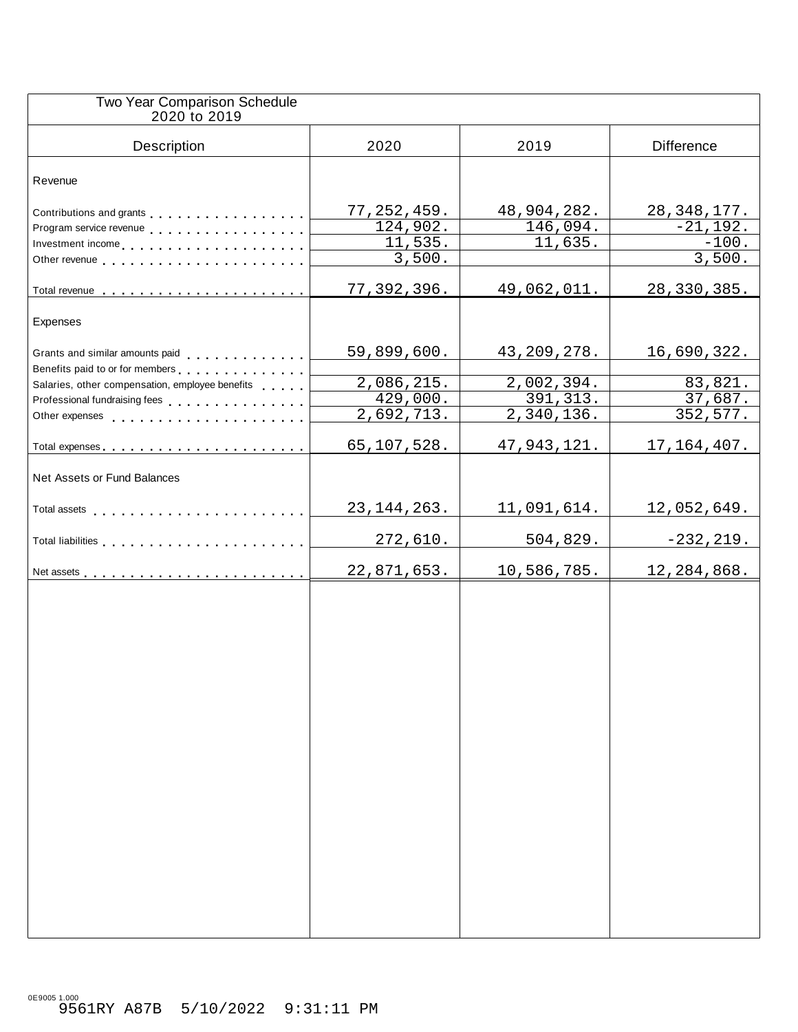## Two Year Comparison Schedule
2020 to 2019

| Description | 2020 | 2019 | Difference |
|---|---|---|---|
| **Revenue** | | | |
| Contributions and grants | 77,252,459. | 48,904,282. | 28,348,177. |
| Program service revenue | 124,902. | 146,094. | -21,192. |
| Investment income | 11,535. | 11,635. | -100. |
| Other revenue | 3,500. | | 3,500. |
| Total revenue | 77,392,396. | 49,062,011. | 28,330,385. |
| **Expenses** | | | |
| Grants and similar amounts paid | 59,899,600. | 43,209,278. | 16,690,322. |
| Benefits paid to or for members | | | |
| Salaries, other compensation, employee benefits | 2,086,215. | 2,002,394. | 83,821. |
| Professional fundraising fees | 429,000. | 391,313. | 37,687. |
| Other expenses | 2,692,713. | 2,340,136. | 352,577. |
| Total expenses | 65,107,528. | 47,943,121. | 17,164,407. |
| **Net Assets or Fund Balances** | | | |
| Total assets | 23,144,263. | 11,091,614. | 12,052,649. |
| Total liabilities | 272,610. | 504,829. | -232,219. |
| Net assets | 22,871,653. | 10,586,785. | 12,284,868. |

0E9005 1.000
9561RY A87B 5/10/2022 9:31:11 PM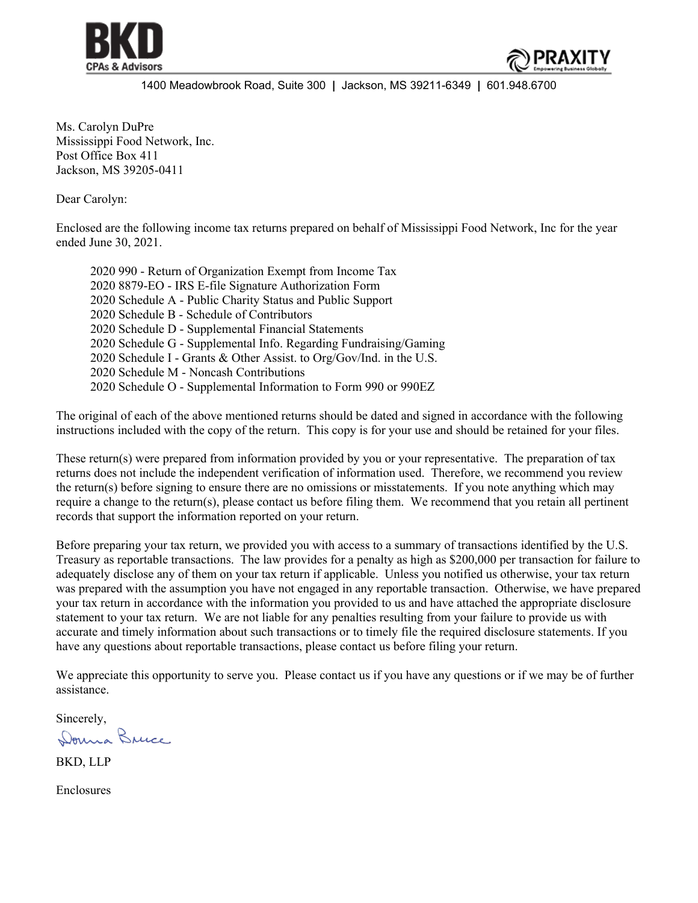**BKD**
CPAs & Advisors

PRAXITY
Empowering Business Globally

1400 Meadowbrook Road, Suite 300 | Jackson, MS 39211-6349 | 601.948.6700

Ms. Carolyn DuPre
Mississippi Food Network, Inc.
Post Office Box 411
Jackson, MS 39205-0411

Dear Carolyn:

Enclosed are the following income tax returns prepared on behalf of Mississippi Food Network, Inc for the year ended June 30, 2021.

2020 990 - Return of Organization Exempt from Income Tax
2020 8879-EO - IRS E-file Signature Authorization Form
2020 Schedule A - Public Charity Status and Public Support
2020 Schedule B - Schedule of Contributors
2020 Schedule D - Supplemental Financial Statements
2020 Schedule G - Supplemental Info. Regarding Fundraising/Gaming
2020 Schedule I - Grants & Other Assist. to Org/Gov/Ind. in the U.S.
2020 Schedule M - Noncash Contributions
2020 Schedule O - Supplemental Information to Form 990 or 990EZ

The original of each of the above mentioned returns should be dated and signed in accordance with the following instructions included with the copy of the return. This copy is for your use and should be retained for your files.

These return(s) were prepared from information provided by you or your representative. The preparation of tax returns does not include the independent verification of information used. Therefore, we recommend you review the return(s) before signing to ensure there are no omissions or misstatements. If you note anything which may require a change to the return(s), please contact us before filing them. We recommend that you retain all pertinent records that support the information reported on your return.

Before preparing your tax return, we provided you with access to a summary of transactions identified by the U.S. Treasury as reportable transactions. The law provides for a penalty as high as $200,000 per transaction for failure to adequately disclose any of them on your tax return if applicable. Unless you notified us otherwise, your tax return was prepared with the assumption you have not engaged in any reportable transaction. Otherwise, we have prepared your tax return in accordance with the information you provided to us and have attached the appropriate disclosure statement to your tax return. We are not liable for any penalties resulting from your failure to provide us with accurate and timely information about such transactions or to timely file the required disclosure statements. If you have any questions about reportable transactions, please contact us before filing your return.

We appreciate this opportunity to serve you. Please contact us if you have any questions or if we may be of further assistance.

Sincerely,

Donna Bruce

BKD, LLP

Enclosures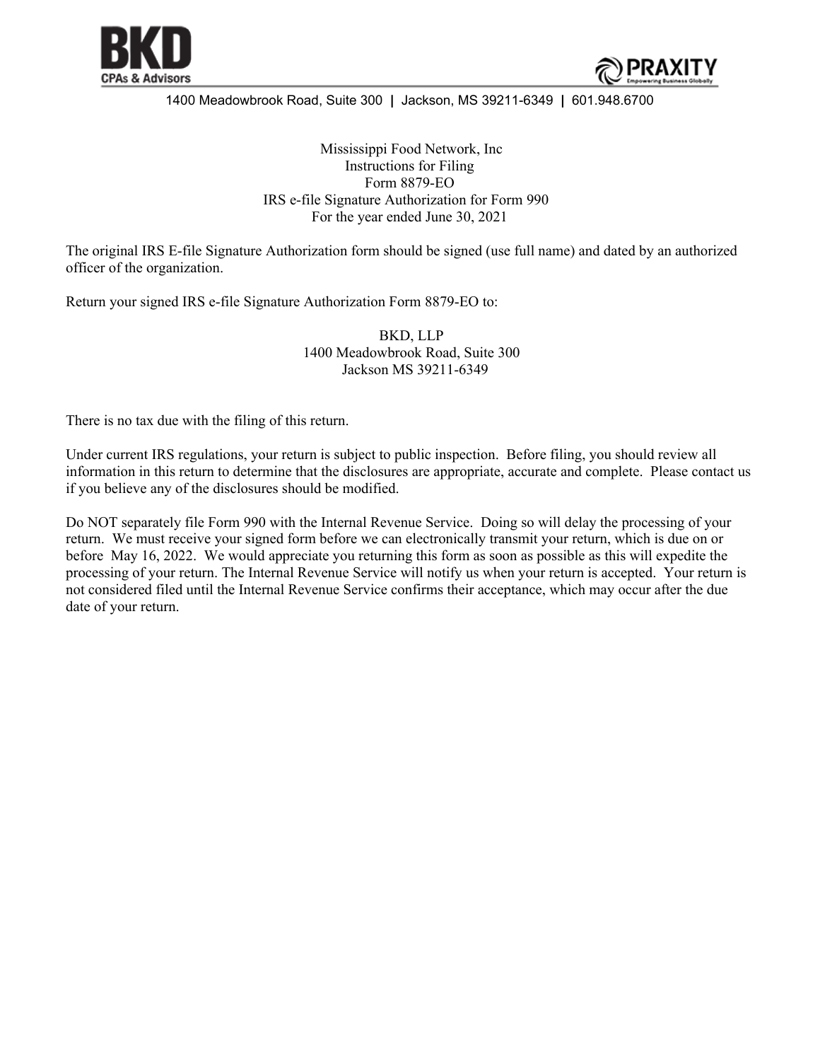**BKD**
CPAs & Advisors

PRAXITY
Empowering Business Globally

1400 Meadowbrook Road, Suite 300 | Jackson, MS 39211-6349 | 601.948.6700

Mississippi Food Network, Inc
Instructions for Filing
Form 8879-EO
IRS e-file Signature Authorization for Form 990
For the year ended June 30, 2021

The original IRS E-file Signature Authorization form should be signed (use full name) and dated by an authorized officer of the organization.

Return your signed IRS e-file Signature Authorization Form 8879-EO to:

BKD, LLP
1400 Meadowbrook Road, Suite 300
Jackson MS 39211-6349

There is no tax due with the filing of this return.

Under current IRS regulations, your return is subject to public inspection. Before filing, you should review all information in this return to determine that the disclosures are appropriate, accurate and complete. Please contact us if you believe any of the disclosures should be modified.

Do NOT separately file Form 990 with the Internal Revenue Service. Doing so will delay the processing of your return. We must receive your signed form before we can electronically transmit your return, which is due on or before May 16, 2022. We would appreciate you returning this form as soon as possible as this will expedite the processing of your return. The Internal Revenue Service will notify us when your return is accepted. Your return is not considered filed until the Internal Revenue Service confirms their acceptance, which may occur after the due date of your return.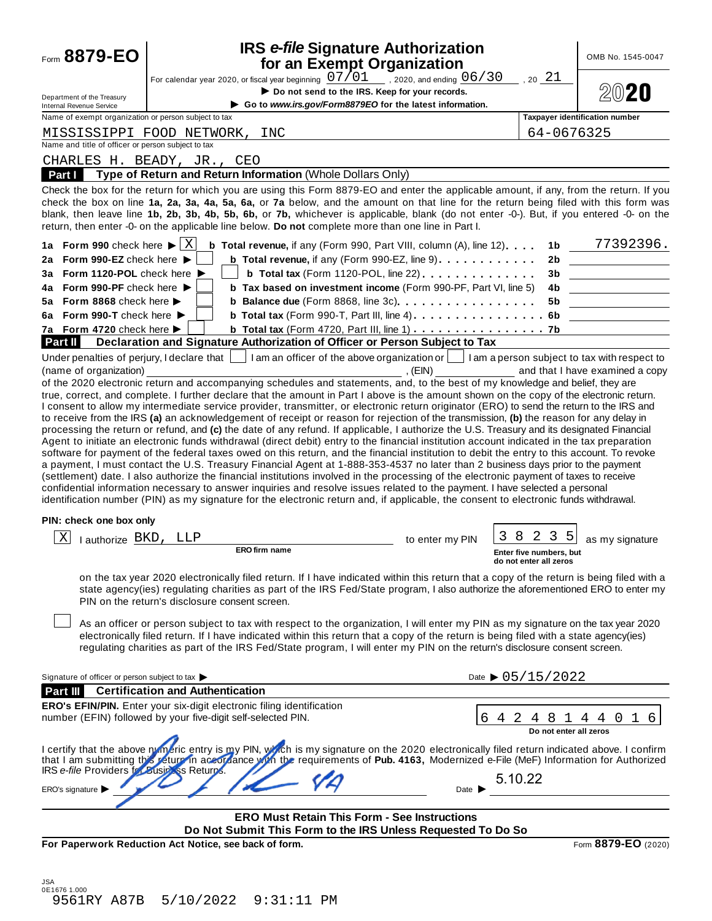Form **8879-EO**

Department of the Treasury
Internal Revenue Service

# IRS *e-file* Signature Authorization for an Exempt Organization

For calendar year 2020, or fiscal year beginning 07/01, 2020, and ending 06/30, 20 21

▶ **Do not send to the IRS. Keep for your records.**

▶ **Go to *www.irs.gov/Form8879EO* for the latest information.**

OMB No. 1545-0047

**2020**

Name of exempt organization or person subject to tax: MISSISSIPPI FOOD NETWORK, INC

Taxpayer identification number: 64-0676325

Name and title of officer or person subject to tax: CHARLES H. BEADY, JR., CEO

## Part I — Type of Return and Return Information (Whole Dollars Only)

Check the box for the return for which you are using this Form 8879-EO and enter the applicable amount, if any, from the return. If you check the box on line **1a, 2a, 3a, 4a, 5a, 6a,** or **7a** below, and the amount on that line for the return being filed with this form was blank, then leave line **1b, 2b, 3b, 4b, 5b, 6b,** or **7b,** whichever is applicable, blank (do not enter -0-). But, if you entered -0- on the return, then enter -0- on the applicable line below. **Do not** complete more than one line in Part I.

| Line | Check | Description | Line | Amount |
|---|---|---|---|---|
| **1a Form 990** check here ▶ | X | **b Total revenue,** if any (Form 990, Part VIII, column (A), line 12) | 1b | 77392396. |
| **2a Form 990-EZ** check here ▶ | | **b Total revenue,** if any (Form 990-EZ, line 9) | 2b | |
| **3a Form 1120-POL** check here ▶ | | **b Total tax** (Form 1120-POL, line 22) | 3b | |
| **4a Form 990-PF** check here ▶ | | **b Tax based on investment income** (Form 990-PF, Part VI, line 5) | 4b | |
| **5a Form 8868** check here ▶ | | **b Balance due** (Form 8868, line 3c) | 5b | |
| **6a Form 990-T** check here ▶ | | **b Total tax** (Form 990-T, Part III, line 4) | 6b | |
| **7a Form 4720** check here ▶ | | **b Total tax** (Form 4720, Part III, line 1) | 7b | |

## Part II — Declaration and Signature Authorization of Officer or Person Subject to Tax

Under penalties of perjury, I declare that ☐ I am an officer of the above organization or ☐ I am a person subject to tax with respect to (name of organization) \_\_\_\_\_\_\_\_\_\_, (EIN) \_\_\_\_\_\_\_\_ and that I have examined a copy of the 2020 electronic return and accompanying schedules and statements, and, to the best of my knowledge and belief, they are true, correct, and complete. I further declare that the amount in Part I above is the amount shown on the copy of the electronic return. I consent to allow my intermediate service provider, transmitter, or electronic return originator (ERO) to send the return to the IRS and to receive from the IRS **(a)** an acknowledgement of receipt or reason for rejection of the transmission, **(b)** the reason for any delay in processing the return or refund, and **(c)** the date of any refund. If applicable, I authorize the U.S. Treasury and its designated Financial Agent to initiate an electronic funds withdrawal (direct debit) entry to the financial institution account indicated in the tax preparation software for payment of the federal taxes owed on this return, and the financial institution to debit the entry to this account. To revoke a payment, I must contact the U.S. Treasury Financial Agent at 1-888-353-4537 no later than 2 business days prior to the payment (settlement) date. I also authorize the financial institutions involved in the processing of the electronic payment of taxes to receive confidential information necessary to answer inquiries and resolve issues related to the payment. I have selected a personal identification number (PIN) as my signature for the electronic return and, if applicable, the consent to electronic funds withdrawal.

**PIN: check one box only**

☒ I authorize BKD, LLP (**ERO firm name**) to enter my PIN 38235 (Enter five numbers, but do not enter all zeros) as my signature on the tax year 2020 electronically filed return. If I have indicated within this return that a copy of the return is being filed with a state agency(ies) regulating charities as part of the IRS Fed/State program, I also authorize the aforementioned ERO to enter my PIN on the return's disclosure consent screen.

☐ As an officer or person subject to tax with respect to the organization, I will enter my PIN as my signature on the tax year 2020 electronically filed return. If I have indicated within this return that a copy of the return is being filed with a state agency(ies) regulating charities as part of the IRS Fed/State program, I will enter my PIN on the return's disclosure consent screen.

Signature of officer or person subject to tax ▶ \_\_\_\_\_\_\_\_ Date ▶ 05/15/2022

## Part III — Certification and Authentication

**ERO's EFIN/PIN.** Enter your six-digit electronic filing identification number (EFIN) followed by your five-digit self-selected PIN.

64248144016

**Do not enter all zeros**

I certify that the above numeric entry is my PIN, which is my signature on the 2020 electronically filed return indicated above. I confirm that I am submitting this return in accordance with the requirements of **Pub. 4163,** Modernized e-File (MeF) Information for Authorized IRS *e-file* Providers for Business Returns.

ERO's signature ▶ [signature] Date ▶ 5.10.22

**ERO Must Retain This Form - See Instructions**
**Do Not Submit This Form to the IRS Unless Requested To Do So**

**For Paperwork Reduction Act Notice, see back of form.** Form **8879-EO** (2020)

JSA
0E1676 1.000
9561RY A87B 5/10/2022 9:31:11 PM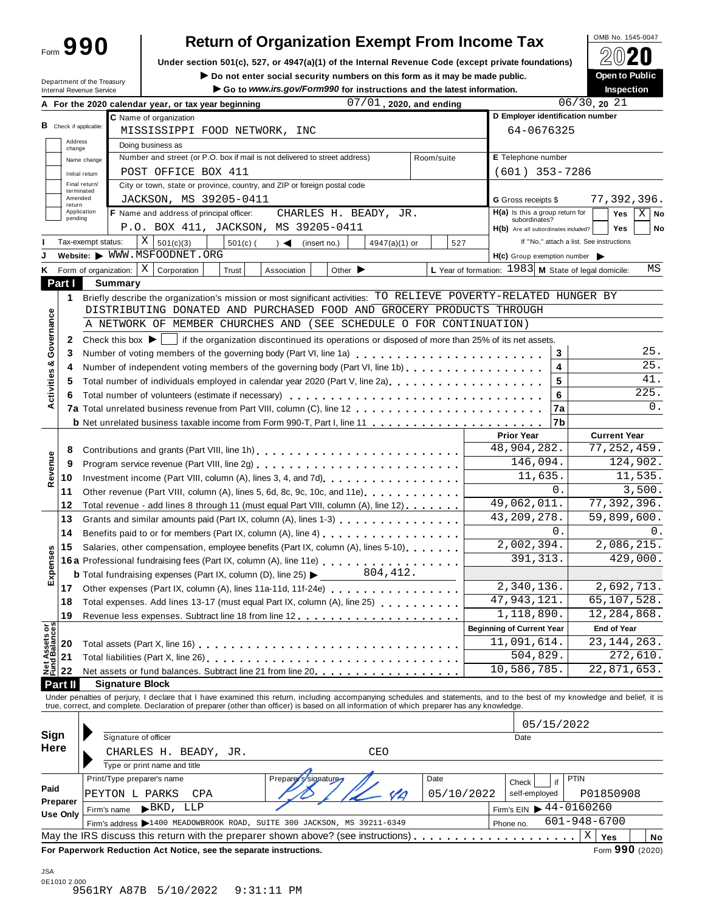Form **990**

# Return of Organization Exempt From Income Tax

**Under section 501(c), 527, or 4947(a)(1) of the Internal Revenue Code (except private foundations)**

▶ Do not enter social security numbers on this form as it may be made public.

▶ Go to *www.irs.gov/Form990* for instructions and the latest information.

Department of the Treasury
Internal Revenue Service

OMB No. 1545-0047

**2020**

**Open to Public Inspection**

**A** For the 2020 calendar year, or tax year beginning 07/01, 2020, and ending 06/30, 20 21

**B** Check if applicable: Address change; Name change; Initial return; Final return/terminated; Amended return; Application pending

**C** Name of organization: MISSISSIPPI FOOD NETWORK, INC

Doing business as

Number and street (or P.O. box if mail is not delivered to street address): POST OFFICE BOX 411 — Room/suite

City or town, state or province, country, and ZIP or foreign postal code: JACKSON, MS 39205-0411

**D** Employer identification number: 64-0676325

**E** Telephone number: (601) 353-7286

**G** Gross receipts $ 77,392,396.

**F** Name and address of principal officer: CHARLES H. BEADY, JR. P.O. BOX 411, JACKSON, MS 39205-0411

**H(a)** Is this a group return for subordinates? Yes [ ] No [X]

**H(b)** Are all subordinates included? Yes [ ] No [ ] If "No," attach a list. See instructions

**I** Tax-exempt status: [X] 501(c)(3) [ ] 501(c) ( ) ◀ (insert no.) [ ] 4947(a)(1) or [ ] 527

**J** Website: ▶ WWW.MSFOODNET.ORG

**H(c)** Group exemption number ▶

**K** Form of organization: [X] Corporation [ ] Trust [ ] Association [ ] Other ▶

**L** Year of formation: 1983 **M** State of legal domicile: MS

## Part I Summary

### Activities & Governance

1 Briefly describe the organization's mission or most significant activities: TO RELIEVE POVERTY-RELATED HUNGER BY DISTRIBUTING DONATED AND PURCHASED FOOD AND GROCERY PRODUCTS THROUGH A NETWORK OF MEMBER CHURCHES AND (SEE SCHEDULE O FOR CONTINUATION)

2 Check this box ▶ [ ] if the organization discontinued its operations or disposed of more than 25% of its net assets.

| | | | |
|---|---|---|---|
| 3 | Number of voting members of the governing body (Part VI, line 1a) | 3 | 25. |
| 4 | Number of independent voting members of the governing body (Part VI, line 1b) | 4 | 25. |
| 5 | Total number of individuals employed in calendar year 2020 (Part V, line 2a) | 5 | 41. |
| 6 | Total number of volunteers (estimate if necessary) | 6 | 225. |
| 7a | Total unrelated business revenue from Part VIII, column (C), line 12 | 7a | 0. |
| b | Net unrelated business taxable income from Form 990-T, Part I, line 11 | 7b | |

### Revenue / Expenses

| | | Prior Year | Current Year |
|---|---|---|---|
| 8 | Contributions and grants (Part VIII, line 1h) | 48,904,282. | 77,252,459. |
| 9 | Program service revenue (Part VIII, line 2g) | 146,094. | 124,902. |
| 10 | Investment income (Part VIII, column (A), lines 3, 4, and 7d) | 11,635. | 11,535. |
| 11 | Other revenue (Part VIII, column (A), lines 5, 6d, 8c, 9c, 10c, and 11e) | 0. | 3,500. |
| 12 | Total revenue - add lines 8 through 11 (must equal Part VIII, column (A), line 12) | 49,062,011. | 77,392,396. |
| 13 | Grants and similar amounts paid (Part IX, column (A), lines 1-3) | 43,209,278. | 59,899,600. |
| 14 | Benefits paid to or for members (Part IX, column (A), line 4) | 0. | 0. |
| 15 | Salaries, other compensation, employee benefits (Part IX, column (A), lines 5-10) | 2,002,394. | 2,086,215. |
| 16a | Professional fundraising fees (Part IX, column (A), line 11e) | 391,313. | 429,000. |
| b | Total fundraising expenses (Part IX, column (D), line 25) ▶ 804,412. | | |
| 17 | Other expenses (Part IX, column (A), lines 11a-11d, 11f-24e) | 2,340,136. | 2,692,713. |
| 18 | Total expenses. Add lines 13-17 (must equal Part IX, column (A), line 25) | 47,943,121. | 65,107,528. |
| 19 | Revenue less expenses. Subtract line 18 from line 12 | 1,118,890. | 12,284,868. |

### Net Assets or Fund Balances

| | | Beginning of Current Year | End of Year |
|---|---|---|---|
| 20 | Total assets (Part X, line 16) | 11,091,614. | 23,144,263. |
| 21 | Total liabilities (Part X, line 26) | 504,829. | 272,610. |
| 22 | Net assets or fund balances. Subtract line 21 from line 20 | 10,586,785. | 22,871,653. |

## Part II Signature Block

Under penalties of perjury, I declare that I have examined this return, including accompanying schedules and statements, and to the best of my knowledge and belief, it is true, correct, and complete. Declaration of preparer (other than officer) is based on all information of which preparer has any knowledge.

**Sign Here**

Signature of officer — Date: 05/15/2022

CHARLES H. BEADY, JR. CEO
Type or print name and title

**Paid Preparer Use Only**

| Print/Type preparer's name | Preparer's signature | Date | Check [ ] if self-employed | PTIN |
|---|---|---|---|---|
| PEYTON L PARKS CPA | | 05/10/2022 | | P01850908 |

Firm's name ▶ BKD, LLP — Firm's EIN ▶ 44-0160260

Firm's address ▶ 1400 MEADOWBROOK ROAD, SUITE 300 JACKSON, MS 39211-6349 — Phone no. 601-948-6700

May the IRS discuss this return with the preparer shown above? (see instructions) [X] Yes [ ] No

**For Paperwork Reduction Act Notice, see the separate instructions.** Form **990** (2020)

JSA
0E1010 2.000
9561RY A87B 5/10/2022 9:31:11 PM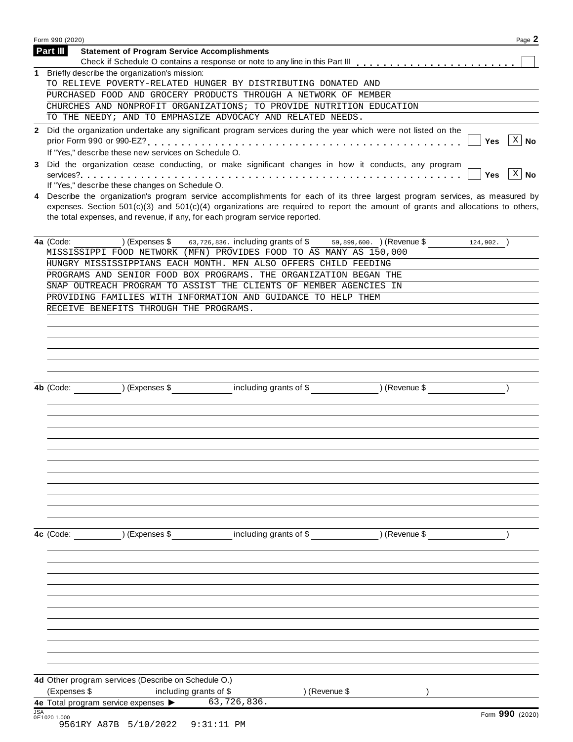Form 990 (2020) Page **2**

## Part III Statement of Program Service Accomplishments

Check if Schedule O contains a response or note to any line in this Part III . . . . . . . . . . . . . . . . . . . . . . . . ☐

**1** Briefly describe the organization's mission:

TO RELIEVE POVERTY-RELATED HUNGER BY DISTRIBUTING DONATED AND PURCHASED FOOD AND GROCERY PRODUCTS THROUGH A NETWORK OF MEMBER CHURCHES AND NONPROFIT ORGANIZATIONS; TO PROVIDE NUTRITION EDUCATION TO THE NEEDY; AND TO EMPHASIZE ADVOCACY AND RELATED NEEDS.

**2** Did the organization undertake any significant program services during the year which were not listed on the prior Form 990 or 990-EZ? . . . . . . . . . . . . . . . . . . . . . . . . ☐ **Yes** ☒ **No**

If "Yes," describe these new services on Schedule O.

**3** Did the organization cease conducting, or make significant changes in how it conducts, any program services? . . . . . . . . . . . . . . . . . . . . . . . . ☐ **Yes** ☒ **No**

If "Yes," describe these changes on Schedule O.

**4** Describe the organization's program service accomplishments for each of its three largest program services, as measured by expenses. Section 501(c)(3) and 501(c)(4) organizations are required to report the amount of grants and allocations to others, the total expenses, and revenue, if any, for each program service reported.

**4a** (Code: ) (Expenses $ 63,726,836. including grants of $ 59,899,600. ) (Revenue $ 124,902. )

MISSISSIPPI FOOD NETWORK (MFN) PROVIDES FOOD TO AS MANY AS 150,000 HUNGRY MISSISSIPPIANS EACH MONTH. MFN ALSO OFFERS CHILD FEEDING PROGRAMS AND SENIOR FOOD BOX PROGRAMS. THE ORGANIZATION BEGAN THE SNAP OUTREACH PROGRAM TO ASSIST THE CLIENTS OF MEMBER AGENCIES IN PROVIDING FAMILIES WITH INFORMATION AND GUIDANCE TO HELP THEM RECEIVE BENEFITS THROUGH THE PROGRAMS.

**4b** (Code: ) (Expenses $ including grants of $ ) (Revenue $ )

**4c** (Code: ) (Expenses $ including grants of $ ) (Revenue $ )

**4d** Other program services (Describe on Schedule O.)

(Expenses $ including grants of $ ) (Revenue $ )

**4e** Total program service expenses ▶ 63,726,836.

Form **990** (2020)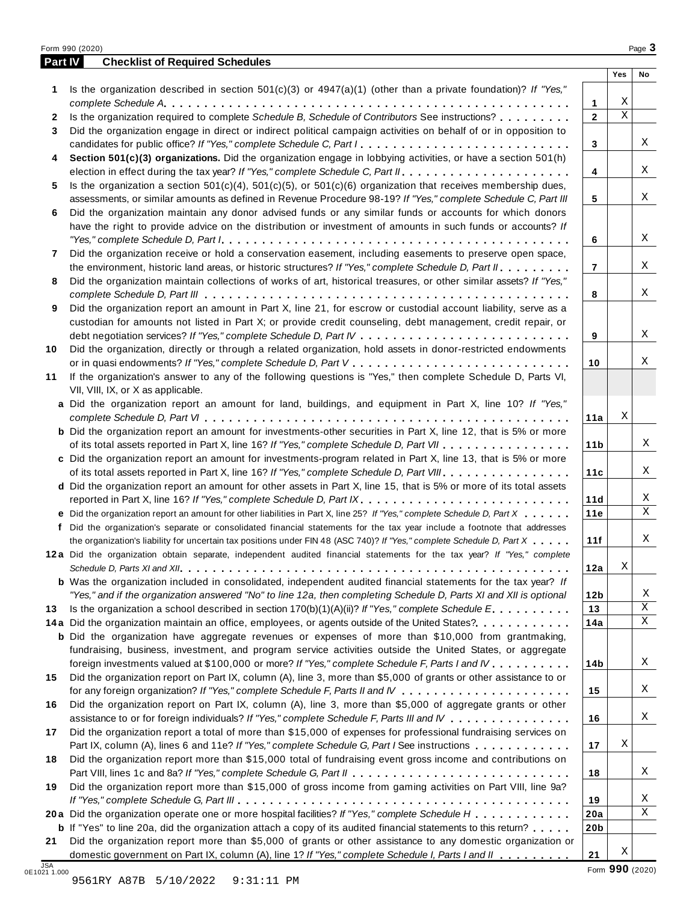## Part IV Checklist of Required Schedules

| | | | Yes | No |
|---|---|---|---|---|
| **1** | Is the organization described in section 501(c)(3) or 4947(a)(1) (other than a private foundation)? *If "Yes," complete Schedule A* | 1 | X | |
| **2** | Is the organization required to complete *Schedule B, Schedule of Contributors* See instructions? | 2 | X | |
| **3** | Did the organization engage in direct or indirect political campaign activities on behalf of or in opposition to candidates for public office? *If "Yes," complete Schedule C, Part I* | 3 | | X |
| **4** | **Section 501(c)(3) organizations.** Did the organization engage in lobbying activities, or have a section 501(h) election in effect during the tax year? *If "Yes," complete Schedule C, Part II* | 4 | | X |
| **5** | Is the organization a section 501(c)(4), 501(c)(5), or 501(c)(6) organization that receives membership dues, assessments, or similar amounts as defined in Revenue Procedure 98-19? *If "Yes," complete Schedule C, Part III* | 5 | | X |
| **6** | Did the organization maintain any donor advised funds or any similar funds or accounts for which donors have the right to provide advice on the distribution or investment of amounts in such funds or accounts? *If "Yes," complete Schedule D, Part I* | 6 | | X |
| **7** | Did the organization receive or hold a conservation easement, including easements to preserve open space, the environment, historic land areas, or historic structures? *If "Yes," complete Schedule D, Part II* | 7 | | X |
| **8** | Did the organization maintain collections of works of art, historical treasures, or other similar assets? *If "Yes," complete Schedule D, Part III* | 8 | | X |
| **9** | Did the organization report an amount in Part X, line 21, for escrow or custodial account liability, serve as a custodian for amounts not listed in Part X; or provide credit counseling, debt management, credit repair, or debt negotiation services? *If "Yes," complete Schedule D, Part IV* | 9 | | X |
| **10** | Did the organization, directly or through a related organization, hold assets in donor-restricted endowments or in quasi endowments? *If "Yes," complete Schedule D, Part V* | 10 | | X |
| **11** | If the organization's answer to any of the following questions is "Yes," then complete Schedule D, Parts VI, VII, VIII, IX, or X as applicable. | | | |
| **a** | Did the organization report an amount for land, buildings, and equipment in Part X, line 10? *If "Yes," complete Schedule D, Part VI* | 11a | X | |
| **b** | Did the organization report an amount for investments-other securities in Part X, line 12, that is 5% or more of its total assets reported in Part X, line 16? *If "Yes," complete Schedule D, Part VII* | 11b | | X |
| **c** | Did the organization report an amount for investments-program related in Part X, line 13, that is 5% or more of its total assets reported in Part X, line 16? *If "Yes," complete Schedule D, Part VIII* | 11c | | X |
| **d** | Did the organization report an amount for other assets in Part X, line 15, that is 5% or more of its total assets reported in Part X, line 16? *If "Yes," complete Schedule D, Part IX* | 11d | | X |
| **e** | Did the organization report an amount for other liabilities in Part X, line 25? *If "Yes," complete Schedule D, Part X* | 11e | | X |
| **f** | Did the organization's separate or consolidated financial statements for the tax year include a footnote that addresses the organization's liability for uncertain tax positions under FIN 48 (ASC 740)? *If "Yes," complete Schedule D, Part X* | 11f | | X |
| **12a** | Did the organization obtain separate, independent audited financial statements for the tax year? *If "Yes," complete Schedule D, Parts XI and XII* | 12a | X | |
| **b** | Was the organization included in consolidated, independent audited financial statements for the tax year? *If "Yes," and if the organization answered "No" to line 12a, then completing Schedule D, Parts XI and XII is optional* | 12b | | X |
| **13** | Is the organization a school described in section 170(b)(1)(A)(ii)? *If "Yes," complete Schedule E* | 13 | | X |
| **14a** | Did the organization maintain an office, employees, or agents outside of the United States? | 14a | | X |
| **b** | Did the organization have aggregate revenues or expenses of more than $10,000 from grantmaking, fundraising, business, investment, and program service activities outside the United States, or aggregate foreign investments valued at $100,000 or more? *If "Yes," complete Schedule F, Parts I and IV* | 14b | | X |
| **15** | Did the organization report on Part IX, column (A), line 3, more than $5,000 of grants or other assistance to or for any foreign organization? *If "Yes," complete Schedule F, Parts II and IV* | 15 | | X |
| **16** | Did the organization report on Part IX, column (A), line 3, more than $5,000 of aggregate grants or other assistance to or for foreign individuals? *If "Yes," complete Schedule F, Parts III and IV* | 16 | | X |
| **17** | Did the organization report a total of more than $15,000 of expenses for professional fundraising services on Part IX, column (A), lines 6 and 11e? *If "Yes," complete Schedule G, Part I* See instructions | 17 | X | |
| **18** | Did the organization report more than $15,000 total of fundraising event gross income and contributions on Part VIII, lines 1c and 8a? *If "Yes," complete Schedule G, Part II* | 18 | | X |
| **19** | Did the organization report more than $15,000 of gross income from gaming activities on Part VIII, line 9a? *If "Yes," complete Schedule G, Part III* | 19 | | X |
| **20a** | Did the organization operate one or more hospital facilities? *If "Yes," complete Schedule H* | 20a | | X |
| **b** | If "Yes" to line 20a, did the organization attach a copy of its audited financial statements to this return? | 20b | | |
| **21** | Did the organization report more than $5,000 of grants or other assistance to any domestic organization or domestic government on Part IX, column (A), line 1? *If "Yes," complete Schedule I, Parts I and II* | 21 | X | |

9561RY A87B 5/10/2022 9:31:11 PM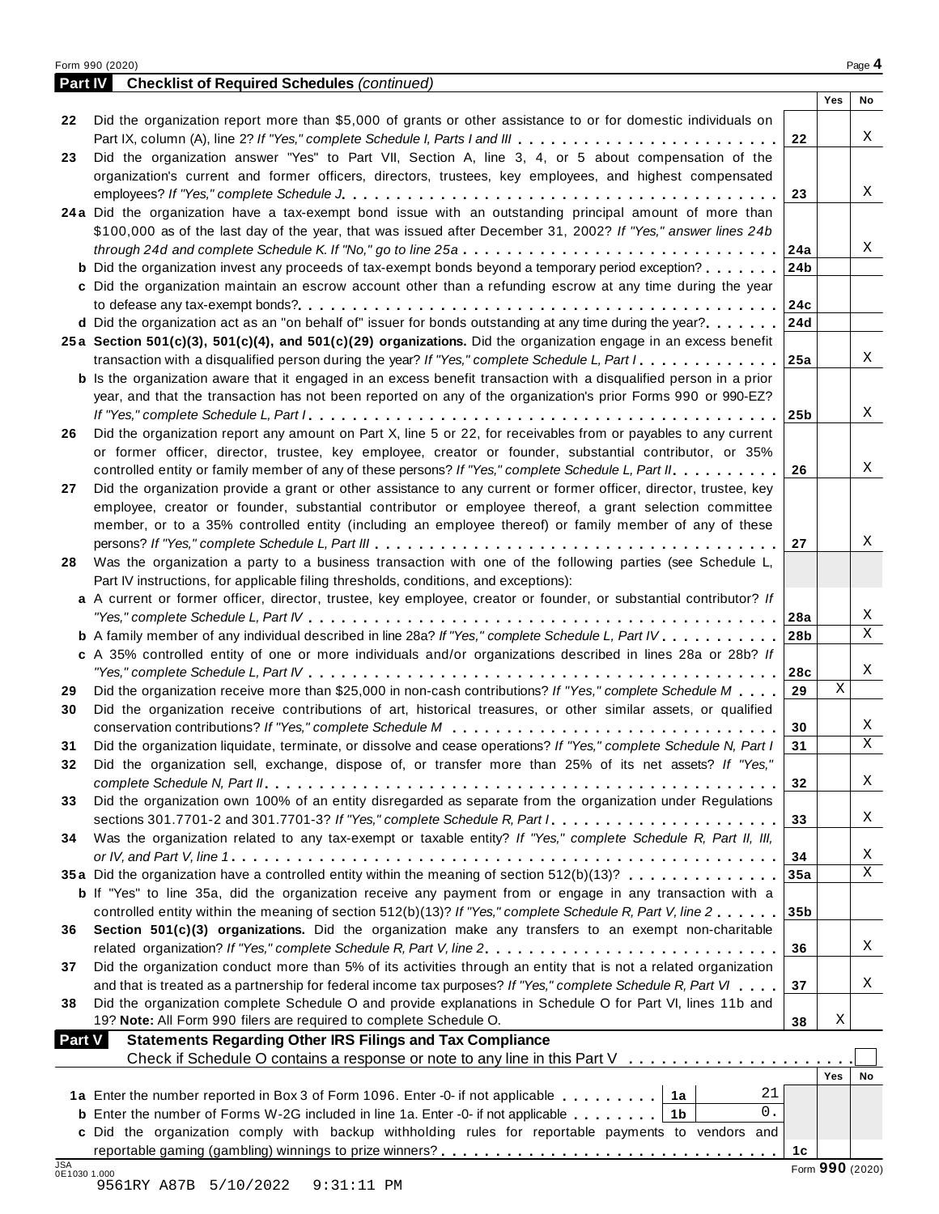Form 990 (2020) Page **4**

**Part IV Checklist of Required Schedules** *(continued)*

| | | | Yes | No |
|---|---|---|---|---|
| 22 | Did the organization report more than $5,000 of grants or other assistance to or for domestic individuals on Part IX, column (A), line 2? *If "Yes," complete Schedule I, Parts I and III* | 22 | | X |
| 23 | Did the organization answer "Yes" to Part VII, Section A, line 3, 4, or 5 about compensation of the organization's current and former officers, directors, trustees, key employees, and highest compensated employees? *If "Yes," complete Schedule J* | 23 | | X |
| 24a | Did the organization have a tax-exempt bond issue with an outstanding principal amount of more than $100,000 as of the last day of the year, that was issued after December 31, 2002? *If "Yes," answer lines 24b through 24d and complete Schedule K. If "No," go to line 25a* | 24a | | X |
| b | Did the organization invest any proceeds of tax-exempt bonds beyond a temporary period exception? | 24b | | |
| c | Did the organization maintain an escrow account other than a refunding escrow at any time during the year to defease any tax-exempt bonds? | 24c | | |
| d | Did the organization act as an "on behalf of" issuer for bonds outstanding at any time during the year? | 24d | | |
| 25a | **Section 501(c)(3), 501(c)(4), and 501(c)(29) organizations.** Did the organization engage in an excess benefit transaction with a disqualified person during the year? *If "Yes," complete Schedule L, Part I* | 25a | | X |
| b | Is the organization aware that it engaged in an excess benefit transaction with a disqualified person in a prior year, and that the transaction has not been reported on any of the organization's prior Forms 990 or 990-EZ? *If "Yes," complete Schedule L, Part I* | 25b | | X |
| 26 | Did the organization report any amount on Part X, line 5 or 22, for receivables from or payables to any current or former officer, director, trustee, key employee, creator or founder, substantial contributor, or 35% controlled entity or family member of any of these persons? *If "Yes," complete Schedule L, Part II* | 26 | | X |
| 27 | Did the organization provide a grant or other assistance to any current or former officer, director, trustee, key employee, creator or founder, substantial contributor or employee thereof, a grant selection committee member, or to a 35% controlled entity (including an employee thereof) or family member of any of these persons? *If "Yes," complete Schedule L, Part III* | 27 | | X |
| 28 | Was the organization a party to a business transaction with one of the following parties (see Schedule L, Part IV instructions, for applicable filing thresholds, conditions, and exceptions): | | | |
| a | A current or former officer, director, trustee, key employee, creator or founder, or substantial contributor? *If "Yes," complete Schedule L, Part IV* | 28a | | X |
| b | A family member of any individual described in line 28a? *If "Yes," complete Schedule L, Part IV* | 28b | | X |
| c | A 35% controlled entity of one or more individuals and/or organizations described in lines 28a or 28b? *If "Yes," complete Schedule L, Part IV* | 28c | | X |
| 29 | Did the organization receive more than $25,000 in non-cash contributions? *If "Yes," complete Schedule M* | 29 | X | |
| 30 | Did the organization receive contributions of art, historical treasures, or other similar assets, or qualified conservation contributions? *If "Yes," complete Schedule M* | 30 | | X |
| 31 | Did the organization liquidate, terminate, or dissolve and cease operations? *If "Yes," complete Schedule N, Part I* | 31 | | X |
| 32 | Did the organization sell, exchange, dispose of, or transfer more than 25% of its net assets? *If "Yes," complete Schedule N, Part II* | 32 | | X |
| 33 | Did the organization own 100% of an entity disregarded as separate from the organization under Regulations sections 301.7701-2 and 301.7701-3? *If "Yes," complete Schedule R, Part I* | 33 | | X |
| 34 | Was the organization related to any tax-exempt or taxable entity? *If "Yes," complete Schedule R, Part II, III, or IV, and Part V, line 1* | 34 | | X |
| 35a | Did the organization have a controlled entity within the meaning of section 512(b)(13)? | 35a | | X |
| b | If "Yes" to line 35a, did the organization receive any payment from or engage in any transaction with a controlled entity within the meaning of section 512(b)(13)? *If "Yes," complete Schedule R, Part V, line 2* | 35b | | |
| 36 | **Section 501(c)(3) organizations.** Did the organization make any transfers to an exempt non-charitable related organization? *If "Yes," complete Schedule R, Part V, line 2* | 36 | | X |
| 37 | Did the organization conduct more than 5% of its activities through an entity that is not a related organization and that is treated as a partnership for federal income tax purposes? *If "Yes," complete Schedule R, Part VI* | 37 | | X |
| 38 | Did the organization complete Schedule O and provide explanations in Schedule O for Part VI, lines 11b and 19? **Note:** All Form 990 filers are required to complete Schedule O. | 38 | X | |

**Part V Statements Regarding Other IRS Filings and Tax Compliance**

Check if Schedule O contains a response or note to any line in this Part V ☐

| | | | | | Yes | No |
|---|---|---|---|---|---|---|
| 1a | Enter the number reported in Box 3 of Form 1096. Enter -0- if not applicable | 1a | 21 | | | |
| b | Enter the number of Forms W-2G included in line 1a. Enter -0- if not applicable | 1b | 0. | | | |
| c | Did the organization comply with backup withholding rules for reportable payments to vendors and reportable gaming (gambling) winnings to prize winners? | | | 1c | | |

JSA 0E1030 1.000

Form **990** (2020)

9561RY A87B 5/10/2022 9:31:11 PM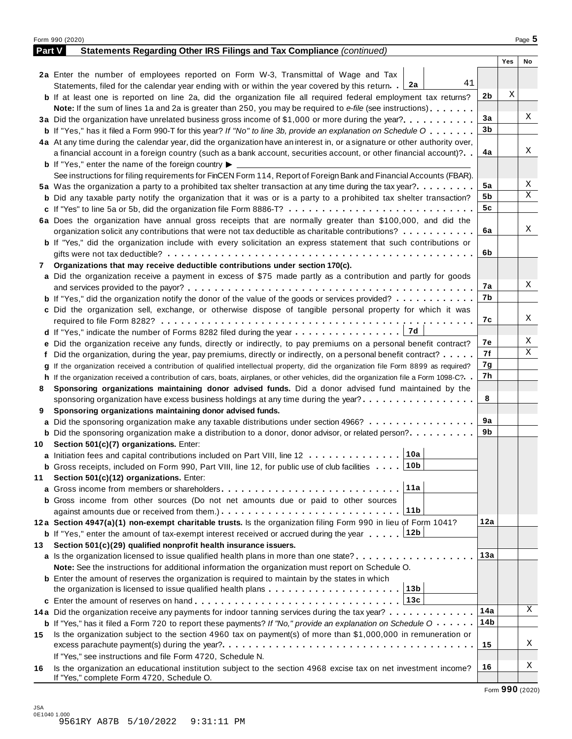Form 990 (2020)

**Part V Statements Regarding Other IRS Filings and Tax Compliance** *(continued)*

| | | | Yes | No |
|---|---|---|---|---|
| **2a** | Enter the number of employees reported on Form W-3, Transmittal of Wage and Tax Statements, filed for the calendar year ending with or within the year covered by this return . . **2a** 41 | | | |
| **b** | If at least one is reported on line 2a, did the organization file all required federal employment tax returns? | **2b** | X | |
| | **Note:** If the sum of lines 1a and 2a is greater than 250, you may be required to *e-file* (see instructions) | | | |
| **3a** | Did the organization have unrelated business gross income of $1,000 or more during the year? | **3a** | | X |
| **b** | If "Yes," has it filed a Form 990-T for this year? *If "No" to line 3b, provide an explanation on Schedule O* | **3b** | | |
| **4a** | At any time during the calendar year, did the organization have an interest in, or a signature or other authority over, a financial account in a foreign country (such as a bank account, securities account, or other financial account)? | **4a** | | X |
| **b** | If "Yes," enter the name of the foreign country ▶ | | | |
| | See instructions for filing requirements for FinCEN Form 114, Report of Foreign Bank and Financial Accounts (FBAR). | | | |
| **5a** | Was the organization a party to a prohibited tax shelter transaction at any time during the tax year? | **5a** | | X |
| **b** | Did any taxable party notify the organization that it was or is a party to a prohibited tax shelter transaction? | **5b** | | X |
| **c** | If "Yes" to line 5a or 5b, did the organization file Form 8886-T? | **5c** | | |
| **6a** | Does the organization have annual gross receipts that are normally greater than $100,000, and did the organization solicit any contributions that were not tax deductible as charitable contributions? | **6a** | | X |
| **b** | If "Yes," did the organization include with every solicitation an express statement that such contributions or gifts were not tax deductible? | **6b** | | |
| **7** | **Organizations that may receive deductible contributions under section 170(c).** | | | |
| **a** | Did the organization receive a payment in excess of $75 made partly as a contribution and partly for goods and services provided to the payor? | **7a** | | X |
| **b** | If "Yes," did the organization notify the donor of the value of the goods or services provided? | **7b** | | |
| **c** | Did the organization sell, exchange, or otherwise dispose of tangible personal property for which it was required to file Form 8282? | **7c** | | X |
| **d** | If "Yes," indicate the number of Forms 8282 filed during the year . . . **7d** | | | |
| **e** | Did the organization receive any funds, directly or indirectly, to pay premiums on a personal benefit contract? | **7e** | | X |
| **f** | Did the organization, during the year, pay premiums, directly or indirectly, on a personal benefit contract? | **7f** | | X |
| **g** | If the organization received a contribution of qualified intellectual property, did the organization file Form 8899 as required? | **7g** | | |
| **h** | If the organization received a contribution of cars, boats, airplanes, or other vehicles, did the organization file a Form 1098-C? | **7h** | | |
| **8** | **Sponsoring organizations maintaining donor advised funds.** Did a donor advised fund maintained by the sponsoring organization have excess business holdings at any time during the year? | **8** | | |
| **9** | **Sponsoring organizations maintaining donor advised funds.** | | | |
| **a** | Did the sponsoring organization make any taxable distributions under section 4966? | **9a** | | |
| **b** | Did the sponsoring organization make a distribution to a donor, donor advisor, or related person? | **9b** | | |
| **10** | **Section 501(c)(7) organizations.** Enter: | | | |
| **a** | Initiation fees and capital contributions included on Part VIII, line 12 . . . **10a** | | | |
| **b** | Gross receipts, included on Form 990, Part VIII, line 12, for public use of club facilities . . . **10b** | | | |
| **11** | **Section 501(c)(12) organizations.** Enter: | | | |
| **a** | Gross income from members or shareholders . . . **11a** | | | |
| **b** | Gross income from other sources (Do not net amounts due or paid to other sources against amounts due or received from them.) . . . **11b** | | | |
| **12a** | **Section 4947(a)(1) non-exempt charitable trusts.** Is the organization filing Form 990 in lieu of Form 1041? | **12a** | | |
| **b** | If "Yes," enter the amount of tax-exempt interest received or accrued during the year . . . **12b** | | | |
| **13** | **Section 501(c)(29) qualified nonprofit health insurance issuers.** | | | |
| **a** | Is the organization licensed to issue qualified health plans in more than one state? | **13a** | | |
| | **Note:** See the instructions for additional information the organization must report on Schedule O. | | | |
| **b** | Enter the amount of reserves the organization is required to maintain by the states in which the organization is licensed to issue qualified health plans . . . **13b** | | | |
| **c** | Enter the amount of reserves on hand . . . **13c** | | | |
| **14a** | Did the organization receive any payments for indoor tanning services during the tax year? | **14a** | | X |
| **b** | If "Yes," has it filed a Form 720 to report these payments? *If "No," provide an explanation on Schedule O* | **14b** | | |
| **15** | Is the organization subject to the section 4960 tax on payment(s) of more than $1,000,000 in remuneration or excess parachute payment(s) during the year? | **15** | | X |
| | If "Yes," see instructions and file Form 4720, Schedule N. | | | |
| **16** | Is the organization an educational institution subject to the section 4968 excise tax on net investment income? If "Yes," complete Form 4720, Schedule O. | **16** | | X |

Form **990** (2020)

JSA
0E1040 1.000
9561RY A87B 5/10/2022 9:31:11 PM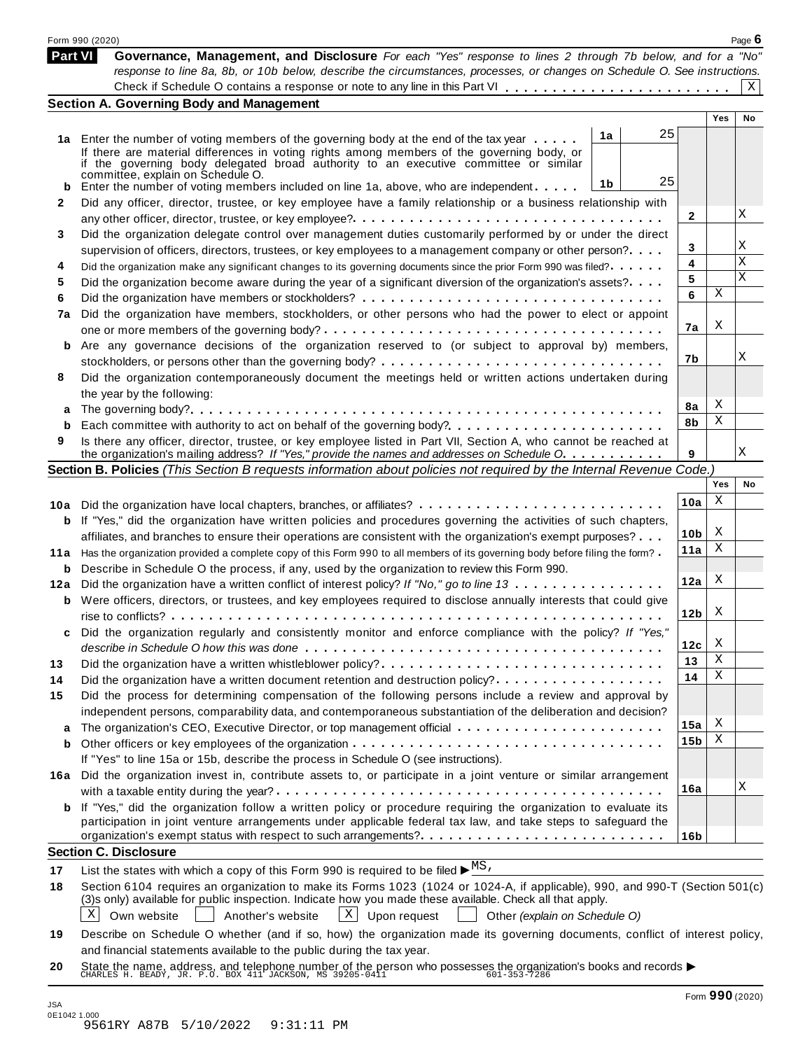## Part VI — Governance, Management, and Disclosure

*For each "Yes" response to lines 2 through 7b below, and for a "No" response to line 8a, 8b, or 10b below, describe the circumstances, processes, or changes on Schedule O. See instructions.*

Check if Schedule O contains a response or note to any line in this Part VI . . . . . . . . . . . . . . . . . . . . . . . . [X]

### Section A. Governing Body and Management

| | | | | Yes | No |
|---|---|---|---|---|---|
| **1a** | Enter the number of voting members of the governing body at the end of the tax year . . . . . | 1a | 25 | | |
| | If there are material differences in voting rights among members of the governing body, or if the governing body delegated broad authority to an executive committee or similar committee, explain on Schedule O. | | | | |
| **b** | Enter the number of voting members included on line 1a, above, who are independent . . . . . | 1b | 25 | | |
| **2** | Did any officer, director, trustee, or key employee have a family relationship or a business relationship with any other officer, director, trustee, or key employee? . . . . . | 2 | | | X |
| **3** | Did the organization delegate control over management duties customarily performed by or under the direct supervision of officers, directors, trustees, or key employees to a management company or other person? . . . . | 3 | | | X |
| **4** | Did the organization make any significant changes to its governing documents since the prior Form 990 was filed? . . . . . | 4 | | | X |
| **5** | Did the organization become aware during the year of a significant diversion of the organization's assets? . . . . | 5 | | | X |
| **6** | Did the organization have members or stockholders? . . . . . | 6 | | X | |
| **7a** | Did the organization have members, stockholders, or other persons who had the power to elect or appoint one or more members of the governing body? . . . . . | 7a | | X | |
| **b** | Are any governance decisions of the organization reserved to (or subject to approval by) members, stockholders, or persons other than the governing body? . . . . . | 7b | | | X |
| **8** | Did the organization contemporaneously document the meetings held or written actions undertaken during the year by the following: | | | | |
| **a** | The governing body? . . . . . | 8a | | X | |
| **b** | Each committee with authority to act on behalf of the governing body? . . . . . | 8b | | X | |
| **9** | Is there any officer, director, trustee, or key employee listed in Part VII, Section A, who cannot be reached at the organization's mailing address? *If "Yes," provide the names and addresses on Schedule O.* . . . . . | 9 | | | X |

### Section B. Policies *(This Section B requests information about policies not required by the Internal Revenue Code.)*

| | | | Yes | No |
|---|---|---|---|---|
| **10a** | Did the organization have local chapters, branches, or affiliates? . . . . . | 10a | X | |
| **b** | If "Yes," did the organization have written policies and procedures governing the activities of such chapters, affiliates, and branches to ensure their operations are consistent with the organization's exempt purposes? . . . | 10b | X | |
| **11a** | Has the organization provided a complete copy of this Form 990 to all members of its governing body before filing the form? . | 11a | X | |
| **b** | Describe in Schedule O the process, if any, used by the organization to review this Form 990. | | | |
| **12a** | Did the organization have a written conflict of interest policy? *If "No," go to line 13* . . . . . | 12a | X | |
| **b** | Were officers, directors, or trustees, and key employees required to disclose annually interests that could give rise to conflicts? . . . . . | 12b | X | |
| **c** | Did the organization regularly and consistently monitor and enforce compliance with the policy? *If "Yes," describe in Schedule O how this was done* . . . . . | 12c | X | |
| **13** | Did the organization have a written whistleblower policy? . . . . . | 13 | X | |
| **14** | Did the organization have a written document retention and destruction policy? . . . . . | 14 | X | |
| **15** | Did the process for determining compensation of the following persons include a review and approval by independent persons, comparability data, and contemporaneous substantiation of the deliberation and decision? | | | |
| **a** | The organization's CEO, Executive Director, or top management official . . . . . | 15a | X | |
| **b** | Other officers or key employees of the organization . . . . . | 15b | X | |
| | If "Yes" to line 15a or 15b, describe the process in Schedule O (see instructions). | | | |
| **16a** | Did the organization invest in, contribute assets to, or participate in a joint venture or similar arrangement with a taxable entity during the year? . . . . . | 16a | | X |
| **b** | If "Yes," did the organization follow a written policy or procedure requiring the organization to evaluate its participation in joint venture arrangements under applicable federal tax law, and take steps to safeguard the organization's exempt status with respect to such arrangements? . . . . . | 16b | | |

### Section C. Disclosure

**17** List the states with which a copy of this Form 990 is required to be filed ▶ MS,

**18** Section 6104 requires an organization to make its Forms 1023 (1024 or 1024-A, if applicable), 990, and 990-T (Section 501(c)(3)s only) available for public inspection. Indicate how you made these available. Check all that apply.

[X] Own website  [ ] Another's website  [X] Upon request  [ ] Other *(explain on Schedule O)*

**19** Describe on Schedule O whether (and if so, how) the organization made its governing documents, conflict of interest policy, and financial statements available to the public during the tax year.

**20** State the name, address, and telephone number of the person who possesses the organization's books and records ▶
CHARLES H. BEADY, JR. P.O. BOX 411 JACKSON, MS 39205-0411    601-353-7286

Form **990** (2020)

JSA
0E1042 1.000
9561RY A87B 5/10/2022 9:31:11 PM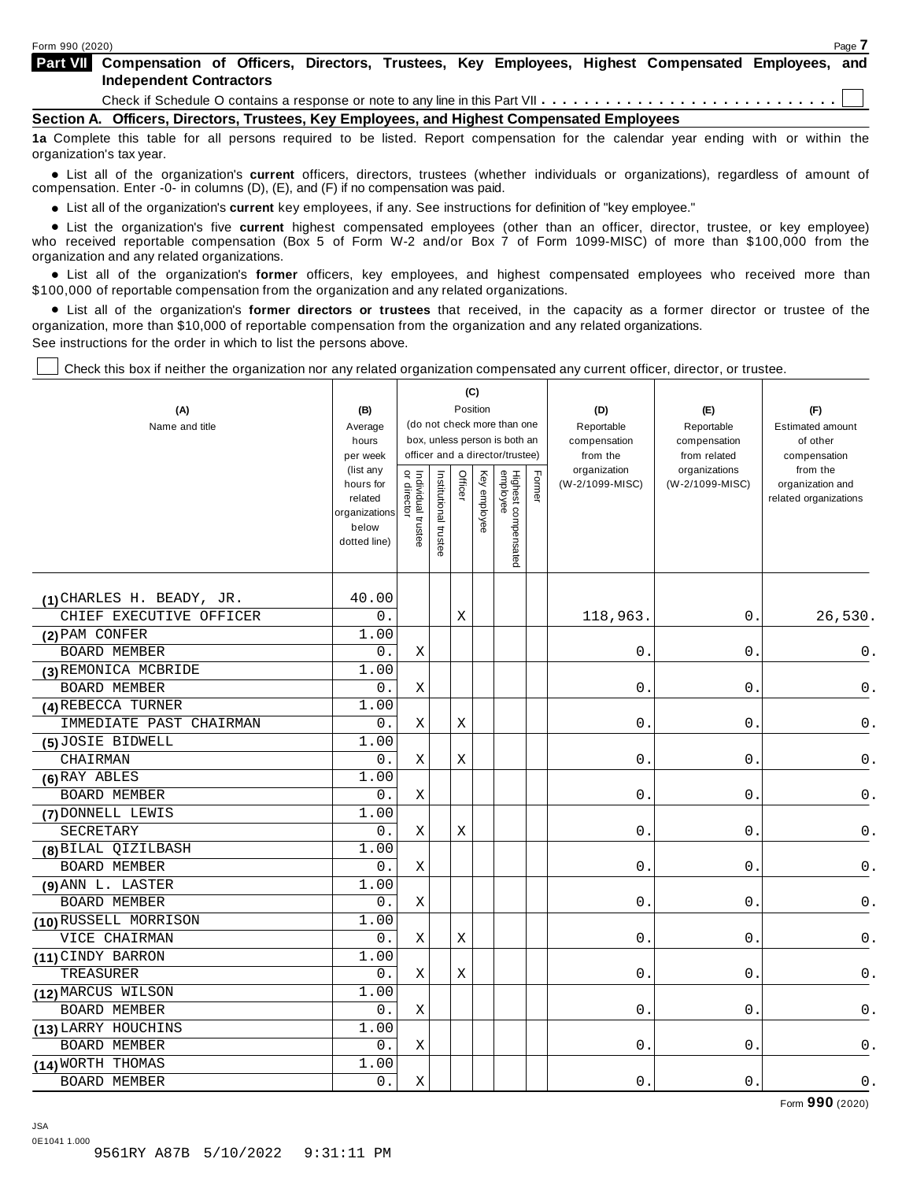Form 990 (2020)

**Part VII Compensation of Officers, Directors, Trustees, Key Employees, Highest Compensated Employees, and Independent Contractors**

Check if Schedule O contains a response or note to any line in this Part VII . . . . . . . . . . . . . . . . . . . . . . . . . . . . ☐

## Section A. Officers, Directors, Trustees, Key Employees, and Highest Compensated Employees

**1a** Complete this table for all persons required to be listed. Report compensation for the calendar year ending with or within the organization's tax year.

- List all of the organization's **current** officers, directors, trustees (whether individuals or organizations), regardless of amount of compensation. Enter -0- in columns (D), (E), and (F) if no compensation was paid.
- List all of the organization's **current** key employees, if any. See instructions for definition of "key employee."
- List the organization's five **current** highest compensated employees (other than an officer, director, trustee, or key employee) who received reportable compensation (Box 5 of Form W-2 and/or Box 7 of Form 1099-MISC) of more than $100,000 from the organization and any related organizations.
- List all of the organization's **former** officers, key employees, and highest compensated employees who received more than $100,000 of reportable compensation from the organization and any related organizations.
- List all of the organization's **former directors or trustees** that received, in the capacity as a former director or trustee of the organization, more than $10,000 of reportable compensation from the organization and any related organizations.

See instructions for the order in which to list the persons above.

☐ Check this box if neither the organization nor any related organization compensated any current officer, director, or trustee.

| (A) Name and title | (B) Average hours per week (list any hours for related organizations below dotted line) | (C) Position: Individual trustee or director | Institutional trustee | Officer | Key employee | Highest compensated employee | Former | (D) Reportable compensation from the organization (W-2/1099-MISC) | (E) Reportable compensation from related organizations (W-2/1099-MISC) | (F) Estimated amount of other compensation from the organization and related organizations |
|---|---|---|---|---|---|---|---|---|---|---|
| (1) CHARLES H. BEADY, JR.<br>CHIEF EXECUTIVE OFFICER | 40.00<br>0. | | | X | | | | 118,963. | 0. | 26,530. |
| (2) PAM CONFER<br>BOARD MEMBER | 1.00<br>0. | X | | | | | | 0. | 0. | 0. |
| (3) REMONICA MCBRIDE<br>BOARD MEMBER | 1.00<br>0. | X | | | | | | 0. | 0. | 0. |
| (4) REBECCA TURNER<br>IMMEDIATE PAST CHAIRMAN | 1.00<br>0. | X | | X | | | | 0. | 0. | 0. |
| (5) JOSIE BIDWELL<br>CHAIRMAN | 1.00<br>0. | X | | X | | | | 0. | 0. | 0. |
| (6) RAY ABLES<br>BOARD MEMBER | 1.00<br>0. | X | | | | | | 0. | 0. | 0. |
| (7) DONNELL LEWIS<br>SECRETARY | 1.00<br>0. | X | | X | | | | 0. | 0. | 0. |
| (8) BILAL QIZILBASH<br>BOARD MEMBER | 1.00<br>0. | X | | | | | | 0. | 0. | 0. |
| (9) ANN L. LASTER<br>BOARD MEMBER | 1.00<br>0. | X | | | | | | 0. | 0. | 0. |
| (10) RUSSELL MORRISON<br>VICE CHAIRMAN | 1.00<br>0. | X | | X | | | | 0. | 0. | 0. |
| (11) CINDY BARRON<br>TREASURER | 1.00<br>0. | X | | X | | | | 0. | 0. | 0. |
| (12) MARCUS WILSON<br>BOARD MEMBER | 1.00<br>0. | X | | | | | | 0. | 0. | 0. |
| (13) LARRY HOUCHINS<br>BOARD MEMBER | 1.00<br>0. | X | | | | | | 0. | 0. | 0. |
| (14) WORTH THOMAS<br>BOARD MEMBER | 1.00<br>0. | X | | | | | | 0. | 0. | 0. |

Form **990** (2020)

JSA
0E1041 1.000
9561RY A87B 5/10/2022 9:31:11 PM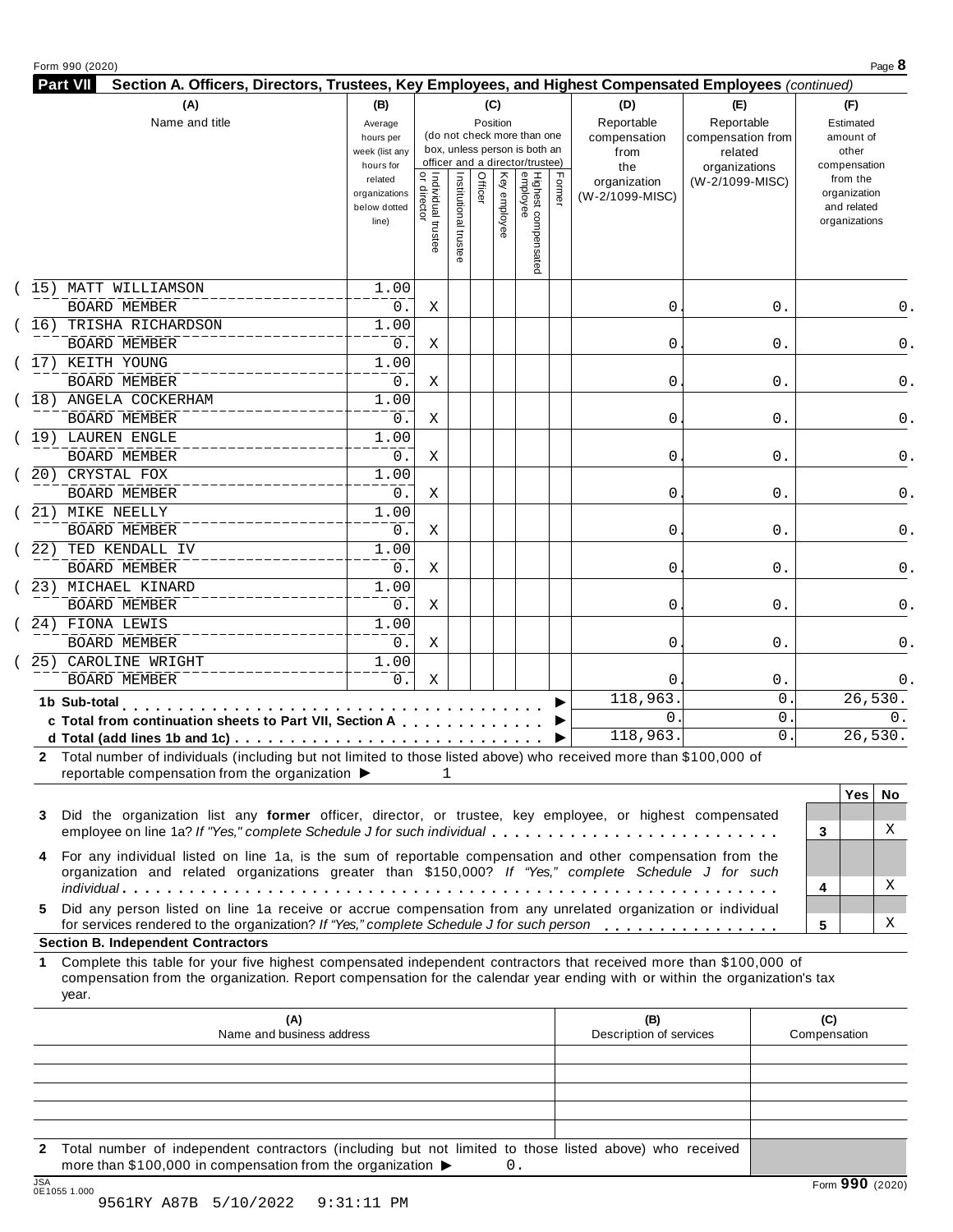Form 990 (2020)

## Part VII Section A. Officers, Directors, Trustees, Key Employees, and Highest Compensated Employees *(continued)*

| (A) Name and title | (B) Average hours per week (list any hours for related organizations below dotted line) | (C) Position: Individual trustee or director | Institutional trustee | Officer | Key employee | Highest compensated employee | Former | (D) Reportable compensation from the organization (W-2/1099-MISC) | (E) Reportable compensation from related organizations (W-2/1099-MISC) | (F) Estimated amount of other compensation from the organization and related organizations |
|---|---|---|---|---|---|---|---|---|---|---|
| (15) MATT WILLIAMSON<br>BOARD MEMBER | 1.00<br>0. | X | | | | | | 0. | 0. | 0. |
| (16) TRISHA RICHARDSON<br>BOARD MEMBER | 1.00<br>0. | X | | | | | | 0. | 0. | 0. |
| (17) KEITH YOUNG<br>BOARD MEMBER | 1.00<br>0. | X | | | | | | 0. | 0. | 0. |
| (18) ANGELA COCKERHAM<br>BOARD MEMBER | 1.00<br>0. | X | | | | | | 0. | 0. | 0. |
| (19) LAUREN ENGLE<br>BOARD MEMBER | 1.00<br>0. | X | | | | | | 0. | 0. | 0. |
| (20) CRYSTAL FOX<br>BOARD MEMBER | 1.00<br>0. | X | | | | | | 0. | 0. | 0. |
| (21) MIKE NEELLY<br>BOARD MEMBER | 1.00<br>0. | X | | | | | | 0. | 0. | 0. |
| (22) TED KENDALL IV<br>BOARD MEMBER | 1.00<br>0. | X | | | | | | 0. | 0. | 0. |
| (23) MICHAEL KINARD<br>BOARD MEMBER | 1.00<br>0. | X | | | | | | 0. | 0. | 0. |
| (24) FIONA LEWIS<br>BOARD MEMBER | 1.00<br>0. | X | | | | | | 0. | 0. | 0. |
| (25) CAROLINE WRIGHT<br>BOARD MEMBER | 1.00<br>0. | X | | | | | | 0. | 0. | 0. |
| **1b Sub-total** | | | | | | | | 118,963. | 0. | 26,530. |
| **c Total from continuation sheets to Part VII, Section A** | | | | | | | | 0. | 0. | 0. |
| **d Total (add lines 1b and 1c)** | | | | | | | | 118,963. | 0. | 26,530. |

**2** Total number of individuals (including but not limited to those listed above) who received more than $100,000 of reportable compensation from the organization ▶ 1

| | | Yes | No |
|---|---|---|---|
| **3** Did the organization list any **former** officer, director, or trustee, key employee, or highest compensated employee on line 1a? *If "Yes," complete Schedule J for such individual* | 3 | | X |
| **4** For any individual listed on line 1a, is the sum of reportable compensation and other compensation from the organization and related organizations greater than $150,000? *If "Yes," complete Schedule J for such individual* | 4 | | X |
| **5** Did any person listed on line 1a receive or accrue compensation from any unrelated organization or individual for services rendered to the organization? *If "Yes," complete Schedule J for such person* | 5 | | X |

### Section B. Independent Contractors

**1** Complete this table for your five highest compensated independent contractors that received more than $100,000 of compensation from the organization. Report compensation for the calendar year ending with or within the organization's tax year.

| (A) Name and business address | (B) Description of services | (C) Compensation |
|---|---|---|
| | | |
| | | |
| | | |
| | | |
| | | |

**2** Total number of independent contractors (including but not limited to those listed above) who received more than $100,000 in compensation from the organization ▶ 0.

JSA 0E1055 1.000

9561RY A87B 5/10/2022 9:31:11 PM

Form **990** (2020)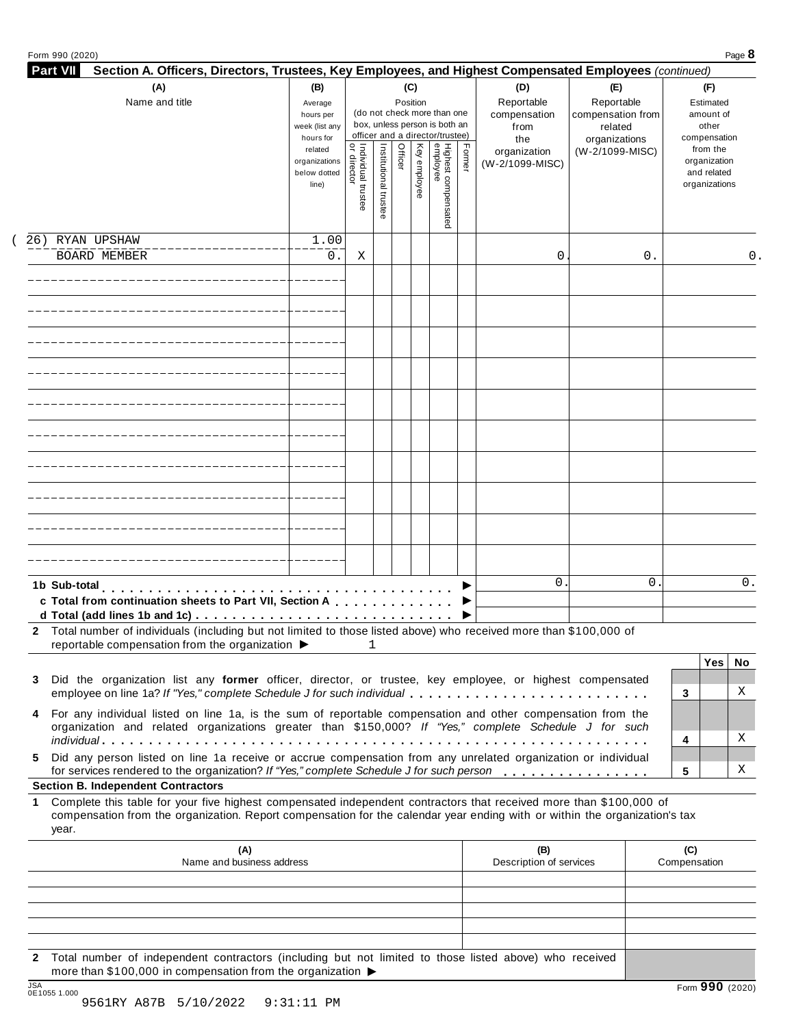Form 990 (2020)

## Part VII Section A. Officers, Directors, Trustees, Key Employees, and Highest Compensated Employees *(continued)*

| (A) Name and title | (B) Average hours per week (list any hours for related organizations below dotted line) | (C) Position: Individual trustee or director | Institutional trustee | Officer | Key employee | Highest compensated employee | Former | (D) Reportable compensation from the organization (W-2/1099-MISC) | (E) Reportable compensation from related organizations (W-2/1099-MISC) | (F) Estimated amount of other compensation from the organization and related organizations |
|---|---|---|---|---|---|---|---|---|---|---|
| (26) RYAN UPSHAW<br>BOARD MEMBER | 1.00<br>0. | X | | | | | | 0. | 0. | 0. |
| | | | | | | | | | | |
| | | | | | | | | | | |
| | | | | | | | | | | |
| | | | | | | | | | | |
| | | | | | | | | | | |
| | | | | | | | | | | |
| | | | | | | | | | | |
| | | | | | | | | | | |
| | | | | | | | | | | |
| | | | | | | | | | | |
| **1b Sub-total** | | | | | | | | 0. | 0. | 0. |
| **c Total from continuation sheets to Part VII, Section A** | | | | | | | | | | |
| **d Total (add lines 1b and 1c)** | | | | | | | | | | |

**2** Total number of individuals (including but not limited to those listed above) who received more than $100,000 of reportable compensation from the organization ▶ 1

| | | Yes | No |
|---|---|---|---|
| **3** Did the organization list any **former** officer, director, or trustee, key employee, or highest compensated employee on line 1a? *If "Yes," complete Schedule J for such individual* | 3 | | X |
| **4** For any individual listed on line 1a, is the sum of reportable compensation and other compensation from the organization and related organizations greater than $150,000? *If "Yes," complete Schedule J for such individual* | 4 | | X |
| **5** Did any person listed on line 1a receive or accrue compensation from any unrelated organization or individual for services rendered to the organization? *If "Yes," complete Schedule J for such person* | 5 | | X |

### Section B. Independent Contractors

**1** Complete this table for your five highest compensated independent contractors that received more than $100,000 of compensation from the organization. Report compensation for the calendar year ending with or within the organization's tax year.

| (A) Name and business address | (B) Description of services | (C) Compensation |
|---|---|---|
| | | |
| | | |
| | | |
| | | |
| | | |

**2** Total number of independent contractors (including but not limited to those listed above) who received more than $100,000 in compensation from the organization ▶

JSA 0E1055 1.000

9561RY A87B 5/10/2022 9:31:11 PM

Form **990** (2020)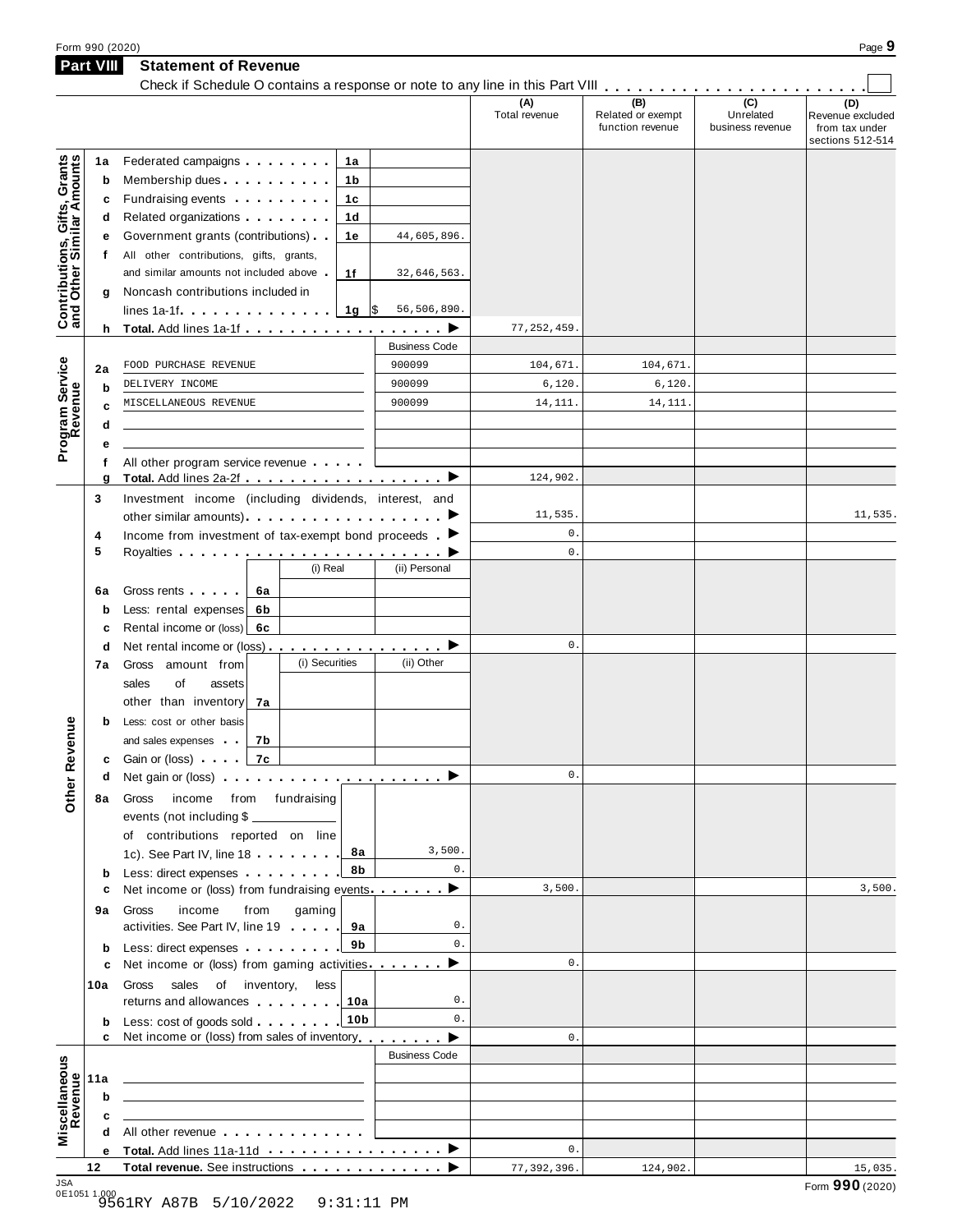Form 990 (2020)

## Part VIII — Statement of Revenue

Check if Schedule O contains a response or note to any line in this Part VIII . . . . . . . . . . . . . . . . . . . . . . . ☐

| Section | Line | Description | Sub-line | Sub-amount | (A) Total revenue | (B) Related or exempt function revenue | (C) Unrelated business revenue | (D) Revenue excluded from tax under sections 512-514 |
|---|---|---|---|---|---|---|---|---|
| Contributions, Gifts, Grants and Other Similar Amounts | 1a | Federated campaigns | 1a | | | | | |
| | b | Membership dues | 1b | | | | | |
| | c | Fundraising events | 1c | | | | | |
| | d | Related organizations | 1d | | | | | |
| | e | Government grants (contributions) | 1e | 44,605,896. | | | | |
| | f | All other contributions, gifts, grants, and similar amounts not included above | 1f | 32,646,563. | | | | |
| | g | Noncash contributions included in lines 1a-1f | 1g | $ 56,506,890. | | | | |
| | h | **Total.** Add lines 1a-1f ▶ | | | 77,252,459. | | | |
| Program Service Revenue | | | | Business Code | | | | |
| | 2a | FOOD PURCHASE REVENUE | | 900099 | 104,671. | 104,671. | | |
| | b | DELIVERY INCOME | | 900099 | 6,120. | 6,120. | | |
| | c | MISCELLANEOUS REVENUE | | 900099 | 14,111. | 14,111. | | |
| | d | | | | | | | |
| | e | | | | | | | |
| | f | All other program service revenue | | | | | | |
| | g | **Total.** Add lines 2a-2f ▶ | | | 124,902. | | | |
| Other Revenue | 3 | Investment income (including dividends, interest, and other similar amounts) ▶ | | | 11,535. | | | 11,535. |
| | 4 | Income from investment of tax-exempt bond proceeds ▶ | | | 0. | | | |
| | 5 | Royalties ▶ | | | 0. | | | |
| | | | (i) Real | (ii) Personal | | | | |
| | 6a | Gross rents | 6a | | | | | |
| | b | Less: rental expenses | 6b | | | | | |
| | c | Rental income or (loss) | 6c | | | | | |
| | d | Net rental income or (loss) ▶ | | | 0. | | | |
| | | | (i) Securities | (ii) Other | | | | |
| | 7a | Gross amount from sales of assets other than inventory | 7a | | | | | |
| | b | Less: cost or other basis and sales expenses | 7b | | | | | |
| | c | Gain or (loss) | 7c | | | | | |
| | d | Net gain or (loss) ▶ | | | 0. | | | |
| | 8a | Gross income from fundraising events (not including $ ______ of contributions reported on line 1c). See Part IV, line 18 | 8a | 3,500. | | | | |
| | b | Less: direct expenses | 8b | 0. | | | | |
| | c | Net income or (loss) from fundraising events ▶ | | | 3,500. | | | 3,500. |
| | 9a | Gross income from gaming activities. See Part IV, line 19 | 9a | 0. | | | | |
| | b | Less: direct expenses | 9b | 0. | | | | |
| | c | Net income or (loss) from gaming activities ▶ | | | 0. | | | |
| | 10a | Gross sales of inventory, less returns and allowances | 10a | 0. | | | | |
| | b | Less: cost of goods sold | 10b | 0. | | | | |
| | c | Net income or (loss) from sales of inventory ▶ | | | 0. | | | |
| Miscellaneous Revenue | | | | Business Code | | | | |
| | 11a | | | | | | | |
| | b | | | | | | | |
| | c | | | | | | | |
| | d | All other revenue | | | | | | |
| | e | **Total.** Add lines 11a-11d ▶ | | | 0. | | | |
| | 12 | **Total revenue.** See instructions ▶ | | | 77,392,396. | 124,902. | | 15,035. |

JSA 0E1051 1.000

9561RY A87B 5/10/2022 9:31:11 PM

Form **990** (2020)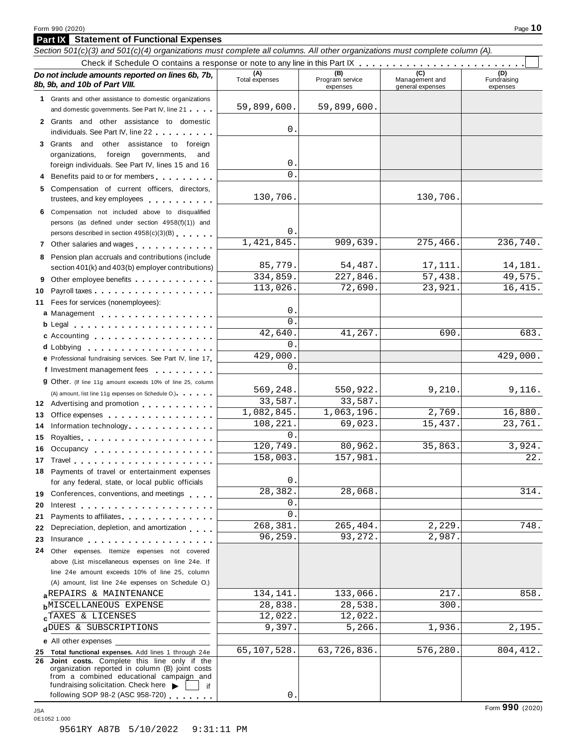Form 990 (2020)

## Part IX Statement of Functional Expenses

*Section 501(c)(3) and 501(c)(4) organizations must complete all columns. All other organizations must complete column (A).*

Check if Schedule O contains a response or note to any line in this Part IX . . . . . . . . . . . . . . . . . . . . . . . . ☐

| *Do not include amounts reported on lines 6b, 7b, 8b, 9b, and 10b of Part VIII.* | (A) Total expenses | (B) Program service expenses | (C) Management and general expenses | (D) Fundraising expenses |
|---|---|---|---|---|
| **1** Grants and other assistance to domestic organizations and domestic governments. See Part IV, line 21 | 59,899,600. | 59,899,600. | | |
| **2** Grants and other assistance to domestic individuals. See Part IV, line 22 | 0. | | | |
| **3** Grants and other assistance to foreign organizations, foreign governments, and foreign individuals. See Part IV, lines 15 and 16 | 0. | | | |
| **4** Benefits paid to or for members | 0. | | | |
| **5** Compensation of current officers, directors, trustees, and key employees | 130,706. | | 130,706. | |
| **6** Compensation not included above to disqualified persons (as defined under section 4958(f)(1)) and persons described in section 4958(c)(3)(B) | 0. | | | |
| **7** Other salaries and wages | 1,421,845. | 909,639. | 275,466. | 236,740. |
| **8** Pension plan accruals and contributions (include section 401(k) and 403(b) employer contributions) | 85,779. | 54,487. | 17,111. | 14,181. |
| **9** Other employee benefits | 334,859. | 227,846. | 57,438. | 49,575. |
| **10** Payroll taxes | 113,026. | 72,690. | 23,921. | 16,415. |
| **11** Fees for services (nonemployees): | | | | |
| **a** Management | 0. | | | |
| **b** Legal | 0. | | | |
| **c** Accounting | 42,640. | 41,267. | 690. | 683. |
| **d** Lobbying | 0. | | | |
| **e** Professional fundraising services. See Part IV, line 17 | 429,000. | | | 429,000. |
| **f** Investment management fees | 0. | | | |
| **g** Other. (If line 11g amount exceeds 10% of line 25, column (A) amount, list line 11g expenses on Schedule O.) | 569,248. | 550,922. | 9,210. | 9,116. |
| **12** Advertising and promotion | 33,587. | 33,587. | | |
| **13** Office expenses | 1,082,845. | 1,063,196. | 2,769. | 16,880. |
| **14** Information technology | 108,221. | 69,023. | 15,437. | 23,761. |
| **15** Royalties | 0. | | | |
| **16** Occupancy | 120,749. | 80,962. | 35,863. | 3,924. |
| **17** Travel | 158,003. | 157,981. | | 22. |
| **18** Payments of travel or entertainment expenses for any federal, state, or local public officials | 0. | | | |
| **19** Conferences, conventions, and meetings | 28,382. | 28,068. | | 314. |
| **20** Interest | 0. | | | |
| **21** Payments to affiliates | 0. | | | |
| **22** Depreciation, depletion, and amortization | 268,381. | 265,404. | 2,229. | 748. |
| **23** Insurance | 96,259. | 93,272. | 2,987. | |
| **24** Other expenses. Itemize expenses not covered above (List miscellaneous expenses on line 24e. If line 24e amount exceeds 10% of line 25, column (A) amount, list line 24e expenses on Schedule O.) | | | | |
| **a** REPAIRS & MAINTENANCE | 134,141. | 133,066. | 217. | 858. |
| **b** MISCELLANEOUS EXPENSE | 28,838. | 28,538. | 300. | |
| **c** TAXES & LICENSES | 12,022. | 12,022. | | |
| **d** DUES & SUBSCRIPTIONS | 9,397. | 5,266. | 1,936. | 2,195. |
| **e** All other expenses | | | | |
| **25 Total functional expenses.** Add lines 1 through 24e | 65,107,528. | 63,726,836. | 576,280. | 804,412. |
| **26 Joint costs.** Complete this line only if the organization reported in column (B) joint costs from a combined educational campaign and fundraising solicitation. Check here ▶ ☐ if following SOP 98-2 (ASC 958-720) | 0. | | | |

JSA
0E1052 1.000

9561RY A87B 5/10/2022 9:31:11 PM

Form **990** (2020)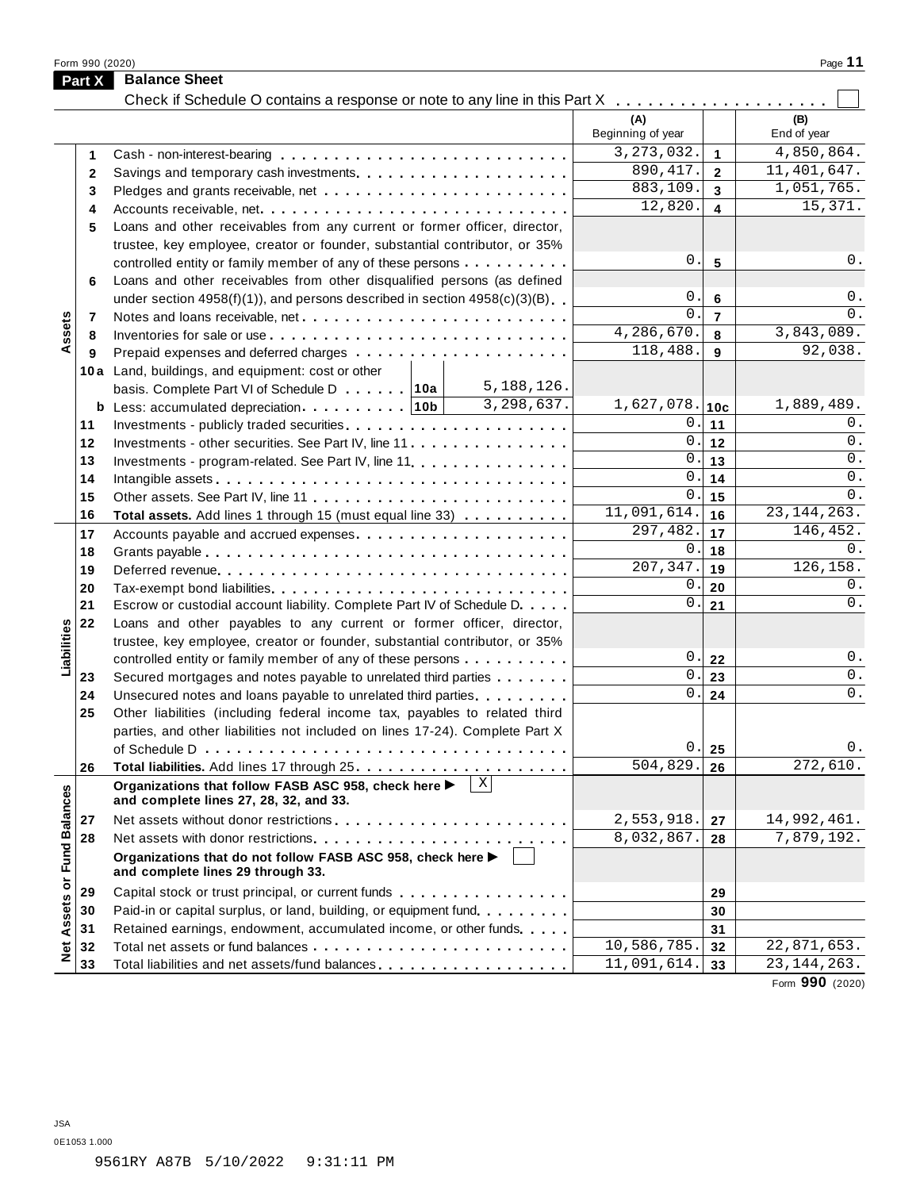## Part X Balance Sheet

Check if Schedule O contains a response or note to any line in this Part X . . . . . . . . . . . . . . . . . . . . ☐

| Section | Line | Description | (A) Beginning of year | Line | (B) End of year |
|---|---|---|---|---|---|
| Assets | 1 | Cash - non-interest-bearing | 3,273,032. | 1 | 4,850,864. |
| | 2 | Savings and temporary cash investments | 890,417. | 2 | 11,401,647. |
| | 3 | Pledges and grants receivable, net | 883,109. | 3 | 1,051,765. |
| | 4 | Accounts receivable, net | 12,820. | 4 | 15,371. |
| | 5 | Loans and other receivables from any current or former officer, director, trustee, key employee, creator or founder, substantial contributor, or 35% controlled entity or family member of any of these persons | 0. | 5 | 0. |
| | 6 | Loans and other receivables from other disqualified persons (as defined under section 4958(f)(1)), and persons described in section 4958(c)(3)(B) | 0. | 6 | 0. |
| | 7 | Notes and loans receivable, net | 0. | 7 | 0. |
| | 8 | Inventories for sale or use | 4,286,670. | 8 | 3,843,089. |
| | 9 | Prepaid expenses and deferred charges | 118,488. | 9 | 92,038. |
| | 10a | Land, buildings, and equipment: cost or other basis. Complete Part VI of Schedule D . . . 10a 5,188,126. | | | |
| | b | Less: accumulated depreciation . . . 10b 3,298,637. | 1,627,078. | 10c | 1,889,489. |
| | 11 | Investments - publicly traded securities | 0. | 11 | 0. |
| | 12 | Investments - other securities. See Part IV, line 11 | 0. | 12 | 0. |
| | 13 | Investments - program-related. See Part IV, line 11 | 0. | 13 | 0. |
| | 14 | Intangible assets | 0. | 14 | 0. |
| | 15 | Other assets. See Part IV, line 11 | 0. | 15 | 0. |
| | 16 | **Total assets.** Add lines 1 through 15 (must equal line 33) | 11,091,614. | 16 | 23,144,263. |
| Liabilities | 17 | Accounts payable and accrued expenses | 297,482. | 17 | 146,452. |
| | 18 | Grants payable | 0. | 18 | 0. |
| | 19 | Deferred revenue | 207,347. | 19 | 126,158. |
| | 20 | Tax-exempt bond liabilities | 0. | 20 | 0. |
| | 21 | Escrow or custodial account liability. Complete Part IV of Schedule D | 0. | 21 | 0. |
| | 22 | Loans and other payables to any current or former officer, director, trustee, key employee, creator or founder, substantial contributor, or 35% controlled entity or family member of any of these persons | 0. | 22 | 0. |
| | 23 | Secured mortgages and notes payable to unrelated third parties | 0. | 23 | 0. |
| | 24 | Unsecured notes and loans payable to unrelated third parties | 0. | 24 | 0. |
| | 25 | Other liabilities (including federal income tax, payables to related third parties, and other liabilities not included on lines 17-24). Complete Part X of Schedule D | 0. | 25 | 0. |
| | 26 | **Total liabilities.** Add lines 17 through 25 | 504,829. | 26 | 272,610. |
| Net Assets or Fund Balances | | **Organizations that follow FASB ASC 958, check here ▶** [X] **and complete lines 27, 28, 32, and 33.** | | | |
| | 27 | Net assets without donor restrictions | 2,553,918. | 27 | 14,992,461. |
| | 28 | Net assets with donor restrictions | 8,032,867. | 28 | 7,879,192. |
| | | **Organizations that do not follow FASB ASC 958, check here ▶** ☐ **and complete lines 29 through 33.** | | | |
| | 29 | Capital stock or trust principal, or current funds | | 29 | |
| | 30 | Paid-in or capital surplus, or land, building, or equipment fund | | 30 | |
| | 31 | Retained earnings, endowment, accumulated income, or other funds | | 31 | |
| | 32 | Total net assets or fund balances | 10,586,785. | 32 | 22,871,653. |
| | 33 | Total liabilities and net assets/fund balances | 11,091,614. | 33 | 23,144,263. |

Form **990** (2020)

JSA
0E1053 1.000

9561RY A87B 5/10/2022 9:31:11 PM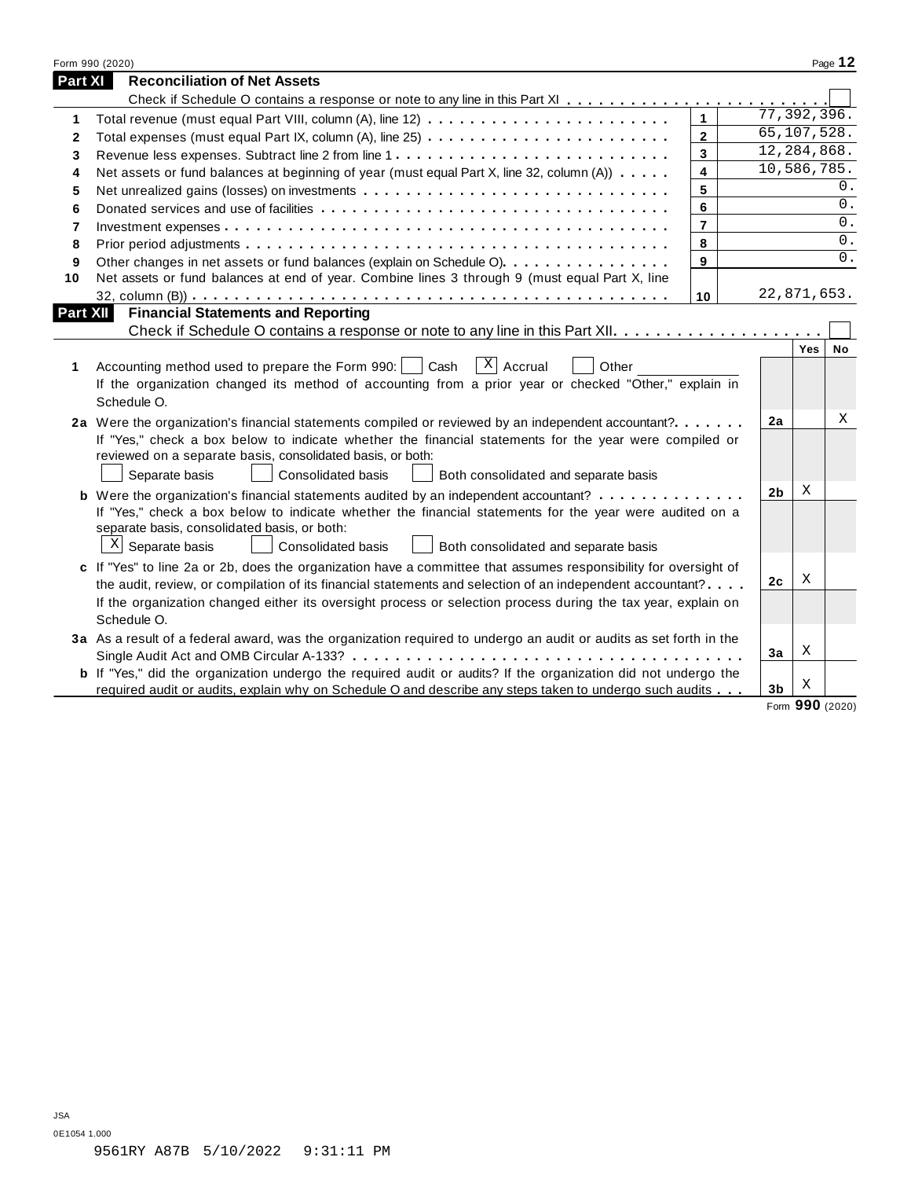## Part XI Reconciliation of Net Assets

Check if Schedule O contains a response or note to any line in this Part XI . . . . . . . . . . . . . . . . . . . . . . . . . ☐

| | | | |
|---|---|---|---|
| 1 | Total revenue (must equal Part VIII, column (A), line 12) | 1 | 77,392,396. |
| 2 | Total expenses (must equal Part IX, column (A), line 25) | 2 | 65,107,528. |
| 3 | Revenue less expenses. Subtract line 2 from line 1 | 3 | 12,284,868. |
| 4 | Net assets or fund balances at beginning of year (must equal Part X, line 32, column (A)) | 4 | 10,586,785. |
| 5 | Net unrealized gains (losses) on investments | 5 | 0. |
| 6 | Donated services and use of facilities | 6 | 0. |
| 7 | Investment expenses | 7 | 0. |
| 8 | Prior period adjustments | 8 | 0. |
| 9 | Other changes in net assets or fund balances (explain on Schedule O) | 9 | 0. |
| 10 | Net assets or fund balances at end of year. Combine lines 3 through 9 (must equal Part X, line 32, column (B)) | 10 | 22,871,653. |

## Part XII Financial Statements and Reporting

Check if Schedule O contains a response or note to any line in this Part XII . . . . . . . . . . . . . . . . . . . . ☐

| | | | Yes | No |
|---|---|---|---|---|
| 1 | Accounting method used to prepare the Form 990: ☐ Cash ☒ Accrual ☐ Other<br>If the organization changed its method of accounting from a prior year or checked "Other," explain in Schedule O. | | | |
| 2a | Were the organization's financial statements compiled or reviewed by an independent accountant?<br>If "Yes," check a box below to indicate whether the financial statements for the year were compiled or reviewed on a separate basis, consolidated basis, or both:<br>☐ Separate basis ☐ Consolidated basis ☐ Both consolidated and separate basis | 2a | | X |
| b | Were the organization's financial statements audited by an independent accountant?<br>If "Yes," check a box below to indicate whether the financial statements for the year were audited on a separate basis, consolidated basis, or both:<br>☒ Separate basis ☐ Consolidated basis ☐ Both consolidated and separate basis | 2b | X | |
| c | If "Yes" to line 2a or 2b, does the organization have a committee that assumes responsibility for oversight of the audit, review, or compilation of its financial statements and selection of an independent accountant?<br>If the organization changed either its oversight process or selection process during the tax year, explain on Schedule O. | 2c | X | |
| 3a | As a result of a federal award, was the organization required to undergo an audit or audits as set forth in the Single Audit Act and OMB Circular A-133? | 3a | X | |
| b | If "Yes," did the organization undergo the required audit or audits? If the organization did not undergo the required audit or audits, explain why on Schedule O and describe any steps taken to undergo such audits | 3b | X | |

Form **990** (2020)

JSA
0E1054 1.000
9561RY A87B 5/10/2022 9:31:11 PM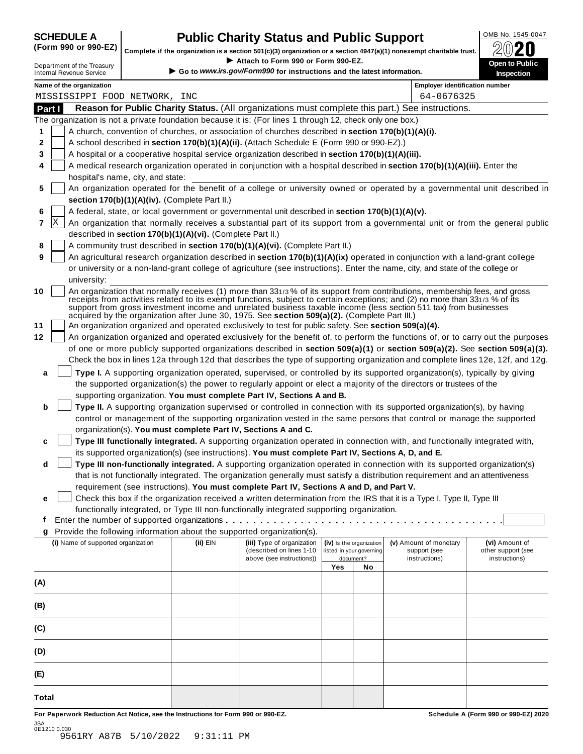**SCHEDULE A (Form 990 or 990-EZ)**

Department of the Treasury
Internal Revenue Service

# Public Charity Status and Public Support

**Complete if the organization is a section 501(c)(3) organization or a section 4947(a)(1) nonexempt charitable trust.**

▶ Attach to Form 990 or Form 990-EZ.

▶ Go to *www.irs.gov/Form990* for instructions and the latest information.

OMB No. 1545-0047

2020

**Open to Public Inspection**

**Name of the organization:** MISSISSIPPI FOOD NETWORK, INC

**Employer identification number:** 64-0676325

## Part I Reason for Public Charity Status. (All organizations must complete this part.) See instructions.

The organization is not a private foundation because it is: (For lines 1 through 12, check only one box.)

1 [ ] A church, convention of churches, or association of churches described in **section 170(b)(1)(A)(i).**

2 [ ] A school described in **section 170(b)(1)(A)(ii).** (Attach Schedule E (Form 990 or 990-EZ).)

3 [ ] A hospital or a cooperative hospital service organization described in **section 170(b)(1)(A)(iii).**

4 [ ] A medical research organization operated in conjunction with a hospital described in **section 170(b)(1)(A)(iii).** Enter the hospital's name, city, and state:

5 [ ] An organization operated for the benefit of a college or university owned or operated by a governmental unit described in **section 170(b)(1)(A)(iv).** (Complete Part II.)

6 [ ] A federal, state, or local government or governmental unit described in **section 170(b)(1)(A)(v).**

7 [X] An organization that normally receives a substantial part of its support from a governmental unit or from the general public described in **section 170(b)(1)(A)(vi).** (Complete Part II.)

8 [ ] A community trust described in **section 170(b)(1)(A)(vi).** (Complete Part II.)

9 [ ] An agricultural research organization described in **section 170(b)(1)(A)(ix)** operated in conjunction with a land-grant college or university or a non-land-grant college of agriculture (see instructions). Enter the name, city, and state of the college or university:

10 [ ] An organization that normally receives (1) more than 33 1/3 % of its support from contributions, membership fees, and gross receipts from activities related to its exempt functions, subject to certain exceptions; and (2) no more than 33 1/3 % of its support from gross investment income and unrelated business taxable income (less section 511 tax) from businesses acquired by the organization after June 30, 1975. See **section 509(a)(2).** (Complete Part III.)

11 [ ] An organization organized and operated exclusively to test for public safety. See **section 509(a)(4).**

12 [ ] An organization organized and operated exclusively for the benefit of, to perform the functions of, or to carry out the purposes of one or more publicly supported organizations described in **section 509(a)(1)** or **section 509(a)(2).** See **section 509(a)(3).** Check the box in lines 12a through 12d that describes the type of supporting organization and complete lines 12e, 12f, and 12g.

a [ ] **Type I.** A supporting organization operated, supervised, or controlled by its supported organization(s), typically by giving the supported organization(s) the power to regularly appoint or elect a majority of the directors or trustees of the supporting organization. **You must complete Part IV, Sections A and B.**

b [ ] **Type II.** A supporting organization supervised or controlled in connection with its supported organization(s), by having control or management of the supporting organization vested in the same persons that control or manage the supported organization(s). **You must complete Part IV, Sections A and C.**

c [ ] **Type III functionally integrated.** A supporting organization operated in connection with, and functionally integrated with, its supported organization(s) (see instructions). **You must complete Part IV, Sections A, D, and E.**

d [ ] **Type III non-functionally integrated.** A supporting organization operated in connection with its supported organization(s) that is not functionally integrated. The organization generally must satisfy a distribution requirement and an attentiveness requirement (see instructions). **You must complete Part IV, Sections A and D, and Part V.**

e [ ] Check this box if the organization received a written determination from the IRS that it is a Type I, Type II, Type III functionally integrated, or Type III non-functionally integrated supporting organization.

f Enter the number of supported organizations . . . . . . . . . . . . . . . . . . . . . . . . . . . . . . . . . . . . . . . .

g Provide the following information about the supported organization(s).

| (i) Name of supported organization | (ii) EIN | (iii) Type of organization (described on lines 1-10 above (see instructions)) | (iv) Is the organization listed in your governing document? Yes | No | (v) Amount of monetary support (see instructions) | (vi) Amount of other support (see instructions) |
|---|---|---|---|---|---|---|
| (A) | | | | | | |
| (B) | | | | | | |
| (C) | | | | | | |
| (D) | | | | | | |
| (E) | | | | | | |
| Total | | | | | | |

**For Paperwork Reduction Act Notice, see the Instructions for Form 990 or 990-EZ.** **Schedule A (Form 990 or 990-EZ) 2020**

JSA
0E1210 0.030
9561RY A87B 5/10/2022 9:31:11 PM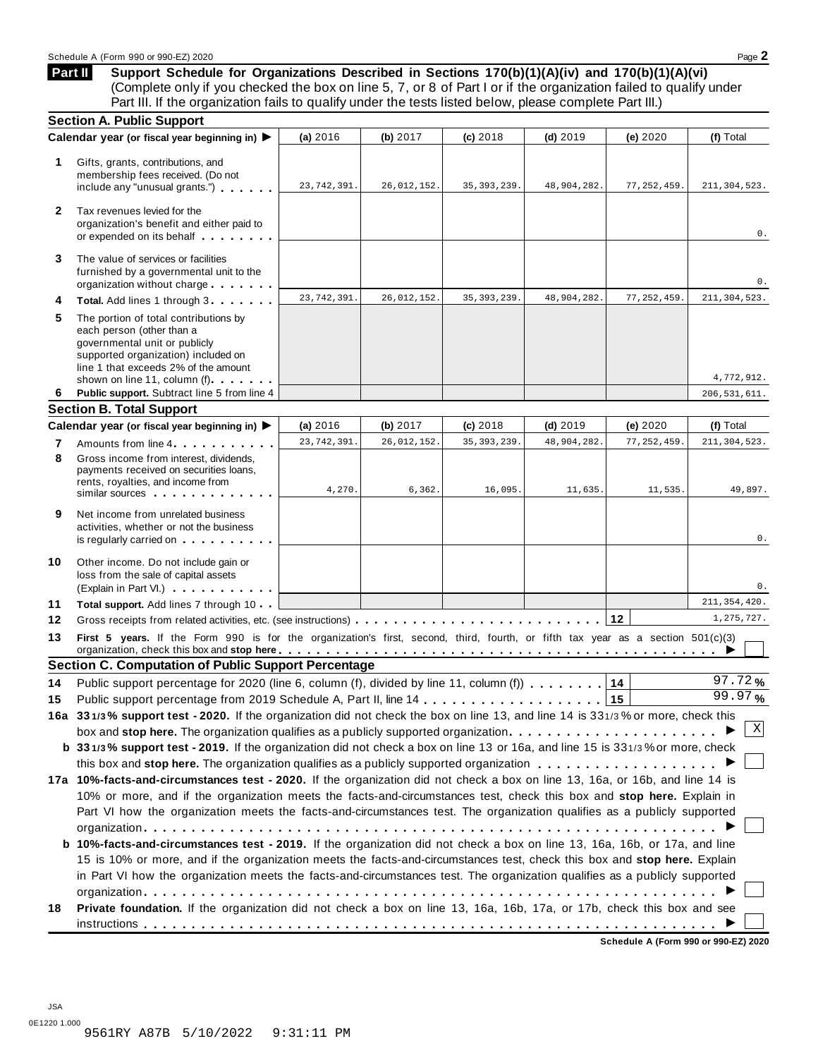Schedule A (Form 990 or 990-EZ) 2020

**Part II** **Support Schedule for Organizations Described in Sections 170(b)(1)(A)(iv) and 170(b)(1)(A)(vi)**
(Complete only if you checked the box on line 5, 7, or 8 of Part I or if the organization failed to qualify under Part III. If the organization fails to qualify under the tests listed below, please complete Part III.)

## Section A. Public Support

| Calendar year (or fiscal year beginning in) ▶ | (a) 2016 | (b) 2017 | (c) 2018 | (d) 2019 | (e) 2020 | (f) Total |
|---|---|---|---|---|---|---|
| **1** Gifts, grants, contributions, and membership fees received. (Do not include any "unusual grants.") | 23,742,391. | 26,012,152. | 35,393,239. | 48,904,282. | 77,252,459. | 211,304,523. |
| **2** Tax revenues levied for the organization's benefit and either paid to or expended on its behalf | | | | | | 0. |
| **3** The value of services or facilities furnished by a governmental unit to the organization without charge | | | | | | 0. |
| **4** **Total.** Add lines 1 through 3 | 23,742,391. | 26,012,152. | 35,393,239. | 48,904,282. | 77,252,459. | 211,304,523. |
| **5** The portion of total contributions by each person (other than a governmental unit or publicly supported organization) included on line 1 that exceeds 2% of the amount shown on line 11, column (f) | | | | | | 4,772,912. |
| **6** **Public support.** Subtract line 5 from line 4 | | | | | | 206,531,611. |

## Section B. Total Support

| Calendar year (or fiscal year beginning in) ▶ | (a) 2016 | (b) 2017 | (c) 2018 | (d) 2019 | (e) 2020 | (f) Total |
|---|---|---|---|---|---|---|
| **7** Amounts from line 4 | 23,742,391. | 26,012,152. | 35,393,239. | 48,904,282. | 77,252,459. | 211,304,523. |
| **8** Gross income from interest, dividends, payments received on securities loans, rents, royalties, and income from similar sources | 4,270. | 6,362. | 16,095. | 11,635. | 11,535. | 49,897. |
| **9** Net income from unrelated business activities, whether or not the business is regularly carried on | | | | | | 0. |
| **10** Other income. Do not include gain or loss from the sale of capital assets (Explain in Part VI.) | | | | | | 0. |
| **11** **Total support.** Add lines 7 through 10 | | | | | | 211,354,420. |

**12** Gross receipts from related activities, etc. (see instructions) **12** 1,275,727.

**13** **First 5 years.** If the Form 990 is for the organization's first, second, third, fourth, or fifth tax year as a section 501(c)(3) organization, check this box and **stop here** ▶ ☐

## Section C. Computation of Public Support Percentage

**14** Public support percentage for 2020 (line 6, column (f), divided by line 11, column (f)) **14** 97.72 %

**15** Public support percentage from 2019 Schedule A, Part II, line 14 **15** 99.97 %

**16a** **33 1/3 % support test - 2020.** If the organization did not check the box on line 13, and line 14 is 33 1/3 % or more, check this box and **stop here.** The organization qualifies as a publicly supported organization ▶ ☒

**b** **33 1/3 % support test - 2019.** If the organization did not check a box on line 13 or 16a, and line 15 is 33 1/3 % or more, check this box and **stop here.** The organization qualifies as a publicly supported organization ▶ ☐

**17a** **10%-facts-and-circumstances test - 2020.** If the organization did not check a box on line 13, 16a, or 16b, and line 14 is 10% or more, and if the organization meets the facts-and-circumstances test, check this box and **stop here.** Explain in Part VI how the organization meets the facts-and-circumstances test. The organization qualifies as a publicly supported organization ▶ ☐

**b** **10%-facts-and-circumstances test - 2019.** If the organization did not check a box on line 13, 16a, 16b, or 17a, and line 15 is 10% or more, and if the organization meets the facts-and-circumstances test, check this box and **stop here.** Explain in Part VI how the organization meets the facts-and-circumstances test. The organization qualifies as a publicly supported organization ▶ ☐

**18** **Private foundation.** If the organization did not check a box on line 13, 16a, 16b, 17a, or 17b, check this box and see instructions ▶ ☐

**Schedule A (Form 990 or 990-EZ) 2020**

JSA
0E1220 1.000
9561RY A87B 5/10/2022 9:31:11 PM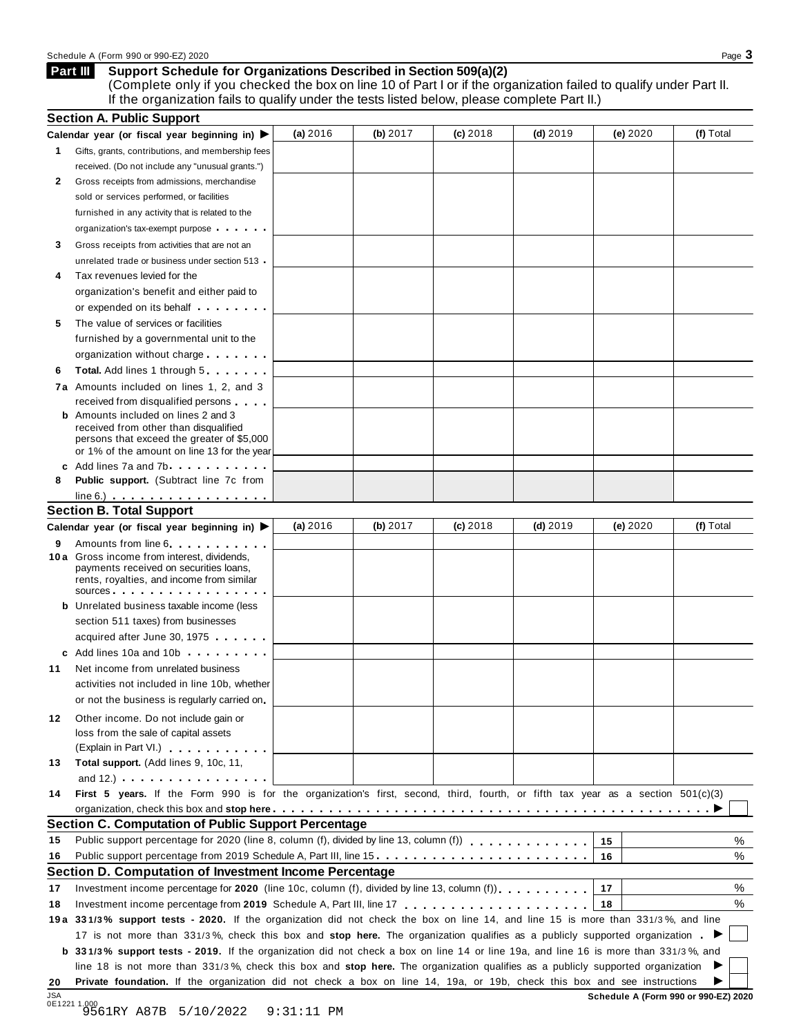## Part III Support Schedule for Organizations Described in Section 509(a)(2)

(Complete only if you checked the box on line 10 of Part I or if the organization failed to qualify under Part II. If the organization fails to qualify under the tests listed below, please complete Part II.)

### Section A. Public Support

| Calendar year (or fiscal year beginning in) ▶ | (a) 2016 | (b) 2017 | (c) 2018 | (d) 2019 | (e) 2020 | (f) Total |
|---|---|---|---|---|---|---|
| **1** Gifts, grants, contributions, and membership fees received. (Do not include any "unusual grants.") | | | | | | |
| **2** Gross receipts from admissions, merchandise sold or services performed, or facilities furnished in any activity that is related to the organization's tax-exempt purpose | | | | | | |
| **3** Gross receipts from activities that are not an unrelated trade or business under section 513 | | | | | | |
| **4** Tax revenues levied for the organization's benefit and either paid to or expended on its behalf | | | | | | |
| **5** The value of services or facilities furnished by a governmental unit to the organization without charge | | | | | | |
| **6** **Total.** Add lines 1 through 5 | | | | | | |
| **7a** Amounts included on lines 1, 2, and 3 received from disqualified persons | | | | | | |
| **b** Amounts included on lines 2 and 3 received from other than disqualified persons that exceed the greater of $5,000 or 1% of the amount on line 13 for the year | | | | | | |
| **c** Add lines 7a and 7b | | | | | | |
| **8** **Public support.** (Subtract line 7c from line 6.) | | | | | | |

### Section B. Total Support

| Calendar year (or fiscal year beginning in) ▶ | (a) 2016 | (b) 2017 | (c) 2018 | (d) 2019 | (e) 2020 | (f) Total |
|---|---|---|---|---|---|---|
| **9** Amounts from line 6 | | | | | | |
| **10a** Gross income from interest, dividends, payments received on securities loans, rents, royalties, and income from similar sources | | | | | | |
| **b** Unrelated business taxable income (less section 511 taxes) from businesses acquired after June 30, 1975 | | | | | | |
| **c** Add lines 10a and 10b | | | | | | |
| **11** Net income from unrelated business activities not included in line 10b, whether or not the business is regularly carried on | | | | | | |
| **12** Other income. Do not include gain or loss from the sale of capital assets (Explain in Part VI.) | | | | | | |
| **13** **Total support.** (Add lines 9, 10c, 11, and 12.) | | | | | | |

**14** **First 5 years.** If the Form 990 is for the organization's first, second, third, fourth, or fifth tax year as a section 501(c)(3) organization, check this box and **stop here** ▶ ☐

### Section C. Computation of Public Support Percentage

| | | | |
|---|---|---|---|
| **15** | Public support percentage for 2020 (line 8, column (f), divided by line 13, column (f)) | 15 | % |
| **16** | Public support percentage from 2019 Schedule A, Part III, line 15 | 16 | % |

### Section D. Computation of Investment Income Percentage

| | | | |
|---|---|---|---|
| **17** | Investment income percentage for **2020** (line 10c, column (f), divided by line 13, column (f)) | 17 | % |
| **18** | Investment income percentage from **2019** Schedule A, Part III, line 17 | 18 | % |

**19a** **33 1/3% support tests - 2020.** If the organization did not check the box on line 14, and line 15 is more than 33 1/3%, and line 17 is not more than 33 1/3%, check this box and **stop here.** The organization qualifies as a publicly supported organization ▶ ☐

**b** **33 1/3% support tests - 2019.** If the organization did not check a box on line 14 or line 19a, and line 16 is more than 33 1/3%, and line 18 is not more than 33 1/3%, check this box and **stop here.** The organization qualifies as a publicly supported organization ▶ ☐

**20** **Private foundation.** If the organization did not check a box on line 14, 19a, or 19b, check this box and see instructions ▶ ☐

9561RY A87B 5/10/2022 9:31:11 PM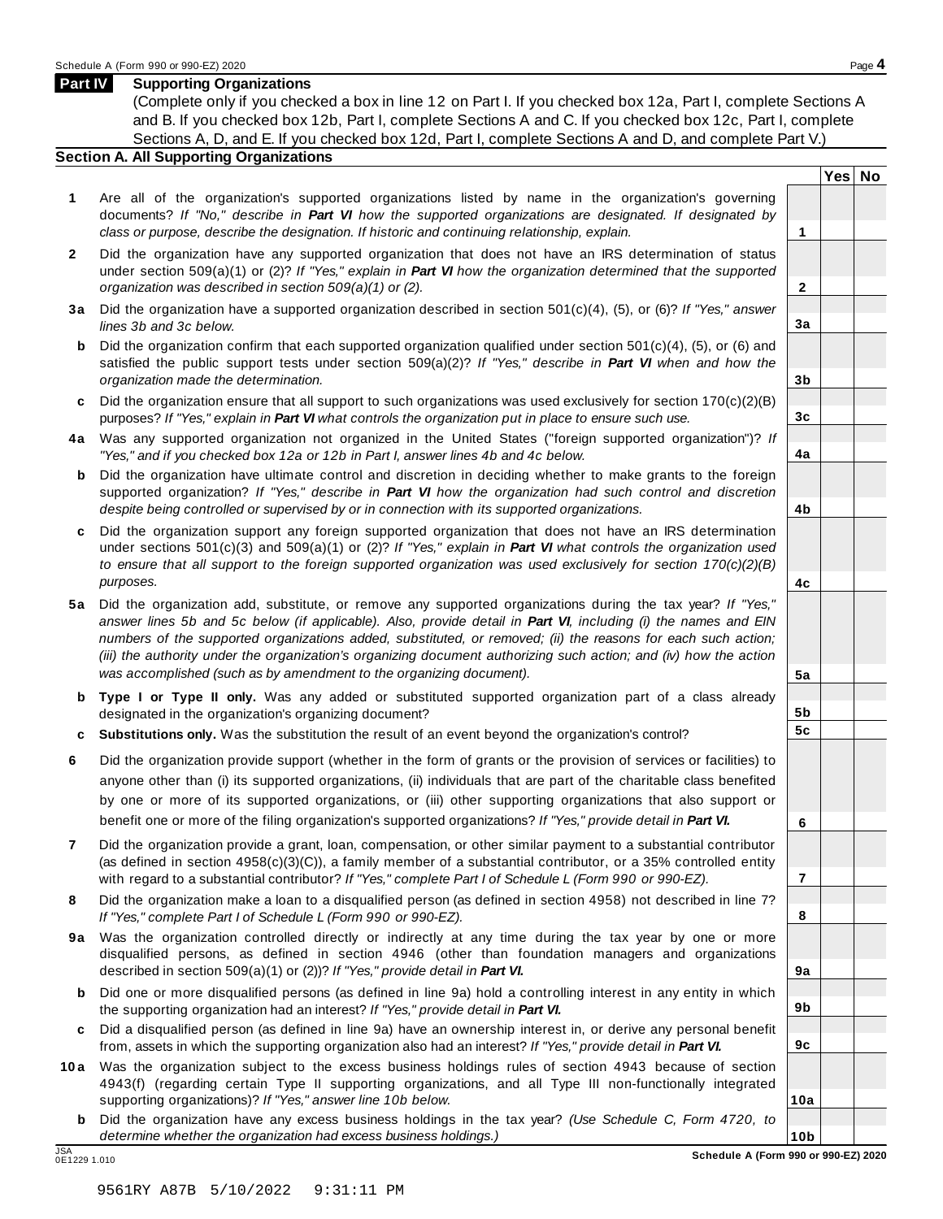## Part IV Supporting Organizations

(Complete only if you checked a box in line 12 on Part I. If you checked box 12a, Part I, complete Sections A and B. If you checked box 12b, Part I, complete Sections A and C. If you checked box 12c, Part I, complete Sections A, D, and E. If you checked box 12d, Part I, complete Sections A and D, and complete Part V.)

### Section A. All Supporting Organizations

| | | | Yes | No |
|---|---|---|---|---|
| **1** | Are all of the organization's supported organizations listed by name in the organization's governing documents? *If "No," describe in **Part VI** how the supported organizations are designated. If designated by class or purpose, describe the designation. If historic and continuing relationship, explain.* | 1 | | |
| **2** | Did the organization have any supported organization that does not have an IRS determination of status under section 509(a)(1) or (2)? *If "Yes," explain in **Part VI** how the organization determined that the supported organization was described in section 509(a)(1) or (2).* | 2 | | |
| **3a** | Did the organization have a supported organization described in section 501(c)(4), (5), or (6)? *If "Yes," answer lines 3b and 3c below.* | 3a | | |
| **b** | Did the organization confirm that each supported organization qualified under section 501(c)(4), (5), or (6) and satisfied the public support tests under section 509(a)(2)? *If "Yes," describe in **Part VI** when and how the organization made the determination.* | 3b | | |
| **c** | Did the organization ensure that all support to such organizations was used exclusively for section 170(c)(2)(B) purposes? *If "Yes," explain in **Part VI** what controls the organization put in place to ensure such use.* | 3c | | |
| **4a** | Was any supported organization not organized in the United States ("foreign supported organization")? *If "Yes," and if you checked box 12a or 12b in Part I, answer lines 4b and 4c below.* | 4a | | |
| **b** | Did the organization have ultimate control and discretion in deciding whether to make grants to the foreign supported organization? *If "Yes," describe in **Part VI** how the organization had such control and discretion despite being controlled or supervised by or in connection with its supported organizations.* | 4b | | |
| **c** | Did the organization support any foreign supported organization that does not have an IRS determination under sections 501(c)(3) and 509(a)(1) or (2)? *If "Yes," explain in **Part VI** what controls the organization used to ensure that all support to the foreign supported organization was used exclusively for section 170(c)(2)(B) purposes.* | 4c | | |
| **5a** | Did the organization add, substitute, or remove any supported organizations during the tax year? *If "Yes," answer lines 5b and 5c below (if applicable). Also, provide detail in **Part VI**, including (i) the names and EIN numbers of the supported organizations added, substituted, or removed; (ii) the reasons for each such action; (iii) the authority under the organization's organizing document authorizing such action; and (iv) how the action was accomplished (such as by amendment to the organizing document).* | 5a | | |
| **b** | **Type I or Type II only.** Was any added or substituted supported organization part of a class already designated in the organization's organizing document? | 5b | | |
| **c** | **Substitutions only.** Was the substitution the result of an event beyond the organization's control? | 5c | | |
| **6** | Did the organization provide support (whether in the form of grants or the provision of services or facilities) to anyone other than (i) its supported organizations, (ii) individuals that are part of the charitable class benefited by one or more of its supported organizations, or (iii) other supporting organizations that also support or benefit one or more of the filing organization's supported organizations? *If "Yes," provide detail in **Part VI.*** | 6 | | |
| **7** | Did the organization provide a grant, loan, compensation, or other similar payment to a substantial contributor (as defined in section 4958(c)(3)(C)), a family member of a substantial contributor, or a 35% controlled entity with regard to a substantial contributor? *If "Yes," complete Part I of Schedule L (Form 990 or 990-EZ).* | 7 | | |
| **8** | Did the organization make a loan to a disqualified person (as defined in section 4958) not described in line 7? *If "Yes," complete Part I of Schedule L (Form 990 or 990-EZ).* | 8 | | |
| **9a** | Was the organization controlled directly or indirectly at any time during the tax year by one or more disqualified persons, as defined in section 4946 (other than foundation managers and organizations described in section 509(a)(1) or (2))? *If "Yes," provide detail in **Part VI.*** | 9a | | |
| **b** | Did one or more disqualified persons (as defined in line 9a) hold a controlling interest in any entity in which the supporting organization had an interest? *If "Yes," provide detail in **Part VI.*** | 9b | | |
| **c** | Did a disqualified person (as defined in line 9a) have an ownership interest in, or derive any personal benefit from, assets in which the supporting organization also had an interest? *If "Yes," provide detail in **Part VI.*** | 9c | | |
| **10a** | Was the organization subject to the excess business holdings rules of section 4943 because of section 4943(f) (regarding certain Type II supporting organizations, and all Type III non-functionally integrated supporting organizations)? *If "Yes," answer line 10b below.* | 10a | | |
| **b** | Did the organization have any excess business holdings in the tax year? *(Use Schedule C, Form 4720, to determine whether the organization had excess business holdings.)* | 10b | | |

**Schedule A (Form 990 or 990-EZ) 2020**

JSA
0E1229 1.010

9561RY A87B 5/10/2022 9:31:11 PM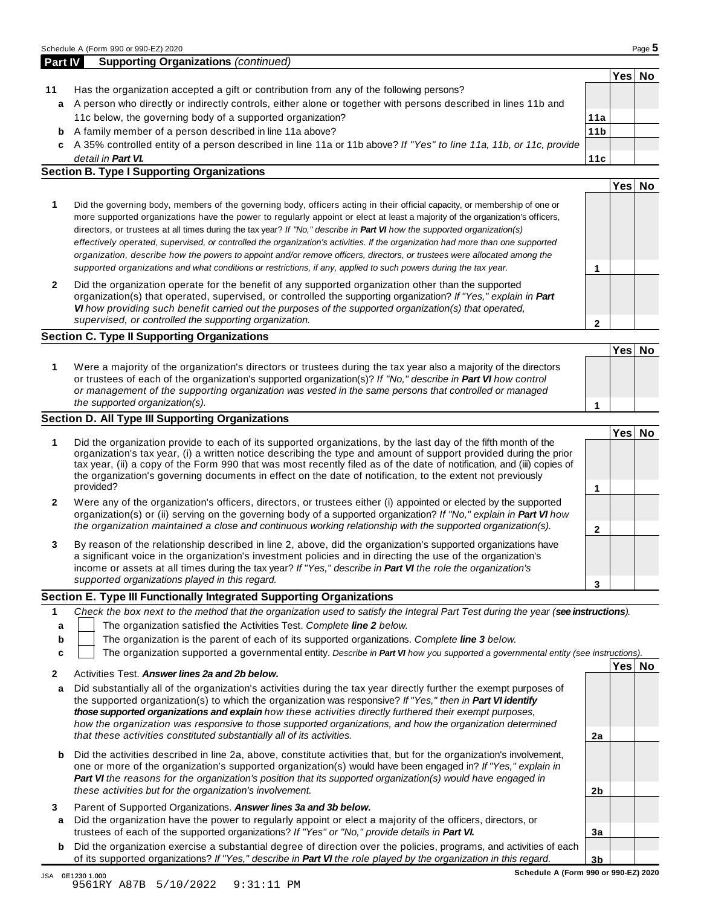## Part IV Supporting Organizations *(continued)*

| | | | Yes | No |
|---|---|---|---|---|
| **11** | Has the organization accepted a gift or contribution from any of the following persons? | | | |
| **a** | A person who directly or indirectly controls, either alone or together with persons described in lines 11b and 11c below, the governing body of a supported organization? | **11a** | | |
| **b** | A family member of a person described in line 11a above? | **11b** | | |
| **c** | A 35% controlled entity of a person described in line 11a or 11b above? *If "Yes" to line 11a, 11b, or 11c, provide detail in* ***Part VI.*** | **11c** | | |

### Section B. Type I Supporting Organizations

| | | | Yes | No |
|---|---|---|---|---|
| **1** | Did the governing body, members of the governing body, officers acting in their official capacity, or membership of one or more supported organizations have the power to regularly appoint or elect at least a majority of the organization's officers, directors, or trustees at all times during the tax year? *If "No," describe in* ***Part VI*** *how the supported organization(s) effectively operated, supervised, or controlled the organization's activities. If the organization had more than one supported organization, describe how the powers to appoint and/or remove officers, directors, or trustees were allocated among the supported organizations and what conditions or restrictions, if any, applied to such powers during the tax year.* | **1** | | |
| **2** | Did the organization operate for the benefit of any supported organization other than the supported organization(s) that operated, supervised, or controlled the supporting organization? *If "Yes," explain in* ***Part VI*** *how providing such benefit carried out the purposes of the supported organization(s) that operated, supervised, or controlled the supporting organization.* | **2** | | |

### Section C. Type II Supporting Organizations

| | | | Yes | No |
|---|---|---|---|---|
| **1** | Were a majority of the organization's directors or trustees during the tax year also a majority of the directors or trustees of each of the organization's supported organization(s)? *If "No," describe in* ***Part VI*** *how control or management of the supporting organization was vested in the same persons that controlled or managed the supported organization(s).* | **1** | | |

### Section D. All Type III Supporting Organizations

| | | | Yes | No |
|---|---|---|---|---|
| **1** | Did the organization provide to each of its supported organizations, by the last day of the fifth month of the organization's tax year, (i) a written notice describing the type and amount of support provided during the prior tax year, (ii) a copy of the Form 990 that was most recently filed as of the date of notification, and (iii) copies of the organization's governing documents in effect on the date of notification, to the extent not previously provided? | **1** | | |
| **2** | Were any of the organization's officers, directors, or trustees either (i) appointed or elected by the supported organization(s) or (ii) serving on the governing body of a supported organization? *If "No," explain in* ***Part VI*** *how the organization maintained a close and continuous working relationship with the supported organization(s).* | **2** | | |
| **3** | By reason of the relationship described in line 2, above, did the organization's supported organizations have a significant voice in the organization's investment policies and in directing the use of the organization's income or assets at all times during the tax year? *If "Yes," describe in* ***Part VI*** *the role the organization's supported organizations played in this regard.* | **3** | | |

### Section E. Type III Functionally Integrated Supporting Organizations

**1** *Check the box next to the method that the organization used to satisfy the Integral Part Test during the year (**see instructions**).*

- **a** ☐ The organization satisfied the Activities Test. *Complete **line 2** below.*
- **b** ☐ The organization is the parent of each of its supported organizations. *Complete **line 3** below.*
- **c** ☐ The organization supported a governmental entity. *Describe in **Part VI** how you supported a governmental entity (see instructions).*

| | | | Yes | No |
|---|---|---|---|---|
| **2** | Activities Test. ***Answer lines 2a and 2b below.*** | | | |
| **a** | Did substantially all of the organization's activities during the tax year directly further the exempt purposes of the supported organization(s) to which the organization was responsive? *If "Yes," then in* ***Part VI identify those supported organizations and explain*** *how these activities directly furthered their exempt purposes, how the organization was responsive to those supported organizations, and how the organization determined that these activities constituted substantially all of its activities.* | **2a** | | |
| **b** | Did the activities described in line 2a, above, constitute activities that, but for the organization's involvement, one or more of the organization's supported organization(s) would have been engaged in? *If "Yes," explain in* ***Part VI*** *the reasons for the organization's position that its supported organization(s) would have engaged in these activities but for the organization's involvement.* | **2b** | | |
| **3** | Parent of Supported Organizations. ***Answer lines 3a and 3b below.*** | | | |
| **a** | Did the organization have the power to regularly appoint or elect a majority of the officers, directors, or trustees of each of the supported organizations? *If "Yes" or "No," provide details in* ***Part VI.*** | **3a** | | |
| **b** | Did the organization exercise a substantial degree of direction over the policies, programs, and activities of each of its supported organizations? *If "Yes," describe in* ***Part VI*** *the role played by the organization in this regard.* | **3b** | | |

JSA 0E1230 1.000
9561RY A87B 5/10/2022 9:31:11 PM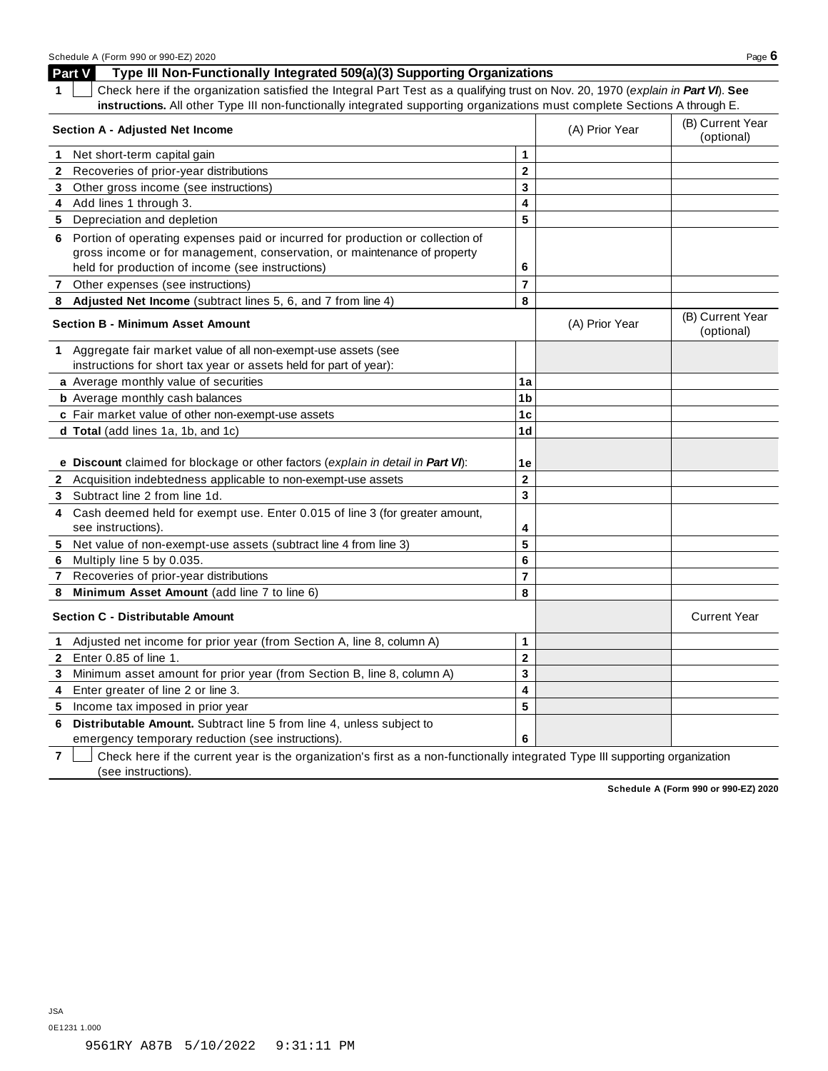## Part V Type III Non-Functionally Integrated 509(a)(3) Supporting Organizations

**1** ☐ Check here if the organization satisfied the Integral Part Test as a qualifying trust on Nov. 20, 1970 (*explain in **Part VI***). **See instructions.** All other Type III non-functionally integrated supporting organizations must complete Sections A through E.

| **Section A - Adjusted Net Income** | | (A) Prior Year | (B) Current Year (optional) |
|---|---|---|---|
| **1** Net short-term capital gain | 1 | | |
| **2** Recoveries of prior-year distributions | 2 | | |
| **3** Other gross income (see instructions) | 3 | | |
| **4** Add lines 1 through 3. | 4 | | |
| **5** Depreciation and depletion | 5 | | |
| **6** Portion of operating expenses paid or incurred for production or collection of gross income or for management, conservation, or maintenance of property held for production of income (see instructions) | 6 | | |
| **7** Other expenses (see instructions) | 7 | | |
| **8** **Adjusted Net Income** (subtract lines 5, 6, and 7 from line 4) | 8 | | |

| **Section B - Minimum Asset Amount** | | (A) Prior Year | (B) Current Year (optional) |
|---|---|---|---|
| **1** Aggregate fair market value of all non-exempt-use assets (see instructions for short tax year or assets held for part of year): | | | |
| **a** Average monthly value of securities | 1a | | |
| **b** Average monthly cash balances | 1b | | |
| **c** Fair market value of other non-exempt-use assets | 1c | | |
| **d** **Total** (add lines 1a, 1b, and 1c) | 1d | | |
| **e** **Discount** claimed for blockage or other factors (*explain in detail in **Part VI***): | 1e | | |
| **2** Acquisition indebtedness applicable to non-exempt-use assets | 2 | | |
| **3** Subtract line 2 from line 1d. | 3 | | |
| **4** Cash deemed held for exempt use. Enter 0.015 of line 3 (for greater amount, see instructions). | 4 | | |
| **5** Net value of non-exempt-use assets (subtract line 4 from line 3) | 5 | | |
| **6** Multiply line 5 by 0.035. | 6 | | |
| **7** Recoveries of prior-year distributions | 7 | | |
| **8** **Minimum Asset Amount** (add line 7 to line 6) | 8 | | |

| **Section C - Distributable Amount** | | | Current Year |
|---|---|---|---|
| **1** Adjusted net income for prior year (from Section A, line 8, column A) | 1 | | |
| **2** Enter 0.85 of line 1. | 2 | | |
| **3** Minimum asset amount for prior year (from Section B, line 8, column A) | 3 | | |
| **4** Enter greater of line 2 or line 3. | 4 | | |
| **5** Income tax imposed in prior year | 5 | | |
| **6** **Distributable Amount.** Subtract line 5 from line 4, unless subject to emergency temporary reduction (see instructions). | 6 | | |

**7** ☐ Check here if the current year is the organization's first as a non-functionally integrated Type III supporting organization (see instructions).

**Schedule A (Form 990 or 990-EZ) 2020**

JSA
0E1231 1.000

9561RY A87B 5/10/2022 9:31:11 PM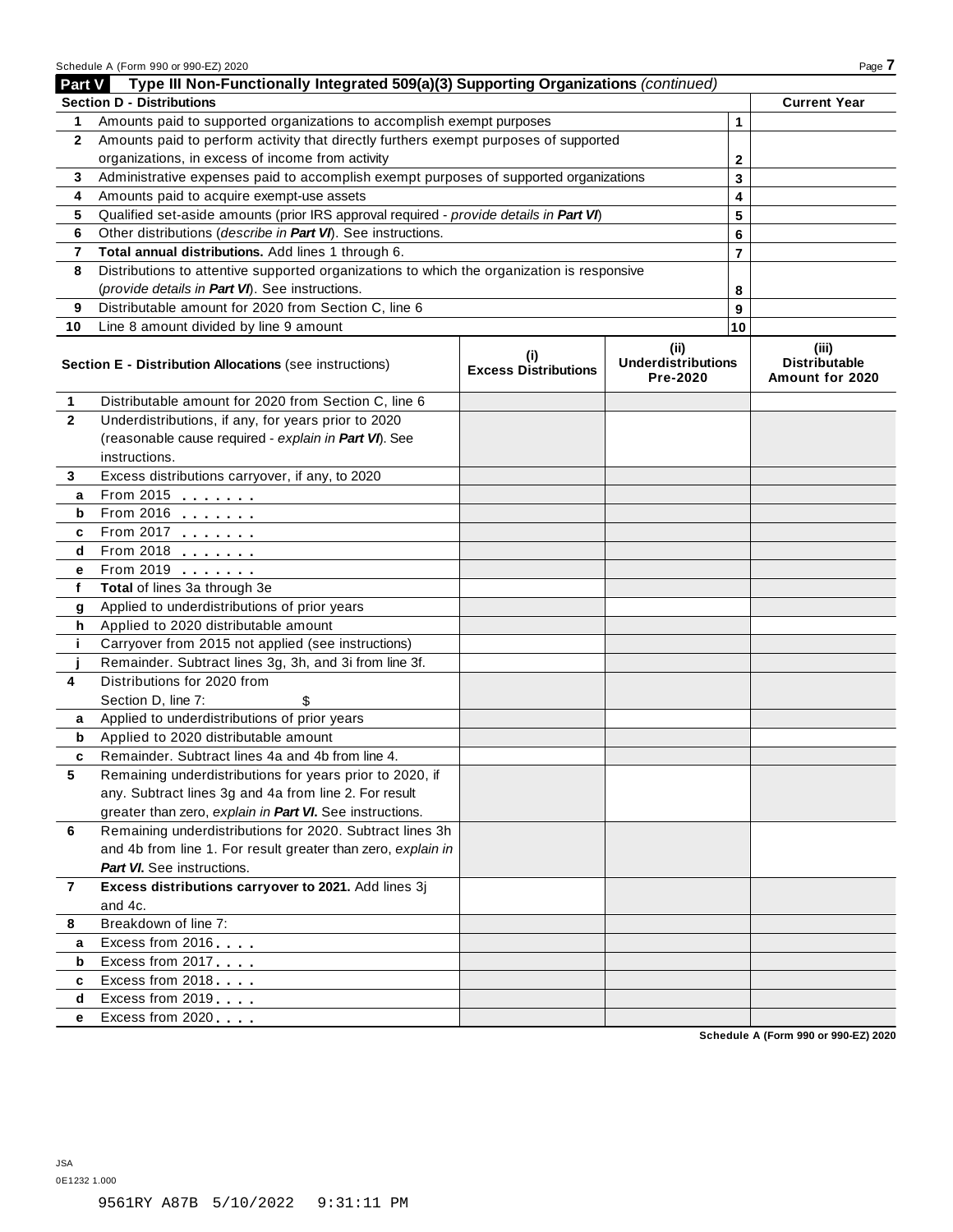## Part V Type III Non-Functionally Integrated 509(a)(3) Supporting Organizations *(continued)*

| Section D - Distributions | | | Current Year |
|---|---|---|---|
| 1 | Amounts paid to supported organizations to accomplish exempt purposes | 1 | |
| 2 | Amounts paid to perform activity that directly furthers exempt purposes of supported organizations, in excess of income from activity | 2 | |
| 3 | Administrative expenses paid to accomplish exempt purposes of supported organizations | 3 | |
| 4 | Amounts paid to acquire exempt-use assets | 4 | |
| 5 | Qualified set-aside amounts (prior IRS approval required - *provide details in* ***Part VI***) | 5 | |
| 6 | Other distributions (*describe in* ***Part VI***). See instructions. | 6 | |
| 7 | **Total annual distributions.** Add lines 1 through 6. | 7 | |
| 8 | Distributions to attentive supported organizations to which the organization is responsive (*provide details in* ***Part VI***). See instructions. | 8 | |
| 9 | Distributable amount for 2020 from Section C, line 6 | 9 | |
| 10 | Line 8 amount divided by line 9 amount | 10 | |

| | Section E - Distribution Allocations (see instructions) | (i) Excess Distributions | (ii) Underdistributions Pre-2020 | (iii) Distributable Amount for 2020 |
|---|---|---|---|---|
| 1 | Distributable amount for 2020 from Section C, line 6 | | | |
| 2 | Underdistributions, if any, for years prior to 2020 (reasonable cause required - *explain in* ***Part VI***). See instructions. | | | |
| 3 | Excess distributions carryover, if any, to 2020 | | | |
| a | From 2015 | | | |
| b | From 2016 | | | |
| c | From 2017 | | | |
| d | From 2018 | | | |
| e | From 2019 | | | |
| f | **Total** of lines 3a through 3e | | | |
| g | Applied to underdistributions of prior years | | | |
| h | Applied to 2020 distributable amount | | | |
| i | Carryover from 2015 not applied (see instructions) | | | |
| j | Remainder. Subtract lines 3g, 3h, and 3i from line 3f. | | | |
| 4 | Distributions for 2020 from Section D, line 7: $ | | | |
| a | Applied to underdistributions of prior years | | | |
| b | Applied to 2020 distributable amount | | | |
| c | Remainder. Subtract lines 4a and 4b from line 4. | | | |
| 5 | Remaining underdistributions for years prior to 2020, if any. Subtract lines 3g and 4a from line 2. For result greater than zero, *explain in* ***Part VI***. See instructions. | | | |
| 6 | Remaining underdistributions for 2020. Subtract lines 3h and 4b from line 1. For result greater than zero, *explain in* ***Part VI***. See instructions. | | | |
| 7 | **Excess distributions carryover to 2021.** Add lines 3j and 4c. | | | |
| 8 | Breakdown of line 7: | | | |
| a | Excess from 2016 | | | |
| b | Excess from 2017 | | | |
| c | Excess from 2018 | | | |
| d | Excess from 2019 | | | |
| e | Excess from 2020 | | | |

JSA
0E1232 1.000

9561RY A87B 5/10/2022 9:31:11 PM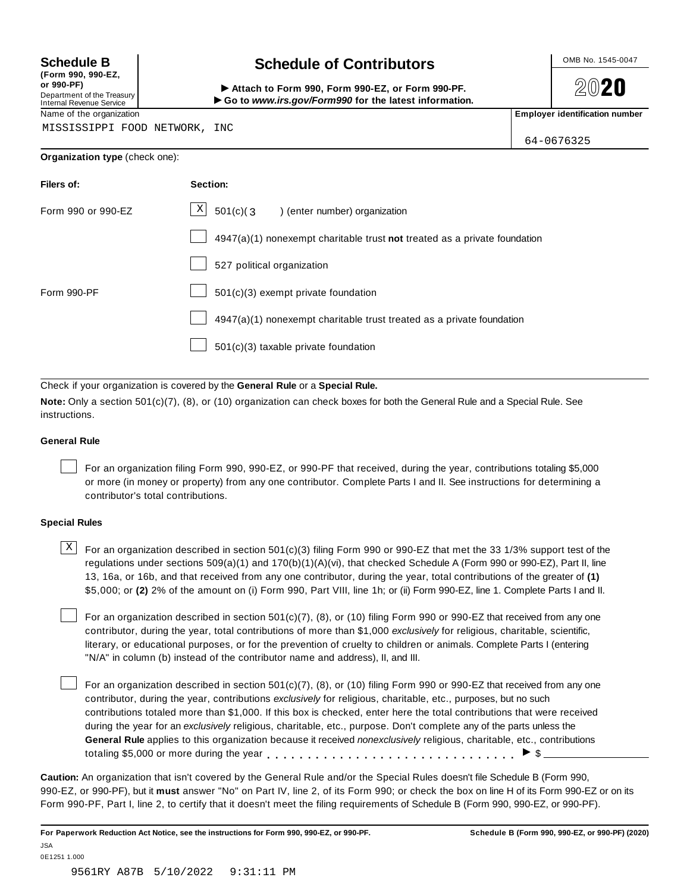**Schedule B**
**(Form 990, 990-EZ, or 990-PF)**
Department of the Treasury
Internal Revenue Service

# Schedule of Contributors

► **Attach to Form 990, Form 990-EZ, or Form 990-PF.**
► **Go to *www.irs.gov/Form990* for the latest information.**

OMB No. 1545-0047

**2020**

| Name of the organization | Employer identification number |
|---|---|
| MISSISSIPPI FOOD NETWORK, INC | 64-0676325 |

**Organization type** (check one):

| Filers of: | Section: |
|---|---|
| Form 990 or 990-EZ | [X] 501(c)( 3 ) (enter number) organization |
| | [ ] 4947(a)(1) nonexempt charitable trust **not** treated as a private foundation |
| | [ ] 527 political organization |
| Form 990-PF | [ ] 501(c)(3) exempt private foundation |
| | [ ] 4947(a)(1) nonexempt charitable trust treated as a private foundation |
| | [ ] 501(c)(3) taxable private foundation |

Check if your organization is covered by the **General Rule** or a **Special Rule.**

**Note:** Only a section 501(c)(7), (8), or (10) organization can check boxes for both the General Rule and a Special Rule. See instructions.

### General Rule

[ ] For an organization filing Form 990, 990-EZ, or 990-PF that received, during the year, contributions totaling $5,000 or more (in money or property) from any one contributor. Complete Parts I and II. See instructions for determining a contributor's total contributions.

### Special Rules

[X] For an organization described in section 501(c)(3) filing Form 990 or 990-EZ that met the 33 1/3% support test of the regulations under sections 509(a)(1) and 170(b)(1)(A)(vi), that checked Schedule A (Form 990 or 990-EZ), Part II, line 13, 16a, or 16b, and that received from any one contributor, during the year, total contributions of the greater of **(1)** $5,000; or **(2)** 2% of the amount on (i) Form 990, Part VIII, line 1h; or (ii) Form 990-EZ, line 1. Complete Parts I and II.

[ ] For an organization described in section 501(c)(7), (8), or (10) filing Form 990 or 990-EZ that received from any one contributor, during the year, total contributions of more than $1,000 *exclusively* for religious, charitable, scientific, literary, or educational purposes, or for the prevention of cruelty to children or animals. Complete Parts I (entering "N/A" in column (b) instead of the contributor name and address), II, and III.

[ ] For an organization described in section 501(c)(7), (8), or (10) filing Form 990 or 990-EZ that received from any one contributor, during the year, contributions *exclusively* for religious, charitable, etc., purposes, but no such contributions totaled more than $1,000. If this box is checked, enter here the total contributions that were received during the year for an *exclusively* religious, charitable, etc., purpose. Don't complete any of the parts unless the **General Rule** applies to this organization because it received *nonexclusively* religious, charitable, etc., contributions totaling $5,000 or more during the year . . . . . . . . . . . . . . . . . . . . . . . . . . . . . ► $ ____________

**Caution:** An organization that isn't covered by the General Rule and/or the Special Rules doesn't file Schedule B (Form 990, 990-EZ, or 990-PF), but it **must** answer "No" on Part IV, line 2, of its Form 990; or check the box on line H of its Form 990-EZ or on its Form 990-PF, Part I, line 2, to certify that it doesn't meet the filing requirements of Schedule B (Form 990, 990-EZ, or 990-PF).

**For Paperwork Reduction Act Notice, see the instructions for Form 990, 990-EZ, or 990-PF.** **Schedule B (Form 990, 990-EZ, or 990-PF) (2020)**

JSA
0E1251 1.000

9561RY A87B 5/10/2022 9:31:11 PM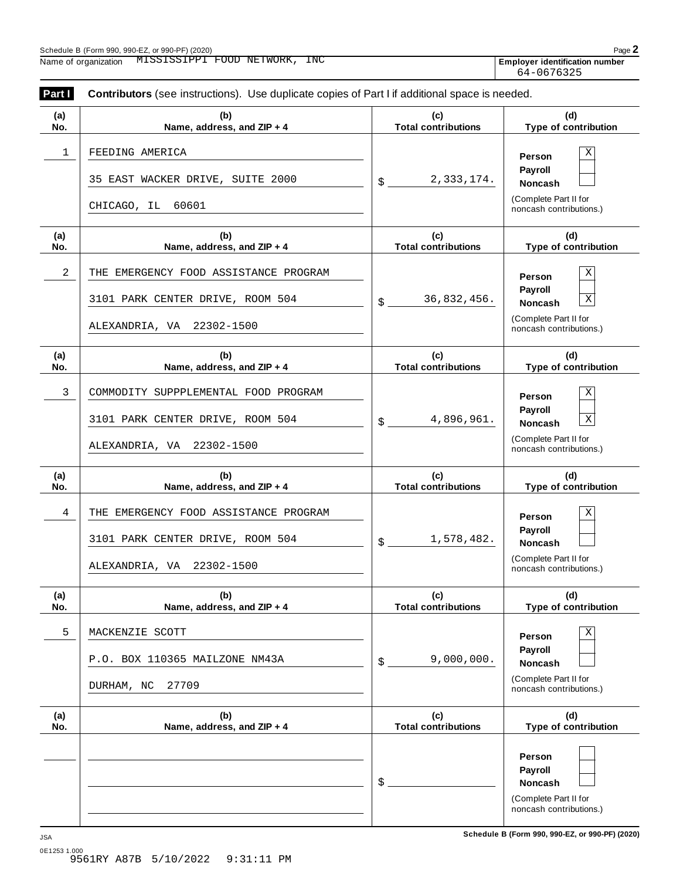Schedule B (Form 990, 990-EZ, or 990-PF) (2020)

Name of organization MISSISSIPPI FOOD NETWORK, INC

**Employer identification number** 64-0676325

**Part I** **Contributors** (see instructions). Use duplicate copies of Part I if additional space is needed.

| (a) No. | (b) Name, address, and ZIP + 4 | (c) Total contributions | (d) Type of contribution |
|---|---|---|---|
| 1 | FEEDING AMERICA<br>35 EAST WACKER DRIVE, SUITE 2000<br>CHICAGO, IL 60601 | $ 2,333,174. | Person X<br>Payroll<br>Noncash<br>(Complete Part II for noncash contributions.) |
| 2 | THE EMERGENCY FOOD ASSISTANCE PROGRAM<br>3101 PARK CENTER DRIVE, ROOM 504<br>ALEXANDRIA, VA 22302-1500 | $ 36,832,456. | Person X<br>Payroll<br>Noncash X<br>(Complete Part II for noncash contributions.) |
| 3 | COMMODITY SUPPPLEMENTAL FOOD PROGRAM<br>3101 PARK CENTER DRIVE, ROOM 504<br>ALEXANDRIA, VA 22302-1500 | $ 4,896,961. | Person X<br>Payroll<br>Noncash X<br>(Complete Part II for noncash contributions.) |
| 4 | THE EMERGENCY FOOD ASSISTANCE PROGRAM<br>3101 PARK CENTER DRIVE, ROOM 504<br>ALEXANDRIA, VA 22302-1500 | $ 1,578,482. | Person X<br>Payroll<br>Noncash<br>(Complete Part II for noncash contributions.) |
| 5 | MACKENZIE SCOTT<br>P.O. BOX 110365 MAILZONE NM43A<br>DURHAM, NC 27709 | $ 9,000,000. | Person X<br>Payroll<br>Noncash<br>(Complete Part II for noncash contributions.) |
| | | $ | Person<br>Payroll<br>Noncash<br>(Complete Part II for noncash contributions.) |

JSA

0E1253 1.000

9561RY A87B 5/10/2022 9:31:11 PM

Schedule B (Form 990, 990-EZ, or 990-PF) (2020)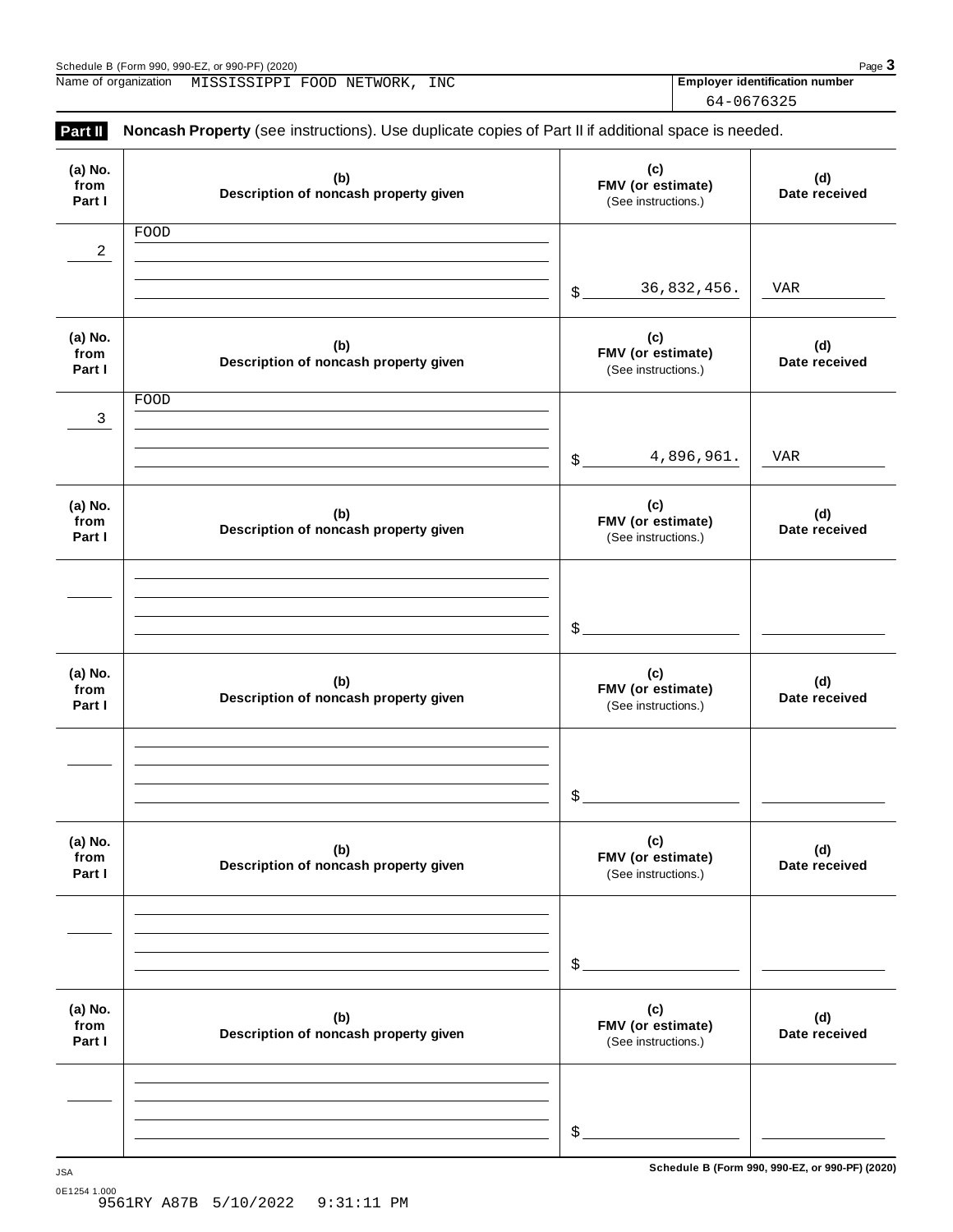Name of organization MISSISSIPPI FOOD NETWORK, INC

**Employer identification number** 64-0676325

## Part II Noncash Property (see instructions). Use duplicate copies of Part II if additional space is needed.

| (a) No. from Part I | (b) Description of noncash property given | (c) FMV (or estimate) (See instructions.) | (d) Date received |
|---|---|---|---|
| 2 | FOOD | $ 36,832,456. | VAR |
| 3 | FOOD | $ 4,896,961. | VAR |
| | | $ | |
| | | $ | |
| | | $ | |
| | | $ | |

Schedule B (Form 990, 990-EZ, or 990-PF) (2020)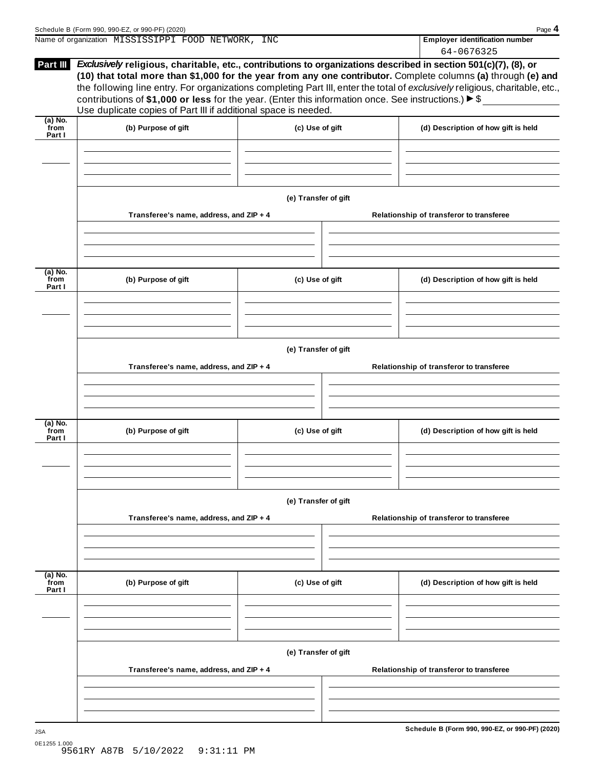Name of organization MISSISSIPPI FOOD NETWORK, INC

**Employer identification number**

64-0676325

**Part III** ***Exclusively*** **religious, charitable, etc., contributions to organizations described in section 501(c)(7), (8), or (10) that total more than $1,000 for the year from any one contributor.** Complete columns **(a)** through **(e)** and the following line entry. For organizations completing Part III, enter the total of *exclusively* religious, charitable, etc., contributions of **$1,000 or less** for the year. (Enter this information once. See instructions.) ▶ $

Use duplicate copies of Part III if additional space is needed.

| (a) No. from Part I | (b) Purpose of gift | (c) Use of gift | (d) Description of how gift is held |
|---|---|---|---|
| | | | |

**(e) Transfer of gift**

| Transferee's name, address, and ZIP + 4 | Relationship of transferor to transferee |
|---|---|
| | |

| (a) No. from Part I | (b) Purpose of gift | (c) Use of gift | (d) Description of how gift is held |
|---|---|---|---|
| | | | |

**(e) Transfer of gift**

| Transferee's name, address, and ZIP + 4 | Relationship of transferor to transferee |
|---|---|
| | |

| (a) No. from Part I | (b) Purpose of gift | (c) Use of gift | (d) Description of how gift is held |
|---|---|---|---|
| | | | |

**(e) Transfer of gift**

| Transferee's name, address, and ZIP + 4 | Relationship of transferor to transferee |
|---|---|
| | |

| (a) No. from Part I | (b) Purpose of gift | (c) Use of gift | (d) Description of how gift is held |
|---|---|---|---|
| | | | |

**(e) Transfer of gift**

| Transferee's name, address, and ZIP + 4 | Relationship of transferor to transferee |
|---|---|
| | |

JSA

0E1255 1.000

9561RY A87B 5/10/2022 9:31:11 PM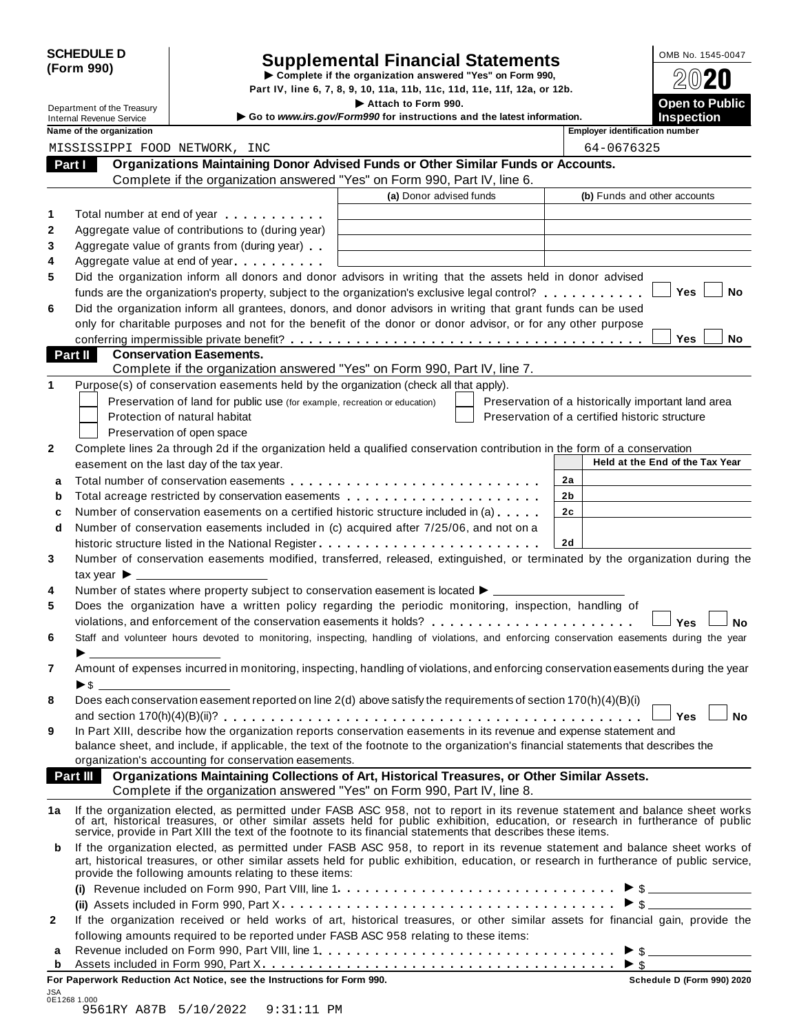**SCHEDULE D (Form 990)**

Department of the Treasury
Internal Revenue Service

# Supplemental Financial Statements

▶ Complete if the organization answered "Yes" on Form 990, Part IV, line 6, 7, 8, 9, 10, 11a, 11b, 11c, 11d, 11e, 11f, 12a, or 12b.
▶ Attach to Form 990.
▶ Go to *www.irs.gov/Form990* for instructions and the latest information.

OMB No. 1545-0047
**2020**
**Open to Public Inspection**

**Name of the organization:** MISSISSIPPI FOOD NETWORK, INC
**Employer identification number:** 64-0676325

## Part I Organizations Maintaining Donor Advised Funds or Other Similar Funds or Accounts.

Complete if the organization answered "Yes" on Form 990, Part IV, line 6.

| | | (a) Donor advised funds | (b) Funds and other accounts |
|---|---|---|---|
| 1 | Total number at end of year | | |
| 2 | Aggregate value of contributions to (during year) | | |
| 3 | Aggregate value of grants from (during year) | | |
| 4 | Aggregate value at end of year | | |

5 Did the organization inform all donors and donor advisors in writing that the assets held in donor advised funds are the organization's property, subject to the organization's exclusive legal control? ☐ Yes ☐ No

6 Did the organization inform all grantees, donors, and donor advisors in writing that grant funds can be used only for charitable purposes and not for the benefit of the donor or donor advisor, or for any other purpose conferring impermissible private benefit? ☐ Yes ☐ No

## Part II Conservation Easements.

Complete if the organization answered "Yes" on Form 990, Part IV, line 7.

1 Purpose(s) of conservation easements held by the organization (check all that apply).

- ☐ Preservation of land for public use (for example, recreation or education)
- ☐ Protection of natural habitat
- ☐ Preservation of open space
- ☐ Preservation of a historically important land area
- ☐ Preservation of a certified historic structure

2 Complete lines 2a through 2d if the organization held a qualified conservation contribution in the form of a conservation easement on the last day of the tax year.

| | | | Held at the End of the Tax Year |
|---|---|---|---|
| a | Total number of conservation easements | 2a | |
| b | Total acreage restricted by conservation easements | 2b | |
| c | Number of conservation easements on a certified historic structure included in (a) | 2c | |
| d | Number of conservation easements included in (c) acquired after 7/25/06, and not on a historic structure listed in the National Register | 2d | |

3 Number of conservation easements modified, transferred, released, extinguished, or terminated by the organization during the tax year ▶ ____

4 Number of states where property subject to conservation easement is located ▶ ____

5 Does the organization have a written policy regarding the periodic monitoring, inspection, handling of violations, and enforcement of the conservation easements it holds? ☐ Yes ☐ No

6 Staff and volunteer hours devoted to monitoring, inspecting, handling of violations, and enforcing conservation easements during the year ▶ ____

7 Amount of expenses incurred in monitoring, inspecting, handling of violations, and enforcing conservation easements during the year ▶ $ ____

8 Does each conservation easement reported on line 2(d) above satisfy the requirements of section 170(h)(4)(B)(i) and section 170(h)(4)(B)(ii)? ☐ Yes ☐ No

9 In Part XIII, describe how the organization reports conservation easements in its revenue and expense statement and balance sheet, and include, if applicable, the text of the footnote to the organization's financial statements that describes the organization's accounting for conservation easements.

## Part III Organizations Maintaining Collections of Art, Historical Treasures, or Other Similar Assets.

Complete if the organization answered "Yes" on Form 990, Part IV, line 8.

1a If the organization elected, as permitted under FASB ASC 958, not to report in its revenue statement and balance sheet works of art, historical treasures, or other similar assets held for public exhibition, education, or research in furtherance of public service, provide in Part XIII the text of the footnote to its financial statements that describes these items.

b If the organization elected, as permitted under FASB ASC 958, to report in its revenue statement and balance sheet works of art, historical treasures, or other similar assets held for public exhibition, education, or research in furtherance of public service, provide the following amounts relating to these items:

(i) Revenue included on Form 990, Part VIII, line 1 ▶ $ ____

(ii) Assets included in Form 990, Part X ▶ $ ____

2 If the organization received or held works of art, historical treasures, or other similar assets for financial gain, provide the following amounts required to be reported under FASB ASC 958 relating to these items:

a Revenue included on Form 990, Part VIII, line 1 ▶ $ ____

b Assets included in Form 990, Part X ▶ $ ____

**For Paperwork Reduction Act Notice, see the Instructions for Form 990.** **Schedule D (Form 990) 2020**

JSA
0E1268 1.000
9561RY A87B 5/10/2022 9:31:11 PM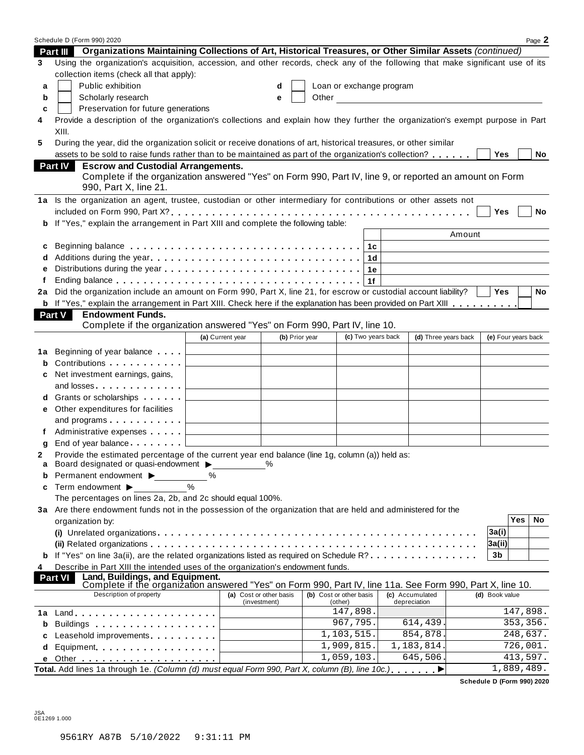Schedule D (Form 990) 2020

## Part III Organizations Maintaining Collections of Art, Historical Treasures, or Other Similar Assets *(continued)*

**3** Using the organization's acquisition, accession, and other records, check any of the following that make significant use of its collection items (check all that apply):

- **a** ☐ Public exhibition
- **b** ☐ Scholarly research
- **c** ☐ Preservation for future generations
- **d** ☐ Loan or exchange program
- **e** ☐ Other

**4** Provide a description of the organization's collections and explain how they further the organization's exempt purpose in Part XIII.

**5** During the year, did the organization solicit or receive donations of art, historical treasures, or other similar assets to be sold to raise funds rather than to be maintained as part of the organization's collection? ☐ Yes ☐ No

## Part IV Escrow and Custodial Arrangements.

Complete if the organization answered "Yes" on Form 990, Part IV, line 9, or reported an amount on Form 990, Part X, line 21.

**1a** Is the organization an agent, trustee, custodian or other intermediary for contributions or other assets not included on Form 990, Part X? ☐ Yes ☐ No

**b** If "Yes," explain the arrangement in Part XIII and complete the following table:

| | | | Amount |
|---|---|---|---|
| **c** | Beginning balance | 1c | |
| **d** | Additions during the year | 1d | |
| **e** | Distributions during the year | 1e | |
| **f** | Ending balance | 1f | |

**2a** Did the organization include an amount on Form 990, Part X, line 21, for escrow or custodial account liability? ☐ Yes ☐ No

**b** If "Yes," explain the arrangement in Part XIII. Check here if the explanation has been provided on Part XIII ☐

## Part V Endowment Funds.

Complete if the organization answered "Yes" on Form 990, Part IV, line 10.

| | | (a) Current year | (b) Prior year | (c) Two years back | (d) Three years back | (e) Four years back |
|---|---|---|---|---|---|---|
| **1a** | Beginning of year balance | | | | | |
| **b** | Contributions | | | | | |
| **c** | Net investment earnings, gains, and losses | | | | | |
| **d** | Grants or scholarships | | | | | |
| **e** | Other expenditures for facilities and programs | | | | | |
| **f** | Administrative expenses | | | | | |
| **g** | End of year balance | | | | | |

**2** Provide the estimated percentage of the current year end balance (line 1g, column (a)) held as:

- **a** Board designated or quasi-endowment ▶ %
- **b** Permanent endowment ▶ %
- **c** Term endowment ▶ %

The percentages on lines 2a, 2b, and 2c should equal 100%.

**3a** Are there endowment funds not in the possession of the organization that are held and administered for the organization by:

| | | | Yes | No |
|---|---|---|---|---|
| **(i)** | Unrelated organizations | 3a(i) | | |
| **(ii)** | Related organizations | 3a(ii) | | |
| **b** | If "Yes" on line 3a(ii), are the related organizations listed as required on Schedule R? | 3b | | |

**4** Describe in Part XIII the intended uses of the organization's endowment funds.

## Part VI Land, Buildings, and Equipment.

Complete if the organization answered "Yes" on Form 990, Part IV, line 11a. See Form 990, Part X, line 10.

| Description of property | (a) Cost or other basis (investment) | (b) Cost or other basis (other) | (c) Accumulated depreciation | (d) Book value |
|---|---|---|---|---|
| **1a** Land | | 147,898. | | 147,898. |
| **b** Buildings | | 967,795. | 614,439. | 353,356. |
| **c** Leasehold improvements | | 1,103,515. | 854,878. | 248,637. |
| **d** Equipment | | 1,909,815. | 1,183,814. | 726,001. |
| **e** Other | | 1,059,103. | 645,506. | 413,597. |
| **Total.** Add lines 1a through 1e. *(Column (d) must equal Form 990, Part X, column (B), line 10c.)* ▶ | | | | 1,889,489. |

Schedule D (Form 990) 2020

JSA
0E1269 1.000

9561RY A87B 5/10/2022 9:31:11 PM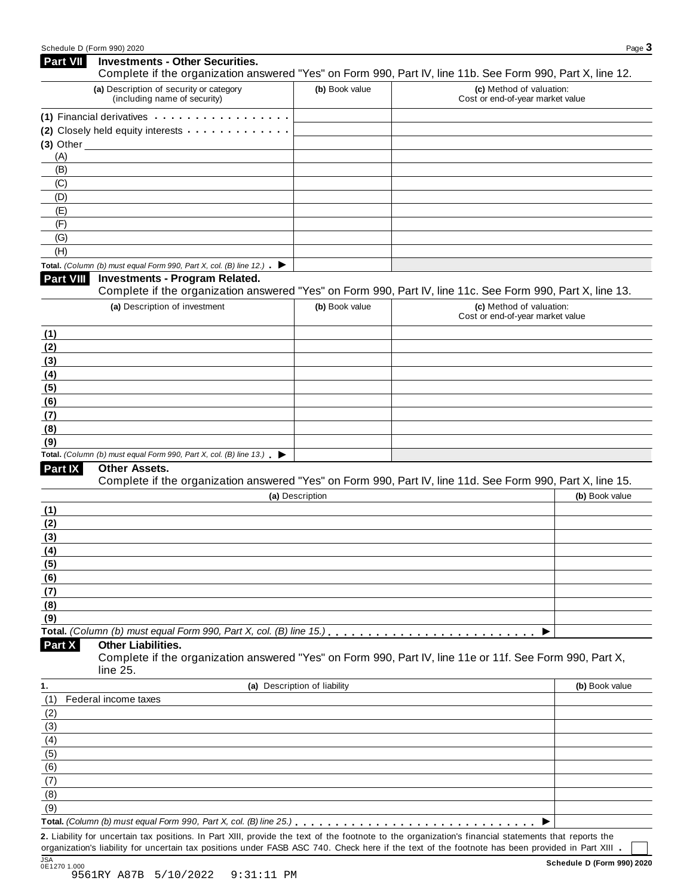## Part VII Investments - Other Securities.

Complete if the organization answered "Yes" on Form 990, Part IV, line 11b. See Form 990, Part X, line 12.

| (a) Description of security or category (including name of security) | (b) Book value | (c) Method of valuation: Cost or end-of-year market value |
|---|---|---|
| (1) Financial derivatives | | |
| (2) Closely held equity interests | | |
| (3) Other | | |
| (A) | | |
| (B) | | |
| (C) | | |
| (D) | | |
| (E) | | |
| (F) | | |
| (G) | | |
| (H) | | |
| **Total.** *(Column (b) must equal Form 990, Part X, col. (B) line 12.)* ▶ | | |

## Part VIII Investments - Program Related.

Complete if the organization answered "Yes" on Form 990, Part IV, line 11c. See Form 990, Part X, line 13.

| (a) Description of investment | (b) Book value | (c) Method of valuation: Cost or end-of-year market value |
|---|---|---|
| (1) | | |
| (2) | | |
| (3) | | |
| (4) | | |
| (5) | | |
| (6) | | |
| (7) | | |
| (8) | | |
| (9) | | |
| **Total.** *(Column (b) must equal Form 990, Part X, col. (B) line 13.)* ▶ | | |

## Part IX Other Assets.

Complete if the organization answered "Yes" on Form 990, Part IV, line 11d. See Form 990, Part X, line 15.

| (a) Description | (b) Book value |
|---|---|
| (1) | |
| (2) | |
| (3) | |
| (4) | |
| (5) | |
| (6) | |
| (7) | |
| (8) | |
| (9) | |
| **Total.** *(Column (b) must equal Form 990, Part X, col. (B) line 15.)* ▶ | |

## Part X Other Liabilities.

Complete if the organization answered "Yes" on Form 990, Part IV, line 11e or 11f. See Form 990, Part X, line 25.

| 1. (a) Description of liability | (b) Book value |
|---|---|
| (1) Federal income taxes | |
| (2) | |
| (3) | |
| (4) | |
| (5) | |
| (6) | |
| (7) | |
| (8) | |
| (9) | |
| **Total.** *(Column (b) must equal Form 990, Part X, col. (B) line 25.)* ▶ | |

**2.** Liability for uncertain tax positions. In Part XIII, provide the text of the footnote to the organization's financial statements that reports the organization's liability for uncertain tax positions under FASB ASC 740. Check here if the text of the footnote has been provided in Part XIII . ☐

JSA 0E1270 1.000

9561RY A87B 5/10/2022 9:31:11 PM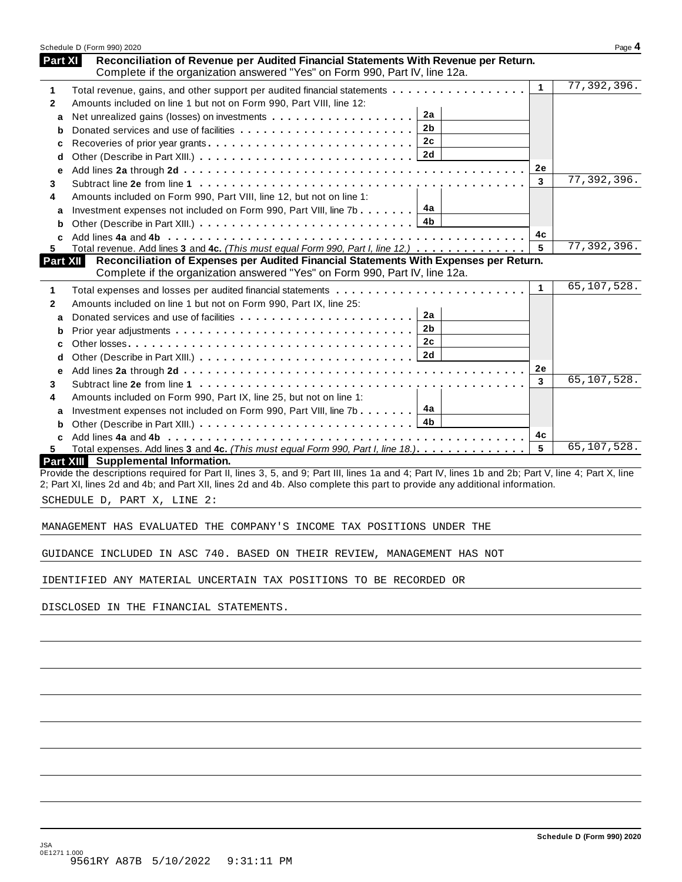Schedule D (Form 990) 2020

## Part XI Reconciliation of Revenue per Audited Financial Statements With Revenue per Return.

Complete if the organization answered "Yes" on Form 990, Part IV, line 12a.

| | | | | | |
|---|---|---|---|---|---|
| 1 | Total revenue, gains, and other support per audited financial statements | | | 1 | 77,392,396. |
| 2 | Amounts included on line 1 but not on Form 990, Part VIII, line 12: | | | | |
| a | Net unrealized gains (losses) on investments | 2a | | | |
| b | Donated services and use of facilities | 2b | | | |
| c | Recoveries of prior year grants | 2c | | | |
| d | Other (Describe in Part XIII.) | 2d | | | |
| e | Add lines **2a** through **2d** | | | 2e | |
| 3 | Subtract line **2e** from line **1** | | | 3 | 77,392,396. |
| 4 | Amounts included on Form 990, Part VIII, line 12, but not on line 1: | | | | |
| a | Investment expenses not included on Form 990, Part VIII, line 7b | 4a | | | |
| b | Other (Describe in Part XIII.) | 4b | | | |
| c | Add lines **4a** and **4b** | | | 4c | |
| 5 | Total revenue. Add lines **3** and **4c.** *(This must equal Form 990, Part I, line 12.)* | | | 5 | 77,392,396. |

## Part XII Reconciliation of Expenses per Audited Financial Statements With Expenses per Return.

Complete if the organization answered "Yes" on Form 990, Part IV, line 12a.

| | | | | | |
|---|---|---|---|---|---|
| 1 | Total expenses and losses per audited financial statements | | | 1 | 65,107,528. |
| 2 | Amounts included on line 1 but not on Form 990, Part IX, line 25: | | | | |
| a | Donated services and use of facilities | 2a | | | |
| b | Prior year adjustments | 2b | | | |
| c | Other losses | 2c | | | |
| d | Other (Describe in Part XIII.) | 2d | | | |
| e | Add lines **2a** through **2d** | | | 2e | |
| 3 | Subtract line **2e** from line **1** | | | 3 | 65,107,528. |
| 4 | Amounts included on Form 990, Part IX, line 25, but not on line 1: | | | | |
| a | Investment expenses not included on Form 990, Part VIII, line 7b | 4a | | | |
| b | Other (Describe in Part XIII.) | 4b | | | |
| c | Add lines **4a** and **4b** | | | 4c | |
| 5 | Total expenses. Add lines **3** and **4c.** *(This must equal Form 990, Part I, line 18.)* | | | 5 | 65,107,528. |

## Part XIII Supplemental Information.

Provide the descriptions required for Part II, lines 3, 5, and 9; Part III, lines 1a and 4; Part IV, lines 1b and 2b; Part V, line 4; Part X, line 2; Part XI, lines 2d and 4b; and Part XII, lines 2d and 4b. Also complete this part to provide any additional information.

SCHEDULE D, PART X, LINE 2:

MANAGEMENT HAS EVALUATED THE COMPANY'S INCOME TAX POSITIONS UNDER THE GUIDANCE INCLUDED IN ASC 740. BASED ON THEIR REVIEW, MANAGEMENT HAS NOT IDENTIFIED ANY MATERIAL UNCERTAIN TAX POSITIONS TO BE RECORDED OR DISCLOSED IN THE FINANCIAL STATEMENTS.

Schedule D (Form 990) 2020

JSA
0E1271 1.000
9561RY A87B 5/10/2022 9:31:11 PM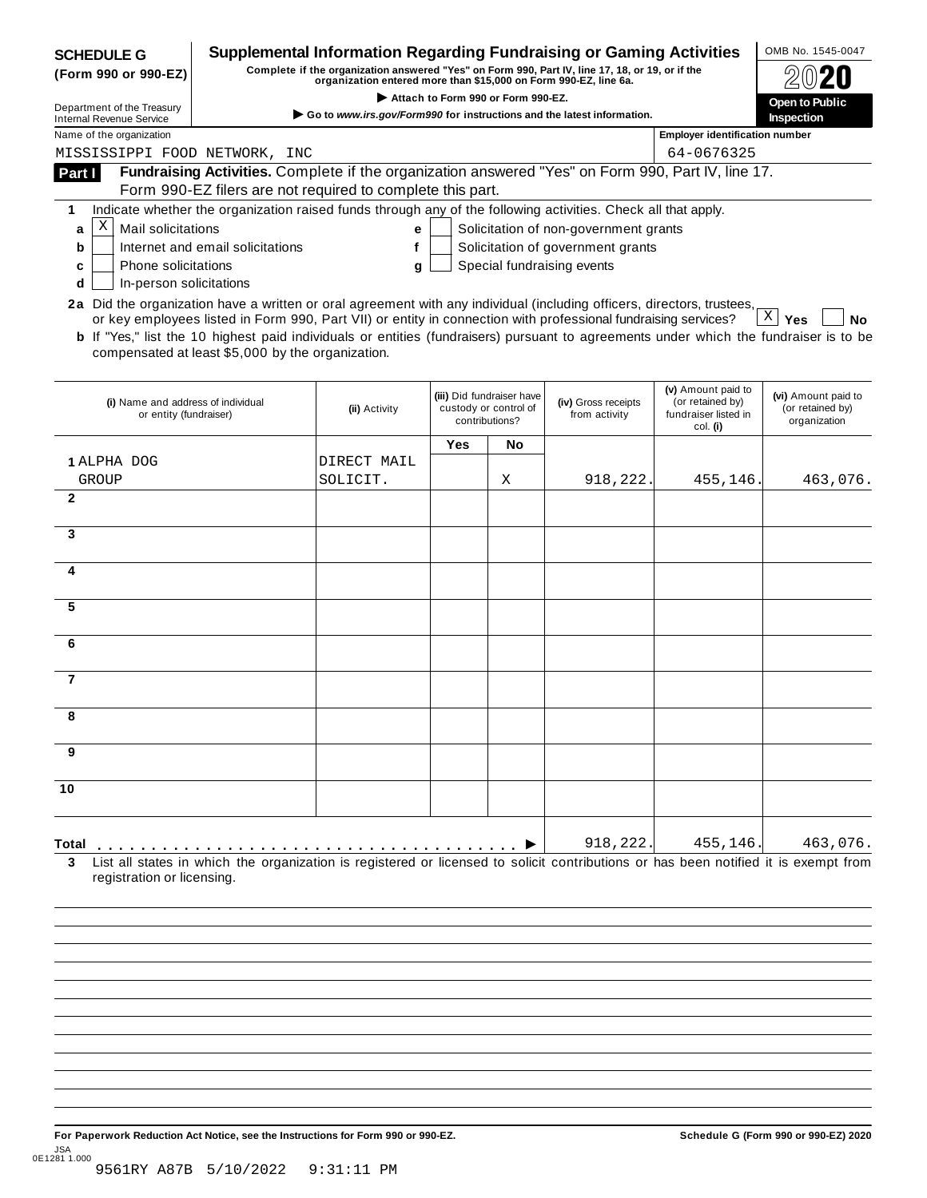**SCHEDULE G (Form 990 or 990-EZ)**

Department of the Treasury
Internal Revenue Service

# Supplemental Information Regarding Fundraising or Gaming Activities

**Complete if the organization answered "Yes" on Form 990, Part IV, line 17, 18, or 19, or if the organization entered more than $15,000 on Form 990-EZ, line 6a.**

▶ **Attach to Form 990 or Form 990-EZ.**

▶ **Go to www.irs.gov/Form990 for instructions and the latest information.**

OMB No. 1545-0047

**2020**

**Open to Public Inspection**

Name of the organization: MISSISSIPPI FOOD NETWORK, INC

Employer identification number: 64-0676325

**Part I** **Fundraising Activities.** Complete if the organization answered "Yes" on Form 990, Part IV, line 17. Form 990-EZ filers are not required to complete this part.

1 Indicate whether the organization raised funds through any of the following activities. Check all that apply.

- a [X] Mail solicitations
- b [ ] Internet and email solicitations
- c [ ] Phone solicitations
- d [ ] In-person solicitations
- e [ ] Solicitation of non-government grants
- f [ ] Solicitation of government grants
- g [ ] Special fundraising events

**2a** Did the organization have a written or oral agreement with any individual (including officers, directors, trustees, or key employees listed in Form 990, Part VII) or entity in connection with professional fundraising services? [X] **Yes** [ ] **No**

**b** If "Yes," list the 10 highest paid individuals or entities (fundraisers) pursuant to agreements under which the fundraiser is to be compensated at least $5,000 by the organization.

| (i) Name and address of individual or entity (fundraiser) | (ii) Activity | (iii) Did fundraiser have custody or control of contributions? Yes | No | (iv) Gross receipts from activity | (v) Amount paid to (or retained by) fundraiser listed in col. (i) | (vi) Amount paid to (or retained by) organization |
|---|---|---|---|---|---|---|
| 1 ALPHA DOG GROUP | DIRECT MAIL SOLICIT. | | X | 918,222. | 455,146. | 463,076. |
| 2 | | | | | | |
| 3 | | | | | | |
| 4 | | | | | | |
| 5 | | | | | | |
| 6 | | | | | | |
| 7 | | | | | | |
| 8 | | | | | | |
| 9 | | | | | | |
| 10 | | | | | | |
| **Total** ▶ | | | | 918,222. | 455,146. | 463,076. |

**3** List all states in which the organization is registered or licensed to solicit contributions or has been notified it is exempt from registration or licensing.

**For Paperwork Reduction Act Notice, see the Instructions for Form 990 or 990-EZ.** **Schedule G (Form 990 or 990-EZ) 2020**

JSA
0E1281 1.000
9561RY A87B 5/10/2022 9:31:11 PM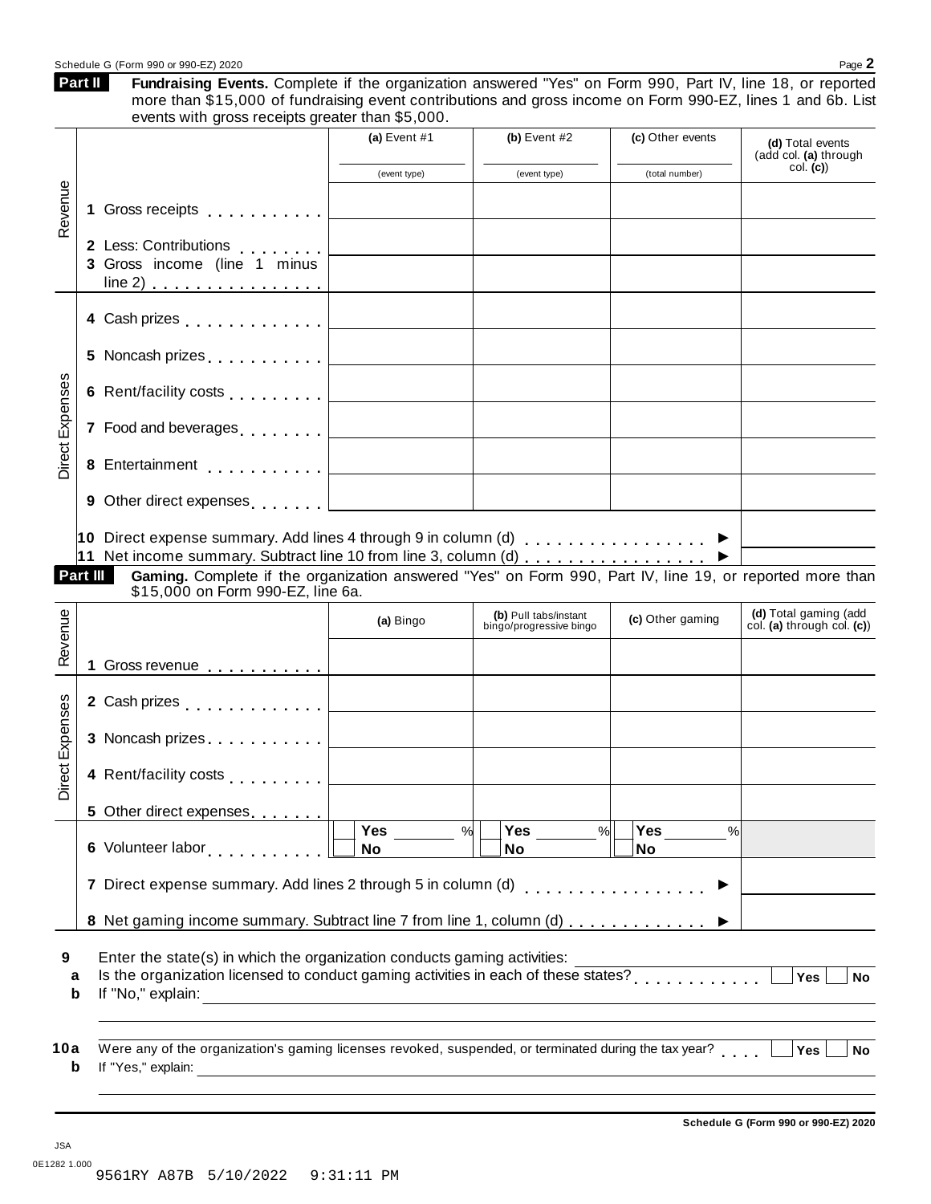## Part II Fundraising Events.

Complete if the organization answered "Yes" on Form 990, Part IV, line 18, or reported more than $15,000 of fundraising event contributions and gross income on Form 990-EZ, lines 1 and 6b. List events with gross receipts greater than $5,000.

| | | (a) Event #1 (event type) | (b) Event #2 (event type) | (c) Other events (total number) | (d) Total events (add col. (a) through col. (c)) |
|---|---|---|---|---|---|
| Revenue | 1 Gross receipts | | | | |
| | 2 Less: Contributions | | | | |
| | 3 Gross income (line 1 minus line 2) | | | | |
| Direct Expenses | 4 Cash prizes | | | | |
| | 5 Noncash prizes | | | | |
| | 6 Rent/facility costs | | | | |
| | 7 Food and beverages | | | | |
| | 8 Entertainment | | | | |
| | 9 Other direct expenses | | | | |

10 Direct expense summary. Add lines 4 through 9 in column (d) ▶

11 Net income summary. Subtract line 10 from line 3, column (d) ▶

## Part III Gaming.

Complete if the organization answered "Yes" on Form 990, Part IV, line 19, or reported more than $15,000 on Form 990-EZ, line 6a.

| | | (a) Bingo | (b) Pull tabs/instant bingo/progressive bingo | (c) Other gaming | (d) Total gaming (add col. (a) through col. (c)) |
|---|---|---|---|---|---|
| Revenue | 1 Gross revenue | | | | |
| Direct Expenses | 2 Cash prizes | | | | |
| | 3 Noncash prizes | | | | |
| | 4 Rent/facility costs | | | | |
| | 5 Other direct expenses | | | | |
| | 6 Volunteer labor | Yes ___ % No | Yes ___ % No | Yes ___ % No | |

7 Direct expense summary. Add lines 2 through 5 in column (d) ▶

8 Net gaming income summary. Subtract line 7 from line 1, column (d) ▶

9 Enter the state(s) in which the organization conducts gaming activities:

a Is the organization licensed to conduct gaming activities in each of these states? Yes No

b If "No," explain:

10a Were any of the organization's gaming licenses revoked, suspended, or terminated during the tax year? Yes No

b If "Yes," explain:

**Schedule G (Form 990 or 990-EZ) 2020**

JSA
0E1282 1.000
9561RY A87B 5/10/2022 9:31:11 PM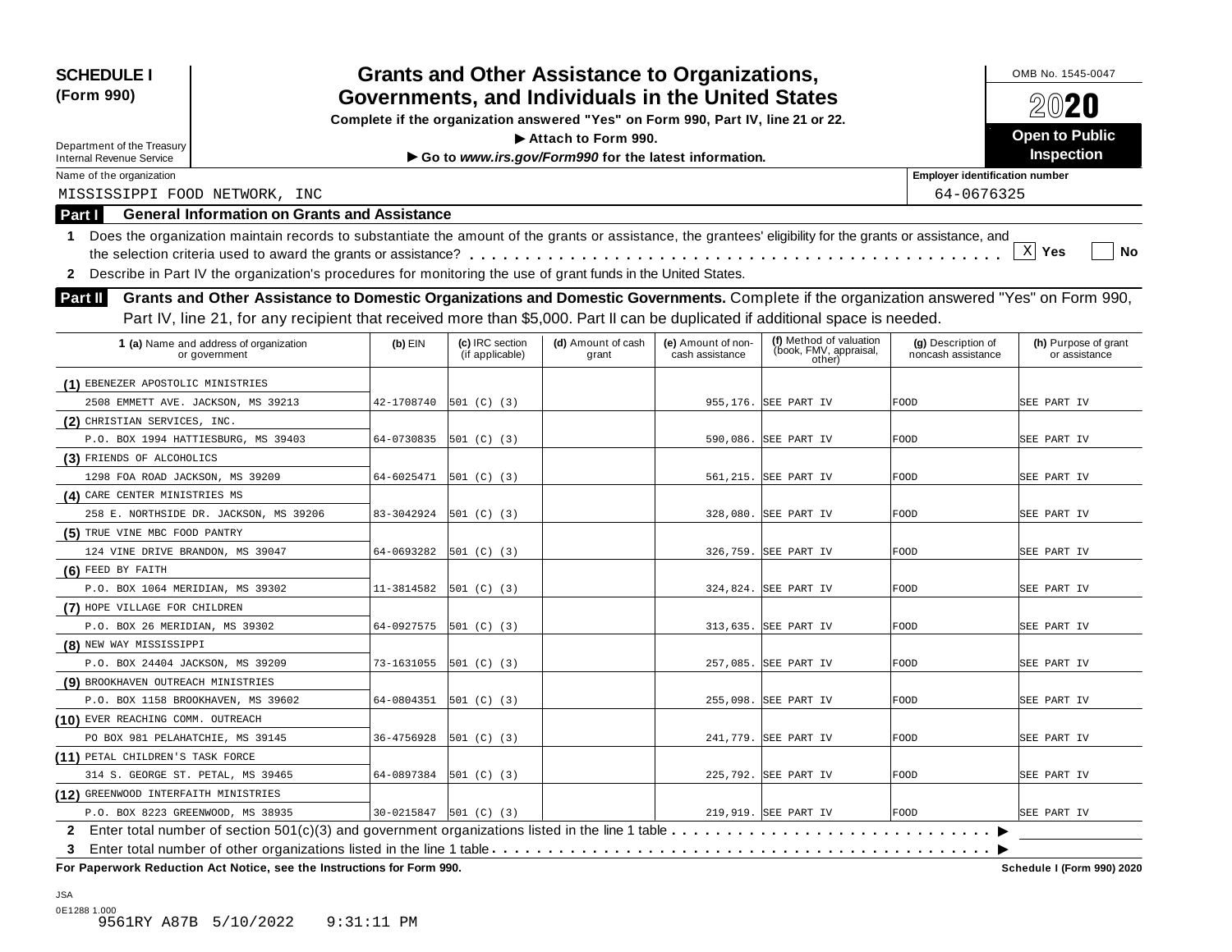# SCHEDULE I (Form 990)

## Grants and Other Assistance to Organizations, Governments, and Individuals in the United States

**Complete if the organization answered "Yes" on Form 990, Part IV, line 21 or 22.**

▶ Attach to Form 990.

▶ Go to *www.irs.gov/Form990* for the latest information.

Department of the Treasury
Internal Revenue Service

OMB No. 1545-0047

2020

**Open to Public Inspection**

Name of the organization: MISSISSIPPI FOOD NETWORK, INC

Employer identification number: 64-0676325

### Part I General Information on Grants and Assistance

**1** Does the organization maintain records to substantiate the amount of the grants or assistance, the grantees' eligibility for the grants or assistance, and the selection criteria used to award the grants or assistance? [X] Yes [ ] No

**2** Describe in Part IV the organization's procedures for monitoring the use of grant funds in the United States.

### Part II Grants and Other Assistance to Domestic Organizations and Domestic Governments.

Complete if the organization answered "Yes" on Form 990, Part IV, line 21, for any recipient that received more than $5,000. Part II can be duplicated if additional space is needed.

| 1 (a) Name and address of organization or government | (b) EIN | (c) IRC section (if applicable) | (d) Amount of cash grant | (e) Amount of non-cash assistance | (f) Method of valuation (book, FMV, appraisal, other) | (g) Description of noncash assistance | (h) Purpose of grant or assistance |
|---|---|---|---|---|---|---|---|
| (1) EBENEZER APOSTOLIC MINISTRIES 2508 EMMETT AVE. JACKSON, MS 39213 | 42-1708740 | 501 (C) (3) | | 955,176. | SEE PART IV | FOOD | SEE PART IV |
| (2) CHRISTIAN SERVICES, INC. P.O. BOX 1994 HATTIESBURG, MS 39403 | 64-0730835 | 501 (C) (3) | | 590,086. | SEE PART IV | FOOD | SEE PART IV |
| (3) FRIENDS OF ALCOHOLICS 1298 FOA ROAD JACKSON, MS 39209 | 64-6025471 | 501 (C) (3) | | 561,215. | SEE PART IV | FOOD | SEE PART IV |
| (4) CARE CENTER MINISTRIES MS 258 E. NORTHSIDE DR. JACKSON, MS 39206 | 83-3042924 | 501 (C) (3) | | 328,080. | SEE PART IV | FOOD | SEE PART IV |
| (5) TRUE VINE MBC FOOD PANTRY 124 VINE DRIVE BRANDON, MS 39047 | 64-0693282 | 501 (C) (3) | | 326,759. | SEE PART IV | FOOD | SEE PART IV |
| (6) FEED BY FAITH P.O. BOX 1064 MERIDIAN, MS 39302 | 11-3814582 | 501 (C) (3) | | 324,824. | SEE PART IV | FOOD | SEE PART IV |
| (7) HOPE VILLAGE FOR CHILDREN P.O. BOX 26 MERIDIAN, MS 39302 | 64-0927575 | 501 (C) (3) | | 313,635. | SEE PART IV | FOOD | SEE PART IV |
| (8) NEW WAY MISSISSIPPI P.O. BOX 24404 JACKSON, MS 39209 | 73-1631055 | 501 (C) (3) | | 257,085. | SEE PART IV | FOOD | SEE PART IV |
| (9) BROOKHAVEN OUTREACH MINISTRIES P.O. BOX 1158 BROOKHAVEN, MS 39602 | 64-0804351 | 501 (C) (3) | | 255,098. | SEE PART IV | FOOD | SEE PART IV |
| (10) EVER REACHING COMM. OUTREACH PO BOX 981 PELAHATCHIE, MS 39145 | 36-4756928 | 501 (C) (3) | | 241,779. | SEE PART IV | FOOD | SEE PART IV |
| (11) PETAL CHILDREN'S TASK FORCE 314 S. GEORGE ST. PETAL, MS 39465 | 64-0897384 | 501 (C) (3) | | 225,792. | SEE PART IV | FOOD | SEE PART IV |
| (12) GREENWOOD INTERFAITH MINISTRIES P.O. BOX 8223 GREENWOOD, MS 38935 | 30-0215847 | 501 (C) (3) | | 219,919. | SEE PART IV | FOOD | SEE PART IV |

**2** Enter total number of section 501(c)(3) and government organizations listed in the line 1 table ▶

**3** Enter total number of other organizations listed in the line 1 table ▶

**For Paperwork Reduction Act Notice, see the Instructions for Form 990.** **Schedule I (Form 990) 2020**

JSA
0E1288 1.000
9561RY A87B 5/10/2022 9:31:11 PM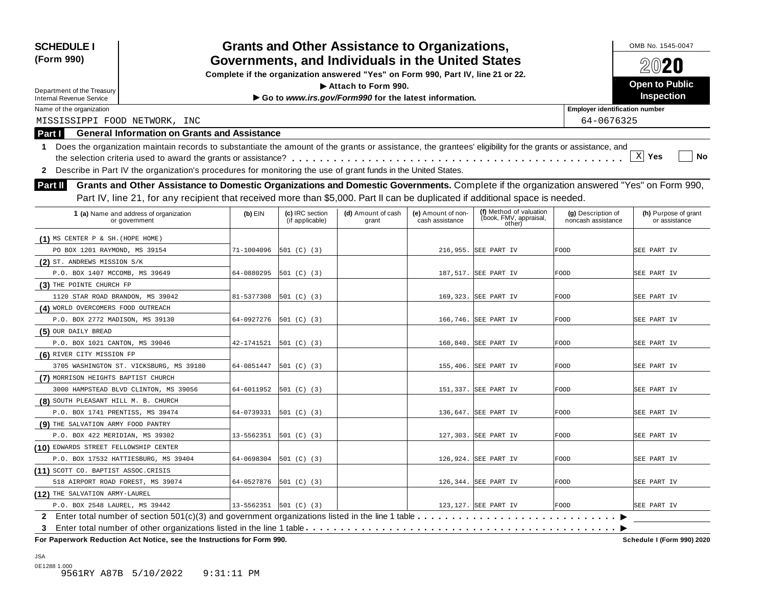**SCHEDULE I (Form 990)**

Department of the Treasury
Internal Revenue Service

# Grants and Other Assistance to Organizations, Governments, and Individuals in the United States

**Complete if the organization answered "Yes" on Form 990, Part IV, line 21 or 22.**

**▶ Attach to Form 990.**

**▶ Go to *www.irs.gov/Form990* for the latest information.**

OMB No. 1545-0047

**2020**

**Open to Public Inspection**

Name of the organization: MISSISSIPPI FOOD NETWORK, INC

Employer identification number: 64-0676325

## Part I General Information on Grants and Assistance

**1** Does the organization maintain records to substantiate the amount of the grants or assistance, the grantees' eligibility for the grants or assistance, and the selection criteria used to award the grants or assistance? . . . . . . [X] Yes [ ] No

**2** Describe in Part IV the organization's procedures for monitoring the use of grant funds in the United States.

## Part II Grants and Other Assistance to Domestic Organizations and Domestic Governments.

Complete if the organization answered "Yes" on Form 990, Part IV, line 21, for any recipient that received more than $5,000. Part II can be duplicated if additional space is needed.

| 1 (a) Name and address of organization or government | (b) EIN | (c) IRC section (if applicable) | (d) Amount of cash grant | (e) Amount of non-cash assistance | (f) Method of valuation (book, FMV, appraisal, other) | (g) Description of noncash assistance | (h) Purpose of grant or assistance |
|---|---|---|---|---|---|---|---|
| (1) MS CENTER P & SH.(HOPE HOME) PO BOX 1201 RAYMOND, MS 39154 | 71-1004096 | 501 (C) (3) | | 216,955. | SEE PART IV | FOOD | SEE PART IV |
| (2) ST. ANDREWS MISSION S/K P.O. BOX 1407 MCCOMB, MS 39649 | 64-0880295 | 501 (C) (3) | | 187,517. | SEE PART IV | FOOD | SEE PART IV |
| (3) THE POINTE CHURCH FP 1120 STAR ROAD BRANDON, MS 39042 | 81-5377308 | 501 (C) (3) | | 169,323. | SEE PART IV | FOOD | SEE PART IV |
| (4) WORLD OVERCOMERS FOOD OUTREACH P.O. BOX 2772 MADISON, MS 39130 | 64-0927276 | 501 (C) (3) | | 166,746. | SEE PART IV | FOOD | SEE PART IV |
| (5) OUR DAILY BREAD P.O. BOX 1021 CANTON, MS 39046 | 42-1741521 | 501 (C) (3) | | 160,840. | SEE PART IV | FOOD | SEE PART IV |
| (6) RIVER CITY MISSION FP 3705 WASHINGTON ST. VICKSBURG, MS 39180 | 64-0851447 | 501 (C) (3) | | 155,406. | SEE PART IV | FOOD | SEE PART IV |
| (7) MORRISON HEIGHTS BAPTIST CHURCH 3000 HAMPSTEAD BLVD CLINTON, MS 39056 | 64-6011952 | 501 (C) (3) | | 151,337. | SEE PART IV | FOOD | SEE PART IV |
| (8) SOUTH PLEASANT HILL M. B. CHURCH P.O. BOX 1741 PRENTISS, MS 39474 | 64-0739331 | 501 (C) (3) | | 136,647. | SEE PART IV | FOOD | SEE PART IV |
| (9) THE SALVATION ARMY FOOD PANTRY P.O. BOX 422 MERIDIAN, MS 39302 | 13-5562351 | 501 (C) (3) | | 127,303. | SEE PART IV | FOOD | SEE PART IV |
| (10) EDWARDS STREET FELLOWSHIP CENTER P.O. BOX 17532 HATTIESBURG, MS 39404 | 64-0698304 | 501 (C) (3) | | 126,924. | SEE PART IV | FOOD | SEE PART IV |
| (11) SCOTT CO. BAPTIST ASSOC.CRISIS 518 AIRPORT ROAD FOREST, MS 39074 | 64-0527876 | 501 (C) (3) | | 126,344. | SEE PART IV | FOOD | SEE PART IV |
| (12) THE SALVATION ARMY-LAUREL P.O. BOX 2548 LAUREL, MS 39442 | 13-5562351 | 501 (C) (3) | | 123,127. | SEE PART IV | FOOD | SEE PART IV |

**2** Enter total number of section 501(c)(3) and government organizations listed in the line 1 table . . . . . . ▶

**3** Enter total number of other organizations listed in the line 1 table . . . . . . ▶

**For Paperwork Reduction Act Notice, see the Instructions for Form 990.** **Schedule I (Form 990) 2020**

JSA
0E1288 1.000
9561RY A87B 5/10/2022 9:31:11 PM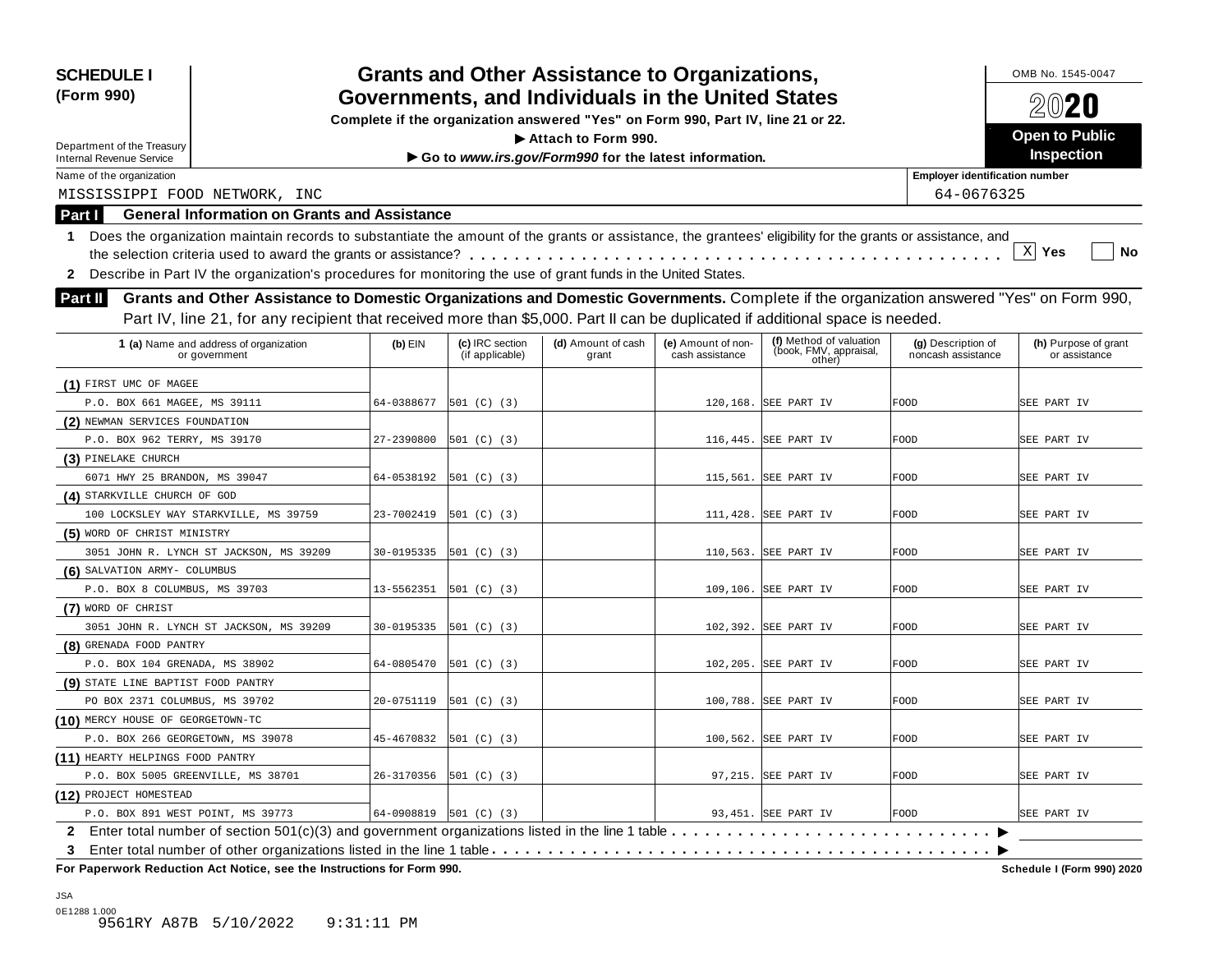**SCHEDULE I (Form 990)**

Department of the Treasury
Internal Revenue Service

# Grants and Other Assistance to Organizations, Governments, and Individuals in the United States

**Complete if the organization answered "Yes" on Form 990, Part IV, line 21 or 22.**
**▶ Attach to Form 990.**
**▶ Go to *www.irs.gov/Form990* for the latest information.**

OMB No. 1545-0047
**2020**
**Open to Public Inspection**

Name of the organization: MISSISSIPPI FOOD NETWORK, INC

Employer identification number: 64-0676325

## Part I General Information on Grants and Assistance

**1** Does the organization maintain records to substantiate the amount of the grants or assistance, the grantees' eligibility for the grants or assistance, and the selection criteria used to award the grants or assistance? . . . . . [X] **Yes** [ ] **No**

**2** Describe in Part IV the organization's procedures for monitoring the use of grant funds in the United States.

## Part II Grants and Other Assistance to Domestic Organizations and Domestic Governments.

Complete if the organization answered "Yes" on Form 990, Part IV, line 21, for any recipient that received more than $5,000. Part II can be duplicated if additional space is needed.

| 1 (a) Name and address of organization or government | (b) EIN | (c) IRC section (if applicable) | (d) Amount of cash grant | (e) Amount of non-cash assistance | (f) Method of valuation (book, FMV, appraisal, other) | (g) Description of noncash assistance | (h) Purpose of grant or assistance |
|---|---|---|---|---|---|---|---|
| (1) FIRST UMC OF MAGEE<br>P.O. BOX 661 MAGEE, MS 39111 | 64-0388677 | 501 (C) (3) | | 120,168. | SEE PART IV | FOOD | SEE PART IV |
| (2) NEWMAN SERVICES FOUNDATION<br>P.O. BOX 962 TERRY, MS 39170 | 27-2390800 | 501 (C) (3) | | 116,445. | SEE PART IV | FOOD | SEE PART IV |
| (3) PINELAKE CHURCH<br>6071 HWY 25 BRANDON, MS 39047 | 64-0538192 | 501 (C) (3) | | 115,561. | SEE PART IV | FOOD | SEE PART IV |
| (4) STARKVILLE CHURCH OF GOD<br>100 LOCKSLEY WAY STARKVILLE, MS 39759 | 23-7002419 | 501 (C) (3) | | 111,428. | SEE PART IV | FOOD | SEE PART IV |
| (5) WORD OF CHRIST MINISTRY<br>3051 JOHN R. LYNCH ST JACKSON, MS 39209 | 30-0195335 | 501 (C) (3) | | 110,563. | SEE PART IV | FOOD | SEE PART IV |
| (6) SALVATION ARMY- COLUMBUS<br>P.O. BOX 8 COLUMBUS, MS 39703 | 13-5562351 | 501 (C) (3) | | 109,106. | SEE PART IV | FOOD | SEE PART IV |
| (7) WORD OF CHRIST<br>3051 JOHN R. LYNCH ST JACKSON, MS 39209 | 30-0195335 | 501 (C) (3) | | 102,392. | SEE PART IV | FOOD | SEE PART IV |
| (8) GRENADA FOOD PANTRY<br>P.O. BOX 104 GRENADA, MS 38902 | 64-0805470 | 501 (C) (3) | | 102,205. | SEE PART IV | FOOD | SEE PART IV |
| (9) STATE LINE BAPTIST FOOD PANTRY<br>PO BOX 2371 COLUMBUS, MS 39702 | 20-0751119 | 501 (C) (3) | | 100,788. | SEE PART IV | FOOD | SEE PART IV |
| (10) MERCY HOUSE OF GEORGETOWN-TC<br>P.O. BOX 266 GEORGETOWN, MS 39078 | 45-4670832 | 501 (C) (3) | | 100,562. | SEE PART IV | FOOD | SEE PART IV |
| (11) HEARTY HELPINGS FOOD PANTRY<br>P.O. BOX 5005 GREENVILLE, MS 38701 | 26-3170356 | 501 (C) (3) | | 97,215. | SEE PART IV | FOOD | SEE PART IV |
| (12) PROJECT HOMESTEAD<br>P.O. BOX 891 WEST POINT, MS 39773 | 64-0908819 | 501 (C) (3) | | 93,451. | SEE PART IV | FOOD | SEE PART IV |

**2** Enter total number of section 501(c)(3) and government organizations listed in the line 1 table . . . . . ▶

**3** Enter total number of other organizations listed in the line 1 table . . . . . ▶

**For Paperwork Reduction Act Notice, see the Instructions for Form 990.** **Schedule I (Form 990) 2020**

JSA
0E1288 1.000
9561RY A87B 5/10/2022 9:31:11 PM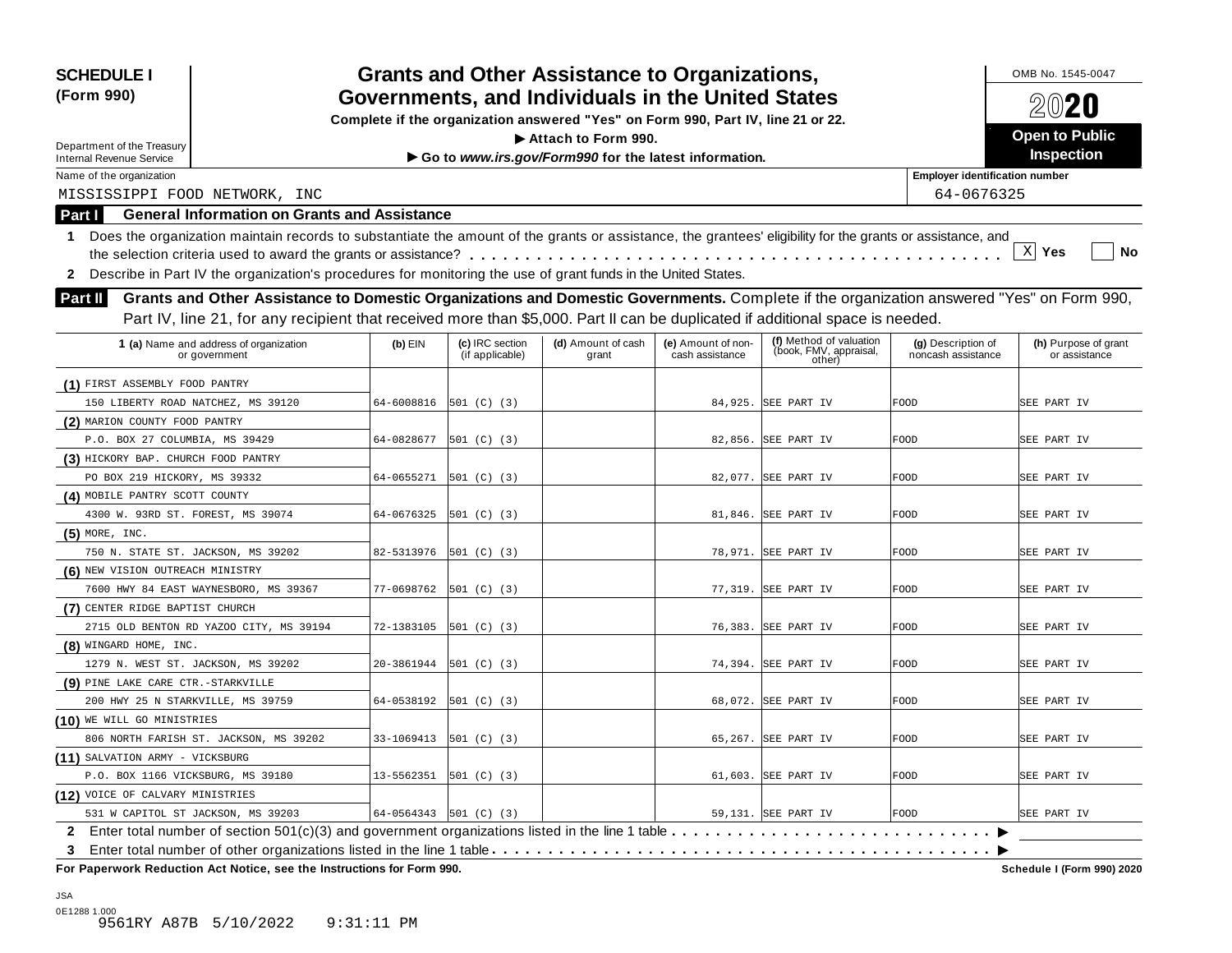**SCHEDULE I**
**(Form 990)**

Department of the Treasury
Internal Revenue Service

# Grants and Other Assistance to Organizations, Governments, and Individuals in the United States

**Complete if the organization answered "Yes" on Form 990, Part IV, line 21 or 22.**
**▶ Attach to Form 990.**
**▶ Go to *www.irs.gov/Form990* for the latest information.**

OMB No. 1545-0047
**2020**
**Open to Public Inspection**

Name of the organization: MISSISSIPPI FOOD NETWORK, INC
Employer identification number: 64-0676325

## Part I General Information on Grants and Assistance

**1** Does the organization maintain records to substantiate the amount of the grants or assistance, the grantees' eligibility for the grants or assistance, and the selection criteria used to award the grants or assistance? [X] Yes [ ] No

**2** Describe in Part IV the organization's procedures for monitoring the use of grant funds in the United States.

## Part II Grants and Other Assistance to Domestic Organizations and Domestic Governments.

Complete if the organization answered "Yes" on Form 990, Part IV, line 21, for any recipient that received more than $5,000. Part II can be duplicated if additional space is needed.

| 1 (a) Name and address of organization or government | (b) EIN | (c) IRC section (if applicable) | (d) Amount of cash grant | (e) Amount of non-cash assistance | (f) Method of valuation (book, FMV, appraisal, other) | (g) Description of noncash assistance | (h) Purpose of grant or assistance |
|---|---|---|---|---|---|---|---|
| (1) FIRST ASSEMBLY FOOD PANTRY 150 LIBERTY ROAD NATCHEZ, MS 39120 | 64-6008816 | 501 (C) (3) | | 84,925. | SEE PART IV | FOOD | SEE PART IV |
| (2) MARION COUNTY FOOD PANTRY P.O. BOX 27 COLUMBIA, MS 39429 | 64-0828677 | 501 (C) (3) | | 82,856. | SEE PART IV | FOOD | SEE PART IV |
| (3) HICKORY BAP. CHURCH FOOD PANTRY PO BOX 219 HICKORY, MS 39332 | 64-0655271 | 501 (C) (3) | | 82,077. | SEE PART IV | FOOD | SEE PART IV |
| (4) MOBILE PANTRY SCOTT COUNTY 4300 W. 93RD ST. FOREST, MS 39074 | 64-0676325 | 501 (C) (3) | | 81,846. | SEE PART IV | FOOD | SEE PART IV |
| (5) MORE, INC. 750 N. STATE ST. JACKSON, MS 39202 | 82-5313976 | 501 (C) (3) | | 78,971. | SEE PART IV | FOOD | SEE PART IV |
| (6) NEW VISION OUTREACH MINISTRY 7600 HWY 84 EAST WAYNESBORO, MS 39367 | 77-0698762 | 501 (C) (3) | | 77,319. | SEE PART IV | FOOD | SEE PART IV |
| (7) CENTER RIDGE BAPTIST CHURCH 2715 OLD BENTON RD YAZOO CITY, MS 39194 | 72-1383105 | 501 (C) (3) | | 76,383. | SEE PART IV | FOOD | SEE PART IV |
| (8) WINGARD HOME, INC. 1279 N. WEST ST. JACKSON, MS 39202 | 20-3861944 | 501 (C) (3) | | 74,394. | SEE PART IV | FOOD | SEE PART IV |
| (9) PINE LAKE CARE CTR.-STARKVILLE 200 HWY 25 N STARKVILLE, MS 39759 | 64-0538192 | 501 (C) (3) | | 68,072. | SEE PART IV | FOOD | SEE PART IV |
| (10) WE WILL GO MINISTRIES 806 NORTH FARISH ST. JACKSON, MS 39202 | 33-1069413 | 501 (C) (3) | | 65,267. | SEE PART IV | FOOD | SEE PART IV |
| (11) SALVATION ARMY - VICKSBURG P.O. BOX 1166 VICKSBURG, MS 39180 | 13-5562351 | 501 (C) (3) | | 61,603. | SEE PART IV | FOOD | SEE PART IV |
| (12) VOICE OF CALVARY MINISTRIES 531 W CAPITOL ST JACKSON, MS 39203 | 64-0564343 | 501 (C) (3) | | 59,131. | SEE PART IV | FOOD | SEE PART IV |

**2** Enter total number of section 501(c)(3) and government organizations listed in the line 1 table ▶

**3** Enter total number of other organizations listed in the line 1 table ▶

**For Paperwork Reduction Act Notice, see the Instructions for Form 990.** **Schedule I (Form 990) 2020**

JSA
0E1288 1.000
9561RY A87B 5/10/2022 9:31:11 PM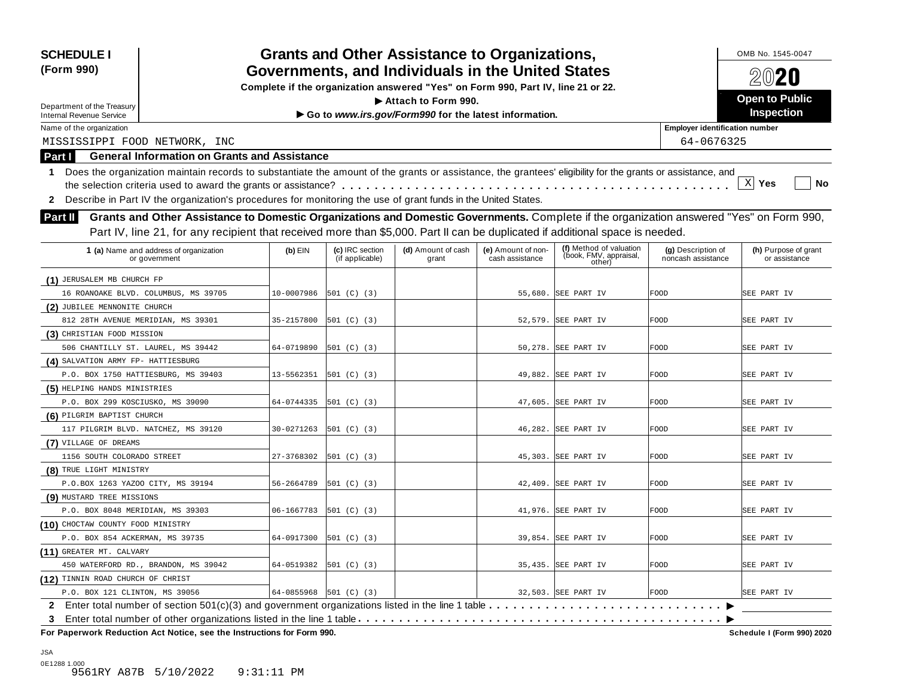**SCHEDULE I (Form 990)**

Department of the Treasury
Internal Revenue Service

# Grants and Other Assistance to Organizations, Governments, and Individuals in the United States

**Complete if the organization answered "Yes" on Form 990, Part IV, line 21 or 22.**
**▶ Attach to Form 990.**
**▶ Go to *www.irs.gov/Form990* for the latest information.**

OMB No. 1545-0047
**2020**
**Open to Public Inspection**

Name of the organization: MISSISSIPPI FOOD NETWORK, INC

Employer identification number: 64-0676325

## Part I General Information on Grants and Assistance

**1** Does the organization maintain records to substantiate the amount of the grants or assistance, the grantees' eligibility for the grants or assistance, and the selection criteria used to award the grants or assistance? [X] Yes [ ] No

**2** Describe in Part IV the organization's procedures for monitoring the use of grant funds in the United States.

## Part II Grants and Other Assistance to Domestic Organizations and Domestic Governments.

Complete if the organization answered "Yes" on Form 990, Part IV, line 21, for any recipient that received more than $5,000. Part II can be duplicated if additional space is needed.

| 1 (a) Name and address of organization or government | (b) EIN | (c) IRC section (if applicable) | (d) Amount of cash grant | (e) Amount of non-cash assistance | (f) Method of valuation (book, FMV, appraisal, other) | (g) Description of noncash assistance | (h) Purpose of grant or assistance |
|---|---|---|---|---|---|---|---|
| (1) JERUSALEM MB CHURCH FP<br>16 ROANOAKE BLVD. COLUMBUS, MS 39705 | 10-0007986 | 501 (C) (3) | | 55,680. | SEE PART IV | FOOD | SEE PART IV |
| (2) JUBILEE MENNONITE CHURCH<br>812 28TH AVENUE MERIDIAN, MS 39301 | 35-2157800 | 501 (C) (3) | | 52,579. | SEE PART IV | FOOD | SEE PART IV |
| (3) CHRISTIAN FOOD MISSION<br>506 CHANTILLY ST. LAUREL, MS 39442 | 64-0719890 | 501 (C) (3) | | 50,278. | SEE PART IV | FOOD | SEE PART IV |
| (4) SALVATION ARMY FP- HATTIESBURG<br>P.O. BOX 1750 HATTIESBURG, MS 39403 | 13-5562351 | 501 (C) (3) | | 49,882. | SEE PART IV | FOOD | SEE PART IV |
| (5) HELPING HANDS MINISTRIES<br>P.O. BOX 299 KOSCIUSKO, MS 39090 | 64-0744335 | 501 (C) (3) | | 47,605. | SEE PART IV | FOOD | SEE PART IV |
| (6) PILGRIM BAPTIST CHURCH<br>117 PILGRIM BLVD. NATCHEZ, MS 39120 | 30-0271263 | 501 (C) (3) | | 46,282. | SEE PART IV | FOOD | SEE PART IV |
| (7) VILLAGE OF DREAMS<br>1156 SOUTH COLORADO STREET | 27-3768302 | 501 (C) (3) | | 45,303. | SEE PART IV | FOOD | SEE PART IV |
| (8) TRUE LIGHT MINISTRY<br>P.O.BOX 1263 YAZOO CITY, MS 39194 | 56-2664789 | 501 (C) (3) | | 42,409. | SEE PART IV | FOOD | SEE PART IV |
| (9) MUSTARD TREE MISSIONS<br>P.O. BOX 8048 MERIDIAN, MS 39303 | 06-1667783 | 501 (C) (3) | | 41,976. | SEE PART IV | FOOD | SEE PART IV |
| (10) CHOCTAW COUNTY FOOD MINISTRY<br>P.O. BOX 854 ACKERMAN, MS 39735 | 64-0917300 | 501 (C) (3) | | 39,854. | SEE PART IV | FOOD | SEE PART IV |
| (11) GREATER MT. CALVARY<br>450 WATERFORD RD., BRANDON, MS 39042 | 64-0519382 | 501 (C) (3) | | 35,435. | SEE PART IV | FOOD | SEE PART IV |
| (12) TINNIN ROAD CHURCH OF CHRIST<br>P.O. BOX 121 CLINTON, MS 39056 | 64-0855968 | 501 (C) (3) | | 32,503. | SEE PART IV | FOOD | SEE PART IV |

**2** Enter total number of section 501(c)(3) and government organizations listed in the line 1 table ▶

**3** Enter total number of other organizations listed in the line 1 table ▶

**For Paperwork Reduction Act Notice, see the Instructions for Form 990.** **Schedule I (Form 990) 2020**

JSA
0E1288 1.000
9561RY A87B 5/10/2022 9:31:11 PM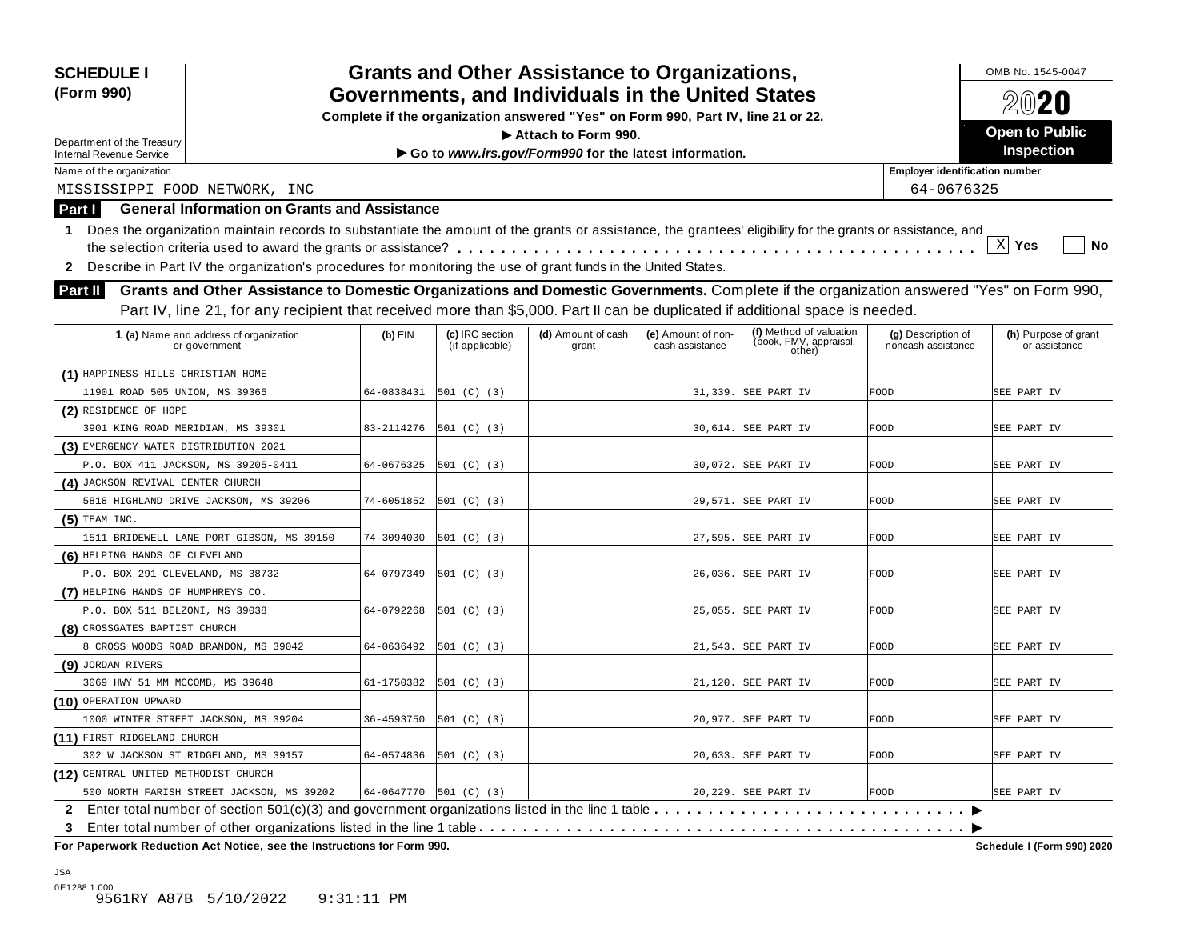**SCHEDULE I (Form 990)**

Department of the Treasury
Internal Revenue Service

# Grants and Other Assistance to Organizations, Governments, and Individuals in the United States

**Complete if the organization answered "Yes" on Form 990, Part IV, line 21 or 22.**
**▶ Attach to Form 990.**
**▶ Go to *www.irs.gov/Form990* for the latest information.**

OMB No. 1545-0047

**2020**

**Open to Public Inspection**

Name of the organization: MISSISSIPPI FOOD NETWORK, INC

Employer identification number: 64-0676325

## Part I General Information on Grants and Assistance

**1** Does the organization maintain records to substantiate the amount of the grants or assistance, the grantees' eligibility for the grants or assistance, and the selection criteria used to award the grants or assistance? . . . . . . . . . . [X] **Yes** [ ] **No**

**2** Describe in Part IV the organization's procedures for monitoring the use of grant funds in the United States.

## Part II Grants and Other Assistance to Domestic Organizations and Domestic Governments.

Complete if the organization answered "Yes" on Form 990, Part IV, line 21, for any recipient that received more than $5,000. Part II can be duplicated if additional space is needed.

| | 1 (a) Name and address of organization or government | (b) EIN | (c) IRC section (if applicable) | (d) Amount of cash grant | (e) Amount of non-cash assistance | (f) Method of valuation (book, FMV, appraisal, other) | (g) Description of noncash assistance | (h) Purpose of grant or assistance |
|---|---|---|---|---|---|---|---|---|
| (1) | HAPPINESS HILLS CHRISTIAN HOME<br>11901 ROAD 505 UNION, MS 39365 | 64-0838431 | 501 (C) (3) | | 31,339. | SEE PART IV | FOOD | SEE PART IV |
| (2) | RESIDENCE OF HOPE<br>3901 KING ROAD MERIDIAN, MS 39301 | 83-2114276 | 501 (C) (3) | | 30,614. | SEE PART IV | FOOD | SEE PART IV |
| (3) | EMERGENCY WATER DISTRIBUTION 2021<br>P.O. BOX 411 JACKSON, MS 39205-0411 | 64-0676325 | 501 (C) (3) | | 30,072. | SEE PART IV | FOOD | SEE PART IV |
| (4) | JACKSON REVIVAL CENTER CHURCH<br>5818 HIGHLAND DRIVE JACKSON, MS 39206 | 74-6051852 | 501 (C) (3) | | 29,571. | SEE PART IV | FOOD | SEE PART IV |
| (5) | TEAM INC.<br>1511 BRIDEWELL LANE PORT GIBSON, MS 39150 | 74-3094030 | 501 (C) (3) | | 27,595. | SEE PART IV | FOOD | SEE PART IV |
| (6) | HELPING HANDS OF CLEVELAND<br>P.O. BOX 291 CLEVELAND, MS 38732 | 64-0797349 | 501 (C) (3) | | 26,036. | SEE PART IV | FOOD | SEE PART IV |
| (7) | HELPING HANDS OF HUMPHREYS CO.<br>P.O. BOX 511 BELZONI, MS 39038 | 64-0792268 | 501 (C) (3) | | 25,055. | SEE PART IV | FOOD | SEE PART IV |
| (8) | CROSSGATES BAPTIST CHURCH<br>8 CROSS WOODS ROAD BRANDON, MS 39042 | 64-0636492 | 501 (C) (3) | | 21,543. | SEE PART IV | FOOD | SEE PART IV |
| (9) | JORDAN RIVERS<br>3069 HWY 51 MM MCCOMB, MS 39648 | 61-1750382 | 501 (C) (3) | | 21,120. | SEE PART IV | FOOD | SEE PART IV |
| (10) | OPERATION UPWARD<br>1000 WINTER STREET JACKSON, MS 39204 | 36-4593750 | 501 (C) (3) | | 20,977. | SEE PART IV | FOOD | SEE PART IV |
| (11) | FIRST RIDGELAND CHURCH<br>302 W JACKSON ST RIDGELAND, MS 39157 | 64-0574836 | 501 (C) (3) | | 20,633. | SEE PART IV | FOOD | SEE PART IV |
| (12) | CENTRAL UNITED METHODIST CHURCH<br>500 NORTH FARISH STREET JACKSON, MS 39202 | 64-0647770 | 501 (C) (3) | | 20,229. | SEE PART IV | FOOD | SEE PART IV |

**2** Enter total number of section 501(c)(3) and government organizations listed in the line 1 table . . . . . . . . ▶

**3** Enter total number of other organizations listed in the line 1 table . . . . . . . . ▶

**For Paperwork Reduction Act Notice, see the Instructions for Form 990.** **Schedule I (Form 990) 2020**

JSA
0E1288 1.000
9561RY A87B 5/10/2022 9:31:11 PM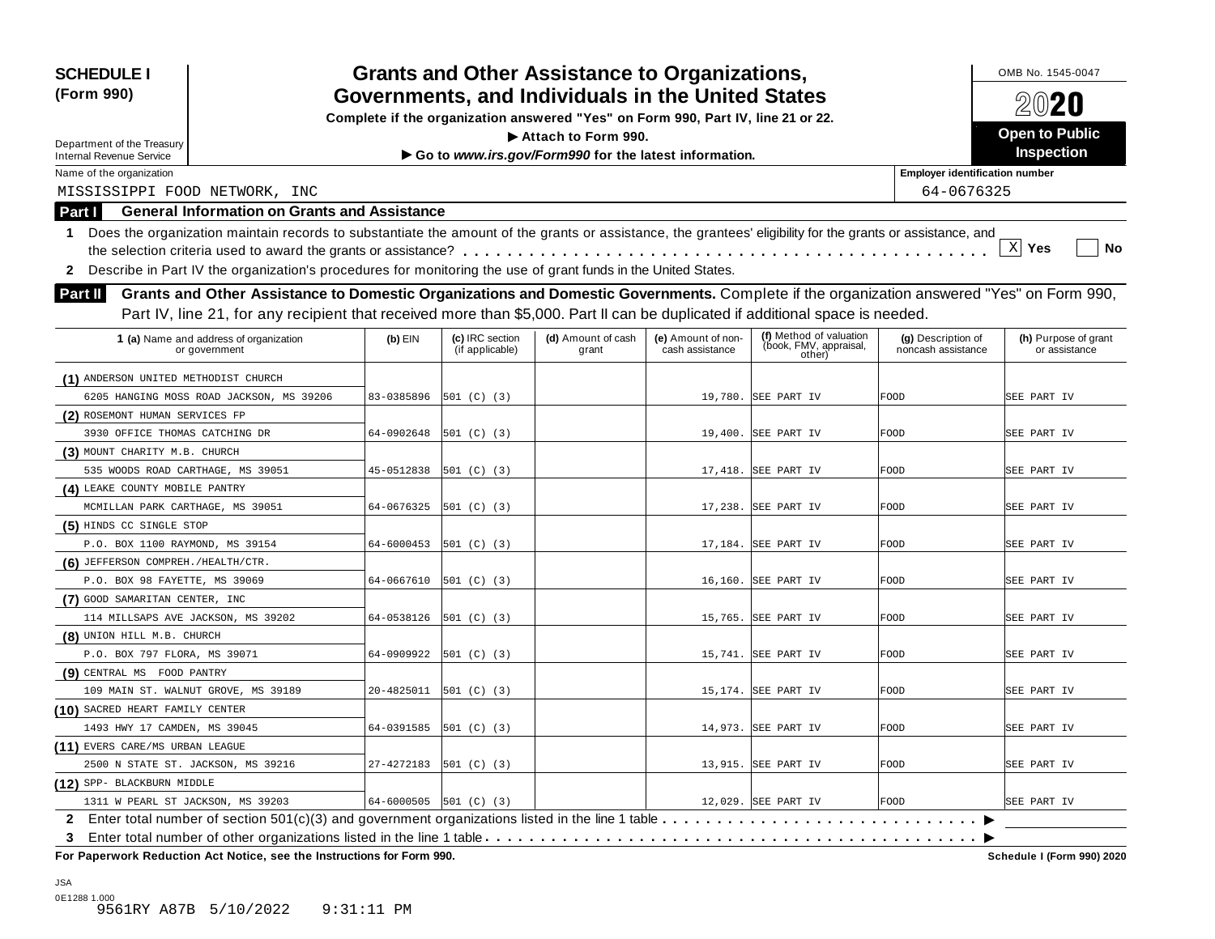**SCHEDULE I (Form 990)**

Department of the Treasury
Internal Revenue Service

# Grants and Other Assistance to Organizations, Governments, and Individuals in the United States

**Complete if the organization answered "Yes" on Form 990, Part IV, line 21 or 22.**

**▶ Attach to Form 990.**

**▶ Go to *www.irs.gov/Form990* for the latest information.**

OMB No. 1545-0047

**2020**

**Open to Public Inspection**

Name of the organization: MISSISSIPPI FOOD NETWORK, INC

Employer identification number: 64-0676325

## Part I General Information on Grants and Assistance

1 Does the organization maintain records to substantiate the amount of the grants or assistance, the grantees' eligibility for the grants or assistance, and the selection criteria used to award the grants or assistance? . . . . . . [X] Yes [ ] No

2 Describe in Part IV the organization's procedures for monitoring the use of grant funds in the United States.

## Part II Grants and Other Assistance to Domestic Organizations and Domestic Governments.

Complete if the organization answered "Yes" on Form 990, Part IV, line 21, for any recipient that received more than $5,000. Part II can be duplicated if additional space is needed.

| 1 (a) Name and address of organization or government | (b) EIN | (c) IRC section (if applicable) | (d) Amount of cash grant | (e) Amount of non-cash assistance | (f) Method of valuation (book, FMV, appraisal, other) | (g) Description of noncash assistance | (h) Purpose of grant or assistance |
|---|---|---|---|---|---|---|---|
| (1) ANDERSON UNITED METHODIST CHURCH 6205 HANGING MOSS ROAD JACKSON, MS 39206 | 83-0385896 | 501 (C) (3) | | 19,780. | SEE PART IV | FOOD | SEE PART IV |
| (2) ROSEMONT HUMAN SERVICES FP 3930 OFFICE THOMAS CATCHING DR | 64-0902648 | 501 (C) (3) | | 19,400. | SEE PART IV | FOOD | SEE PART IV |
| (3) MOUNT CHARITY M.B. CHURCH 535 WOODS ROAD CARTHAGE, MS 39051 | 45-0512838 | 501 (C) (3) | | 17,418. | SEE PART IV | FOOD | SEE PART IV |
| (4) LEAKE COUNTY MOBILE PANTRY MCMILLAN PARK CARTHAGE, MS 39051 | 64-0676325 | 501 (C) (3) | | 17,238. | SEE PART IV | FOOD | SEE PART IV |
| (5) HINDS CC SINGLE STOP P.O. BOX 1100 RAYMOND, MS 39154 | 64-6000453 | 501 (C) (3) | | 17,184. | SEE PART IV | FOOD | SEE PART IV |
| (6) JEFFERSON COMPREH./HEALTH/CTR. P.O. BOX 98 FAYETTE, MS 39069 | 64-0667610 | 501 (C) (3) | | 16,160. | SEE PART IV | FOOD | SEE PART IV |
| (7) GOOD SAMARITAN CENTER, INC 114 MILLSAPS AVE JACKSON, MS 39202 | 64-0538126 | 501 (C) (3) | | 15,765. | SEE PART IV | FOOD | SEE PART IV |
| (8) UNION HILL M.B. CHURCH P.O. BOX 797 FLORA, MS 39071 | 64-0909922 | 501 (C) (3) | | 15,741. | SEE PART IV | FOOD | SEE PART IV |
| (9) CENTRAL MS FOOD PANTRY 109 MAIN ST. WALNUT GROVE, MS 39189 | 20-4825011 | 501 (C) (3) | | 15,174. | SEE PART IV | FOOD | SEE PART IV |
| (10) SACRED HEART FAMILY CENTER 1493 HWY 17 CAMDEN, MS 39045 | 64-0391585 | 501 (C) (3) | | 14,973. | SEE PART IV | FOOD | SEE PART IV |
| (11) EVERS CARE/MS URBAN LEAGUE 2500 N STATE ST. JACKSON, MS 39216 | 27-4272183 | 501 (C) (3) | | 13,915. | SEE PART IV | FOOD | SEE PART IV |
| (12) SPP- BLACKBURN MIDDLE 1311 W PEARL ST JACKSON, MS 39203 | 64-6000505 | 501 (C) (3) | | 12,029. | SEE PART IV | FOOD | SEE PART IV |

2 Enter total number of section 501(c)(3) and government organizations listed in the line 1 table . . . . . . ▶

3 Enter total number of other organizations listed in the line 1 table . . . . . . ▶

**For Paperwork Reduction Act Notice, see the Instructions for Form 990.** **Schedule I (Form 990) 2020**

JSA
0E1288 1.000
9561RY A87B 5/10/2022 9:31:11 PM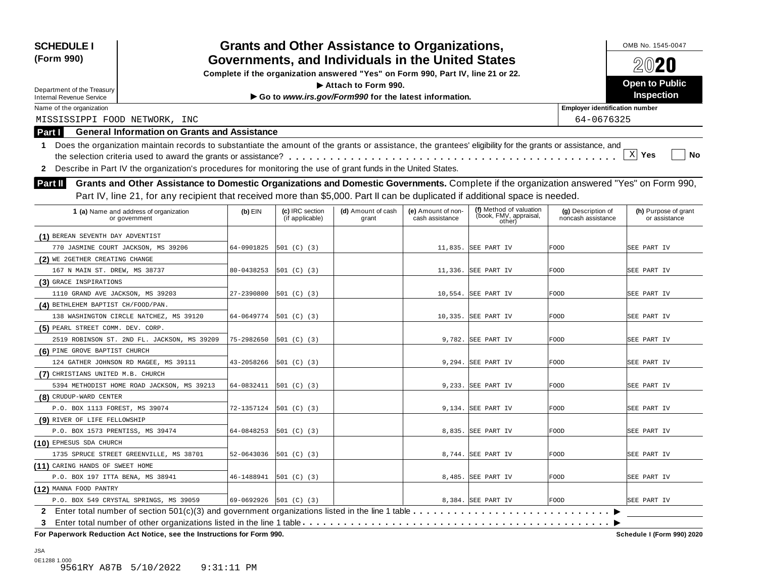**SCHEDULE I (Form 990)**

Department of the Treasury
Internal Revenue Service

# Grants and Other Assistance to Organizations, Governments, and Individuals in the United States

**Complete if the organization answered "Yes" on Form 990, Part IV, line 21 or 22.**

**▶ Attach to Form 990.**

**▶ Go to *www.irs.gov/Form990* for the latest information.**

OMB No. 1545-0047

**2020**

**Open to Public Inspection**

Name of the organization: MISSISSIPPI FOOD NETWORK, INC

Employer identification number: 64-0676325

## Part I General Information on Grants and Assistance

**1** Does the organization maintain records to substantiate the amount of the grants or assistance, the grantees' eligibility for the grants or assistance, and the selection criteria used to award the grants or assistance? . . . . . [X] Yes [ ] No

**2** Describe in Part IV the organization's procedures for monitoring the use of grant funds in the United States.

## Part II Grants and Other Assistance to Domestic Organizations and Domestic Governments.

Complete if the organization answered "Yes" on Form 990, Part IV, line 21, for any recipient that received more than $5,000. Part II can be duplicated if additional space is needed.

| 1 (a) Name and address of organization or government | (b) EIN | (c) IRC section (if applicable) | (d) Amount of cash grant | (e) Amount of non-cash assistance | (f) Method of valuation (book, FMV, appraisal, other) | (g) Description of noncash assistance | (h) Purpose of grant or assistance |
|---|---|---|---|---|---|---|---|
| (1) BEREAN SEVENTH DAY ADVENTIST<br>770 JASMINE COURT JACKSON, MS 39206 | 64-0901825 | 501 (C) (3) | | 11,835. | SEE PART IV | FOOD | SEE PART IV |
| (2) WE 2GETHER CREATING CHANGE<br>167 N MAIN ST. DREW, MS 38737 | 80-0438253 | 501 (C) (3) | | 11,336. | SEE PART IV | FOOD | SEE PART IV |
| (3) GRACE INSPIRATIONS<br>1110 GRAND AVE JACKSON, MS 39203 | 27-2390800 | 501 (C) (3) | | 10,554. | SEE PART IV | FOOD | SEE PART IV |
| (4) BETHLEHEM BAPTIST CH/FOOD/PAN.<br>138 WASHINGTON CIRCLE NATCHEZ, MS 39120 | 64-0649774 | 501 (C) (3) | | 10,335. | SEE PART IV | FOOD | SEE PART IV |
| (5) PEARL STREET COMM. DEV. CORP.<br>2519 ROBINSON ST. 2ND FL. JACKSON, MS 39209 | 75-2982650 | 501 (C) (3) | | 9,782. | SEE PART IV | FOOD | SEE PART IV |
| (6) PINE GROVE BAPTIST CHURCH<br>124 GATHER JOHNSON RD MAGEE, MS 39111 | 43-2058266 | 501 (C) (3) | | 9,294. | SEE PART IV | FOOD | SEE PART IV |
| (7) CHRISTIANS UNITED M.B. CHURCH<br>5394 METHODIST HOME ROAD JACKSON, MS 39213 | 64-0832411 | 501 (C) (3) | | 9,233. | SEE PART IV | FOOD | SEE PART IV |
| (8) CRUDUP-WARD CENTER<br>P.O. BOX 1113 FOREST, MS 39074 | 72-1357124 | 501 (C) (3) | | 9,134. | SEE PART IV | FOOD | SEE PART IV |
| (9) RIVER OF LIFE FELLOWSHIP<br>P.O. BOX 1573 PRENTISS, MS 39474 | 64-0848253 | 501 (C) (3) | | 8,835. | SEE PART IV | FOOD | SEE PART IV |
| (10) EPHESUS SDA CHURCH<br>1735 SPRUCE STREET GREENVILLE, MS 38701 | 52-0643036 | 501 (C) (3) | | 8,744. | SEE PART IV | FOOD | SEE PART IV |
| (11) CARING HANDS OF SWEET HOME<br>P.O. BOX 197 ITTA BENA, MS 38941 | 46-1488941 | 501 (C) (3) | | 8,485. | SEE PART IV | FOOD | SEE PART IV |
| (12) MANNA FOOD PANTRY<br>P.O. BOX 549 CRYSTAL SPRINGS, MS 39059 | 69-0692926 | 501 (C) (3) | | 8,384. | SEE PART IV | FOOD | SEE PART IV |

**2** Enter total number of section 501(c)(3) and government organizations listed in the line 1 table . . . . . ▶

**3** Enter total number of other organizations listed in the line 1 table . . . . . ▶

**For Paperwork Reduction Act Notice, see the Instructions for Form 990.** **Schedule I (Form 990) 2020**

JSA
0E1288 1.000
9561RY A87B 5/10/2022 9:31:11 PM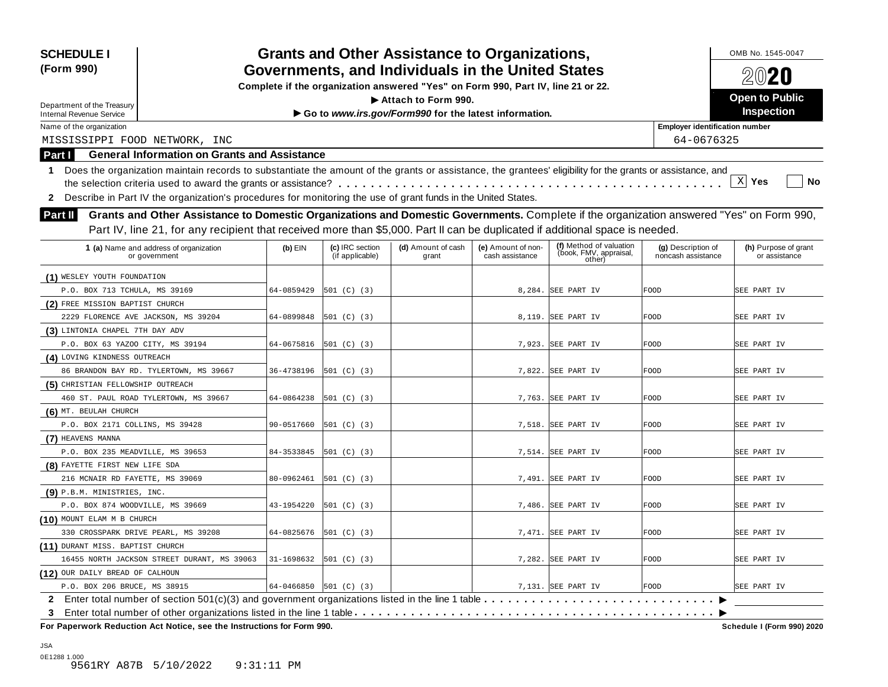**SCHEDULE I (Form 990)**

Department of the Treasury
Internal Revenue Service

# Grants and Other Assistance to Organizations, Governments, and Individuals in the United States

**Complete if the organization answered "Yes" on Form 990, Part IV, line 21 or 22.**

**▶ Attach to Form 990.**

**▶ Go to *www.irs.gov/Form990* for the latest information.**

OMB No. 1545-0047

**2020**

**Open to Public Inspection**

Name of the organization: MISSISSIPPI FOOD NETWORK, INC

Employer identification number: 64-0676325

**Part I — General Information on Grants and Assistance**

1 Does the organization maintain records to substantiate the amount of the grants or assistance, the grantees' eligibility for the grants or assistance, and the selection criteria used to award the grants or assistance? . . . . . [X] Yes [ ] No

2 Describe in Part IV the organization's procedures for monitoring the use of grant funds in the United States.

**Part II — Grants and Other Assistance to Domestic Organizations and Domestic Governments.** Complete if the organization answered "Yes" on Form 990, Part IV, line 21, for any recipient that received more than $5,000. Part II can be duplicated if additional space is needed.

| 1 (a) Name and address of organization or government | (b) EIN | (c) IRC section (if applicable) | (d) Amount of cash grant | (e) Amount of non-cash assistance | (f) Method of valuation (book, FMV, appraisal, other) | (g) Description of noncash assistance | (h) Purpose of grant or assistance |
|---|---|---|---|---|---|---|---|
| (1) WESLEY YOUTH FOUNDATION<br>P.O. BOX 713 TCHULA, MS 39169 | 64-0859429 | 501 (C) (3) | | 8,284. | SEE PART IV | FOOD | SEE PART IV |
| (2) FREE MISSION BAPTIST CHURCH<br>2229 FLORENCE AVE JACKSON, MS 39204 | 64-0899848 | 501 (C) (3) | | 8,119. | SEE PART IV | FOOD | SEE PART IV |
| (3) LINTONIA CHAPEL 7TH DAY ADV<br>P.O. BOX 63 YAZOO CITY, MS 39194 | 64-0675816 | 501 (C) (3) | | 7,923. | SEE PART IV | FOOD | SEE PART IV |
| (4) LOVING KINDNESS OUTREACH<br>86 BRANDON BAY RD. TYLERTOWN, MS 39667 | 36-4738196 | 501 (C) (3) | | 7,822. | SEE PART IV | FOOD | SEE PART IV |
| (5) CHRISTIAN FELLOWSHIP OUTREACH<br>460 ST. PAUL ROAD TYLERTOWN, MS 39667 | 64-0864238 | 501 (C) (3) | | 7,763. | SEE PART IV | FOOD | SEE PART IV |
| (6) MT. BEULAH CHURCH<br>P.O. BOX 2171 COLLINS, MS 39428 | 90-0517660 | 501 (C) (3) | | 7,518. | SEE PART IV | FOOD | SEE PART IV |
| (7) HEAVENS MANNA<br>P.O. BOX 235 MEADVILLE, MS 39653 | 84-3533845 | 501 (C) (3) | | 7,514. | SEE PART IV | FOOD | SEE PART IV |
| (8) FAYETTE FIRST NEW LIFE SDA<br>216 MCNAIR RD FAYETTE, MS 39069 | 80-0962461 | 501 (C) (3) | | 7,491. | SEE PART IV | FOOD | SEE PART IV |
| (9) P.B.M. MINISTRIES, INC.<br>P.O. BOX 874 WOODVILLE, MS 39669 | 43-1954220 | 501 (C) (3) | | 7,486. | SEE PART IV | FOOD | SEE PART IV |
| (10) MOUNT ELAM M B CHURCH<br>330 CROSSPARK DRIVE PEARL, MS 39208 | 64-0825676 | 501 (C) (3) | | 7,471. | SEE PART IV | FOOD | SEE PART IV |
| (11) DURANT MISS. BAPTIST CHURCH<br>16455 NORTH JACKSON STREET DURANT, MS 39063 | 31-1698632 | 501 (C) (3) | | 7,282. | SEE PART IV | FOOD | SEE PART IV |
| (12) OUR DAILY BREAD OF CALHOUN<br>P.O. BOX 206 BRUCE, MS 38915 | 64-0466850 | 501 (C) (3) | | 7,131. | SEE PART IV | FOOD | SEE PART IV |

2 Enter total number of section 501(c)(3) and government organizations listed in the line 1 table . . . . . ▶

3 Enter total number of other organizations listed in the line 1 table . . . . . ▶

**For Paperwork Reduction Act Notice, see the Instructions for Form 990.** **Schedule I (Form 990) 2020**

JSA
0E1288 1.000
9561RY A87B 5/10/2022 9:31:11 PM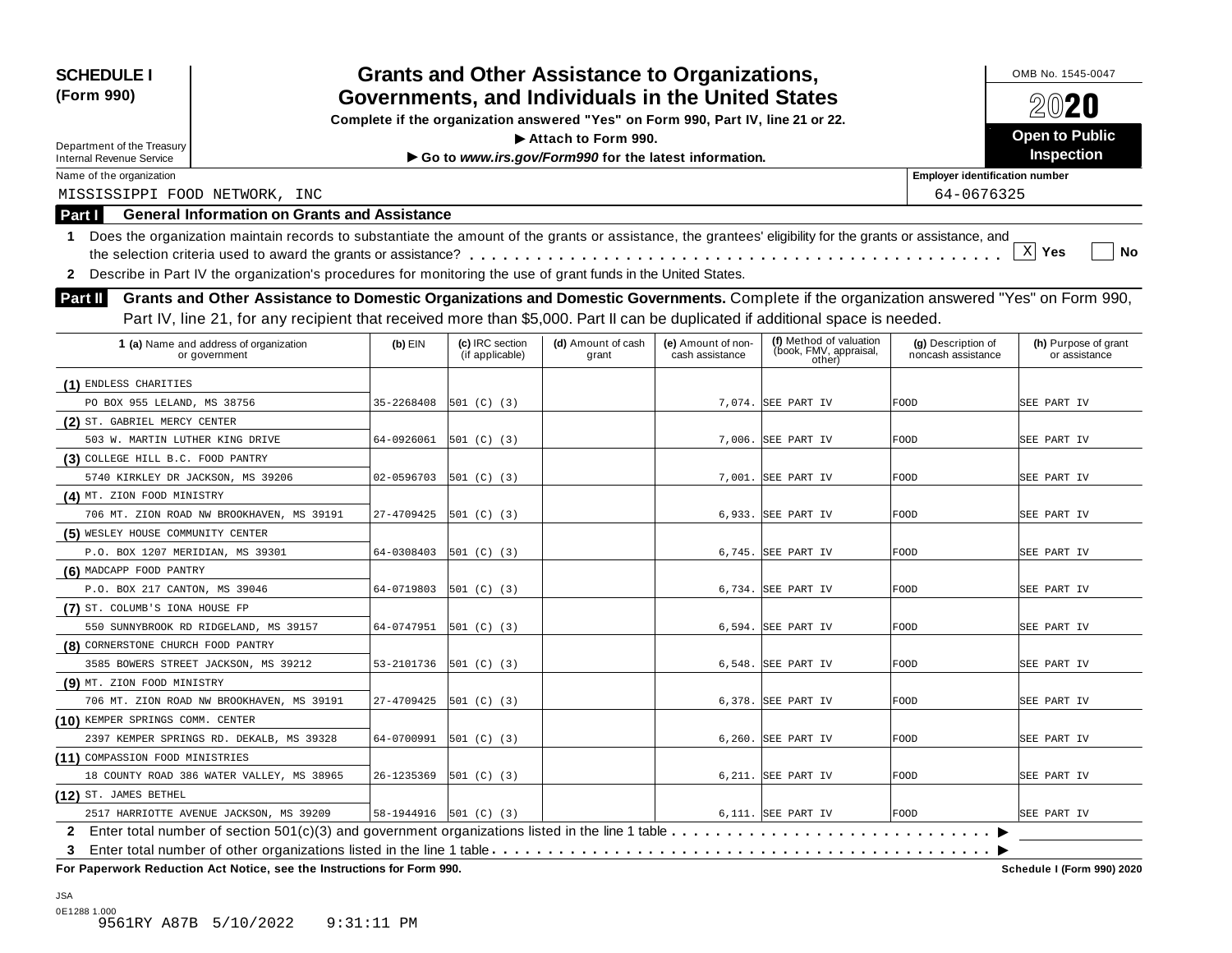**SCHEDULE I (Form 990)**

Department of the Treasury
Internal Revenue Service

# Grants and Other Assistance to Organizations, Governments, and Individuals in the United States

**Complete if the organization answered "Yes" on Form 990, Part IV, line 21 or 22.**
**▶ Attach to Form 990.**
**▶ Go to *www.irs.gov/Form990* for the latest information.**

OMB No. 1545-0047
**2020**
**Open to Public Inspection**

Name of the organization: MISSISSIPPI FOOD NETWORK, INC
Employer identification number: 64-0676325

## Part I General Information on Grants and Assistance

1 Does the organization maintain records to substantiate the amount of the grants or assistance, the grantees' eligibility for the grants or assistance, and the selection criteria used to award the grants or assistance? . . . [X] Yes [ ] No

2 Describe in Part IV the organization's procedures for monitoring the use of grant funds in the United States.

## Part II Grants and Other Assistance to Domestic Organizations and Domestic Governments.

Complete if the organization answered "Yes" on Form 990, Part IV, line 21, for any recipient that received more than $5,000. Part II can be duplicated if additional space is needed.

| 1 (a) Name and address of organization or government | (b) EIN | (c) IRC section (if applicable) | (d) Amount of cash grant | (e) Amount of non-cash assistance | (f) Method of valuation (book, FMV, appraisal, other) | (g) Description of noncash assistance | (h) Purpose of grant or assistance |
|---|---|---|---|---|---|---|---|
| (1) ENDLESS CHARITIES PO BOX 955 LELAND, MS 38756 | 35-2268408 | 501 (C) (3) | | 7,074. | SEE PART IV | FOOD | SEE PART IV |
| (2) ST. GABRIEL MERCY CENTER 503 W. MARTIN LUTHER KING DRIVE | 64-0926061 | 501 (C) (3) | | 7,006. | SEE PART IV | FOOD | SEE PART IV |
| (3) COLLEGE HILL B.C. FOOD PANTRY 5740 KIRKLEY DR JACKSON, MS 39206 | 02-0596703 | 501 (C) (3) | | 7,001. | SEE PART IV | FOOD | SEE PART IV |
| (4) MT. ZION FOOD MINISTRY 706 MT. ZION ROAD NW BROOKHAVEN, MS 39191 | 27-4709425 | 501 (C) (3) | | 6,933. | SEE PART IV | FOOD | SEE PART IV |
| (5) WESLEY HOUSE COMMUNITY CENTER P.O. BOX 1207 MERIDIAN, MS 39301 | 64-0308403 | 501 (C) (3) | | 6,745. | SEE PART IV | FOOD | SEE PART IV |
| (6) MADCAPP FOOD PANTRY P.O. BOX 217 CANTON, MS 39046 | 64-0719803 | 501 (C) (3) | | 6,734. | SEE PART IV | FOOD | SEE PART IV |
| (7) ST. COLUMB'S IONA HOUSE FP 550 SUNNYBROOK RD RIDGELAND, MS 39157 | 64-0747951 | 501 (C) (3) | | 6,594. | SEE PART IV | FOOD | SEE PART IV |
| (8) CORNERSTONE CHURCH FOOD PANTRY 3585 BOWERS STREET JACKSON, MS 39212 | 53-2101736 | 501 (C) (3) | | 6,548. | SEE PART IV | FOOD | SEE PART IV |
| (9) MT. ZION FOOD MINISTRY 706 MT. ZION ROAD NW BROOKHAVEN, MS 39191 | 27-4709425 | 501 (C) (3) | | 6,378. | SEE PART IV | FOOD | SEE PART IV |
| (10) KEMPER SPRINGS COMM. CENTER 2397 KEMPER SPRINGS RD. DEKALB, MS 39328 | 64-0700991 | 501 (C) (3) | | 6,260. | SEE PART IV | FOOD | SEE PART IV |
| (11) COMPASSION FOOD MINISTRIES 18 COUNTY ROAD 386 WATER VALLEY, MS 38965 | 26-1235369 | 501 (C) (3) | | 6,211. | SEE PART IV | FOOD | SEE PART IV |
| (12) ST. JAMES BETHEL 2517 HARRIOTTE AVENUE JACKSON, MS 39209 | 58-1944916 | 501 (C) (3) | | 6,111. | SEE PART IV | FOOD | SEE PART IV |

2 Enter total number of section 501(c)(3) and government organizations listed in the line 1 table . . . ▶

3 Enter total number of other organizations listed in the line 1 table . . . ▶

**For Paperwork Reduction Act Notice, see the Instructions for Form 990.** **Schedule I (Form 990) 2020**

JSA
0E1288 1.000
9561RY A87B 5/10/2022 9:31:11 PM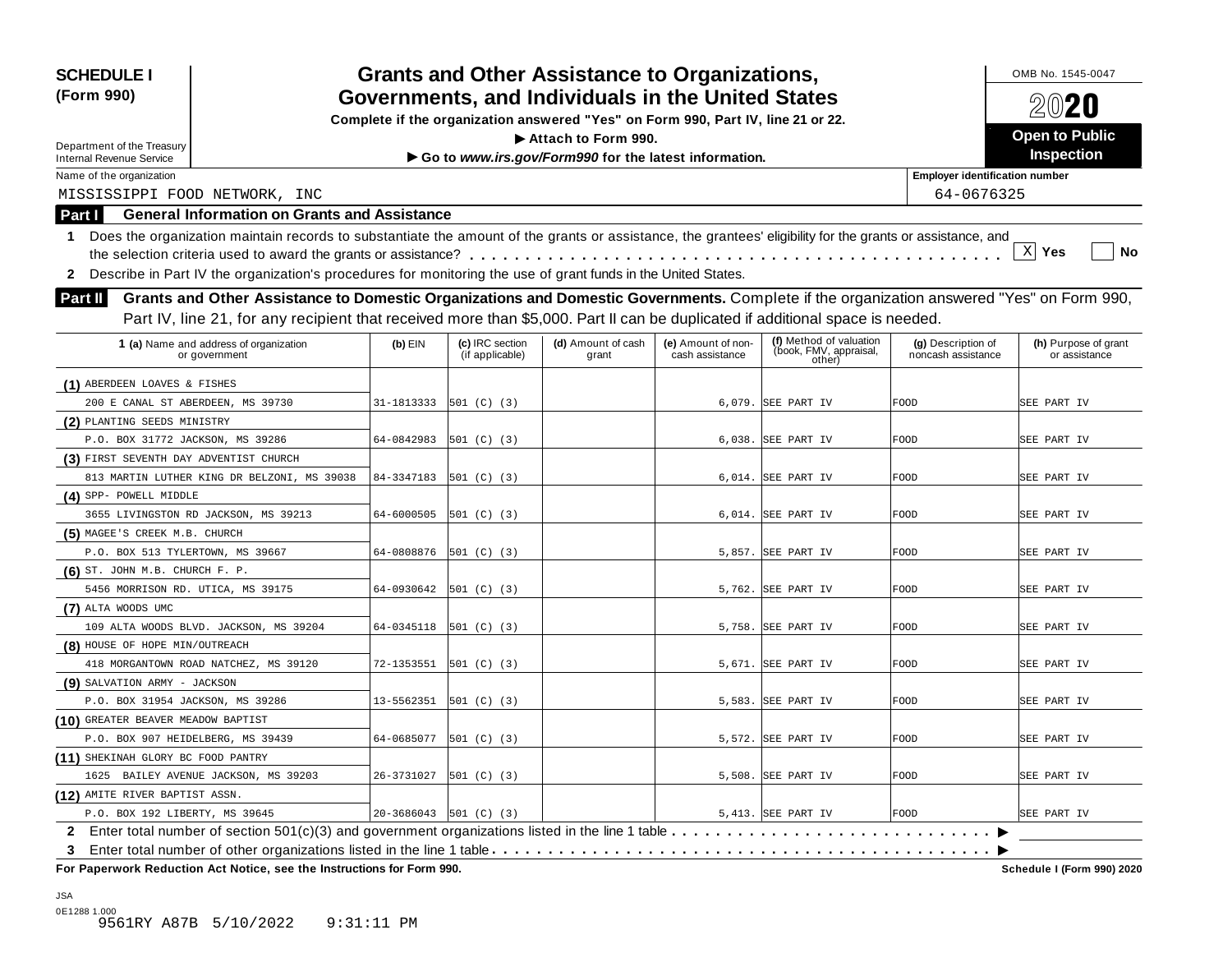**SCHEDULE I (Form 990)**

Department of the Treasury
Internal Revenue Service

# Grants and Other Assistance to Organizations, Governments, and Individuals in the United States

**Complete if the organization answered "Yes" on Form 990, Part IV, line 21 or 22.**

**▶ Attach to Form 990.**

**▶ Go to *www.irs.gov/Form990* for the latest information.**

OMB No. 1545-0047

**2020**

**Open to Public Inspection**

Name of the organization: MISSISSIPPI FOOD NETWORK, INC

Employer identification number: 64-0676325

## Part I General Information on Grants and Assistance

**1** Does the organization maintain records to substantiate the amount of the grants or assistance, the grantees' eligibility for the grants or assistance, and the selection criteria used to award the grants or assistance? . . . . . [X] **Yes** [ ] **No**

**2** Describe in Part IV the organization's procedures for monitoring the use of grant funds in the United States.

## Part II Grants and Other Assistance to Domestic Organizations and Domestic Governments.

Complete if the organization answered "Yes" on Form 990, Part IV, line 21, for any recipient that received more than $5,000. Part II can be duplicated if additional space is needed.

| 1 (a) Name and address of organization or government | (b) EIN | (c) IRC section (if applicable) | (d) Amount of cash grant | (e) Amount of non-cash assistance | (f) Method of valuation (book, FMV, appraisal, other) | (g) Description of noncash assistance | (h) Purpose of grant or assistance |
|---|---|---|---|---|---|---|---|
| (1) ABERDEEN LOAVES & FISHES<br>200 E CANAL ST ABERDEEN, MS 39730 | 31-1813333 | 501 (C) (3) | | 6,079. | SEE PART IV | FOOD | SEE PART IV |
| (2) PLANTING SEEDS MINISTRY<br>P.O. BOX 31772 JACKSON, MS 39286 | 64-0842983 | 501 (C) (3) | | 6,038. | SEE PART IV | FOOD | SEE PART IV |
| (3) FIRST SEVENTH DAY ADVENTIST CHURCH<br>813 MARTIN LUTHER KING DR BELZONI, MS 39038 | 84-3347183 | 501 (C) (3) | | 6,014. | SEE PART IV | FOOD | SEE PART IV |
| (4) SPP- POWELL MIDDLE<br>3655 LIVINGSTON RD JACKSON, MS 39213 | 64-6000505 | 501 (C) (3) | | 6,014. | SEE PART IV | FOOD | SEE PART IV |
| (5) MAGEE'S CREEK M.B. CHURCH<br>P.O. BOX 513 TYLERTOWN, MS 39667 | 64-0808876 | 501 (C) (3) | | 5,857. | SEE PART IV | FOOD | SEE PART IV |
| (6) ST. JOHN M.B. CHURCH F. P.<br>5456 MORRISON RD. UTICA, MS 39175 | 64-0930642 | 501 (C) (3) | | 5,762. | SEE PART IV | FOOD | SEE PART IV |
| (7) ALTA WOODS UMC<br>109 ALTA WOODS BLVD. JACKSON, MS 39204 | 64-0345118 | 501 (C) (3) | | 5,758. | SEE PART IV | FOOD | SEE PART IV |
| (8) HOUSE OF HOPE MIN/OUTREACH<br>418 MORGANTOWN ROAD NATCHEZ, MS 39120 | 72-1353551 | 501 (C) (3) | | 5,671. | SEE PART IV | FOOD | SEE PART IV |
| (9) SALVATION ARMY - JACKSON<br>P.O. BOX 31954 JACKSON, MS 39286 | 13-5562351 | 501 (C) (3) | | 5,583. | SEE PART IV | FOOD | SEE PART IV |
| (10) GREATER BEAVER MEADOW BAPTIST<br>P.O. BOX 907 HEIDELBERG, MS 39439 | 64-0685077 | 501 (C) (3) | | 5,572. | SEE PART IV | FOOD | SEE PART IV |
| (11) SHEKINAH GLORY BC FOOD PANTRY<br>1625 BAILEY AVENUE JACKSON, MS 39203 | 26-3731027 | 501 (C) (3) | | 5,508. | SEE PART IV | FOOD | SEE PART IV |
| (12) AMITE RIVER BAPTIST ASSN.<br>P.O. BOX 192 LIBERTY, MS 39645 | 20-3686043 | 501 (C) (3) | | 5,413. | SEE PART IV | FOOD | SEE PART IV |

**2** Enter total number of section 501(c)(3) and government organizations listed in the line 1 table . . . . . ▶

**3** Enter total number of other organizations listed in the line 1 table . . . . . ▶

**For Paperwork Reduction Act Notice, see the Instructions for Form 990.** **Schedule I (Form 990) 2020**

JSA
0E1288 1.000
9561RY A87B 5/10/2022 9:31:11 PM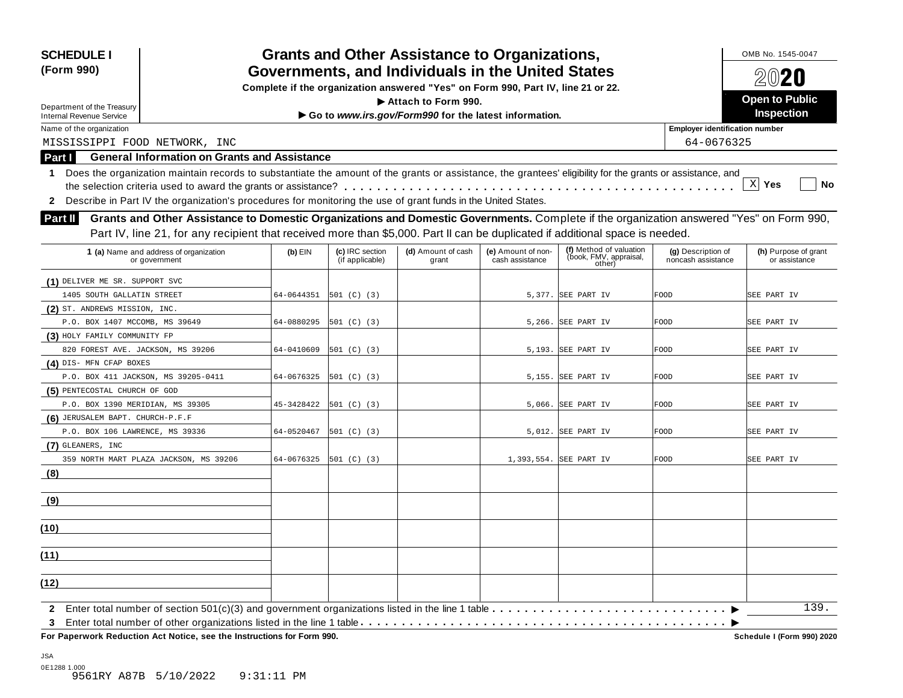**SCHEDULE I (Form 990)**

Department of the Treasury
Internal Revenue Service

# Grants and Other Assistance to Organizations, Governments, and Individuals in the United States

**Complete if the organization answered "Yes" on Form 990, Part IV, line 21 or 22.**
**▶ Attach to Form 990.**
**▶ Go to *www.irs.gov/Form990* for the latest information.**

OMB No. 1545-0047

**2020**

**Open to Public Inspection**

Name of the organization: MISSISSIPPI FOOD NETWORK, INC

Employer identification number: 64-0676325

## Part I General Information on Grants and Assistance

**1** Does the organization maintain records to substantiate the amount of the grants or assistance, the grantees' eligibility for the grants or assistance, and the selection criteria used to award the grants or assistance? . . . . . [X] Yes [ ] No

**2** Describe in Part IV the organization's procedures for monitoring the use of grant funds in the United States.

## Part II Grants and Other Assistance to Domestic Organizations and Domestic Governments.

Complete if the organization answered "Yes" on Form 990, Part IV, line 21, for any recipient that received more than $5,000. Part II can be duplicated if additional space is needed.

| 1 (a) Name and address of organization or government | (b) EIN | (c) IRC section (if applicable) | (d) Amount of cash grant | (e) Amount of non-cash assistance | (f) Method of valuation (book, FMV, appraisal, other) | (g) Description of noncash assistance | (h) Purpose of grant or assistance |
|---|---|---|---|---|---|---|---|
| (1) DELIVER ME SR. SUPPORT SVC 1405 SOUTH GALLATIN STREET | 64-0644351 | 501 (C) (3) | | 5,377. | SEE PART IV | FOOD | SEE PART IV |
| (2) ST. ANDREWS MISSION, INC. P.O. BOX 1407 MCCOMB, MS 39649 | 64-0880295 | 501 (C) (3) | | 5,266. | SEE PART IV | FOOD | SEE PART IV |
| (3) HOLY FAMILY COMMUNITY FP 820 FOREST AVE. JACKSON, MS 39206 | 64-0410609 | 501 (C) (3) | | 5,193. | SEE PART IV | FOOD | SEE PART IV |
| (4) DIS- MFN CFAP BOXES P.O. BOX 411 JACKSON, MS 39205-0411 | 64-0676325 | 501 (C) (3) | | 5,155. | SEE PART IV | FOOD | SEE PART IV |
| (5) PENTECOSTAL CHURCH OF GOD P.O. BOX 1390 MERIDIAN, MS 39305 | 45-3428422 | 501 (C) (3) | | 5,066. | SEE PART IV | FOOD | SEE PART IV |
| (6) JERUSALEM BAPT. CHURCH-P.F.F P.O. BOX 106 LAWRENCE, MS 39336 | 64-0520467 | 501 (C) (3) | | 5,012. | SEE PART IV | FOOD | SEE PART IV |
| (7) GLEANERS, INC 359 NORTH MART PLAZA JACKSON, MS 39206 | 64-0676325 | 501 (C) (3) | | 1,393,554. | SEE PART IV | FOOD | SEE PART IV |
| (8) | | | | | | | |
| (9) | | | | | | | |
| (10) | | | | | | | |
| (11) | | | | | | | |
| (12) | | | | | | | |

**2** Enter total number of section 501(c)(3) and government organizations listed in the line 1 table . . . . . ▶ 139.

**3** Enter total number of other organizations listed in the line 1 table . . . . . ▶

**For Paperwork Reduction Act Notice, see the Instructions for Form 990.** **Schedule I (Form 990) 2020**

JSA
0E1288 1.000
9561RY A87B 5/10/2022 9:31:11 PM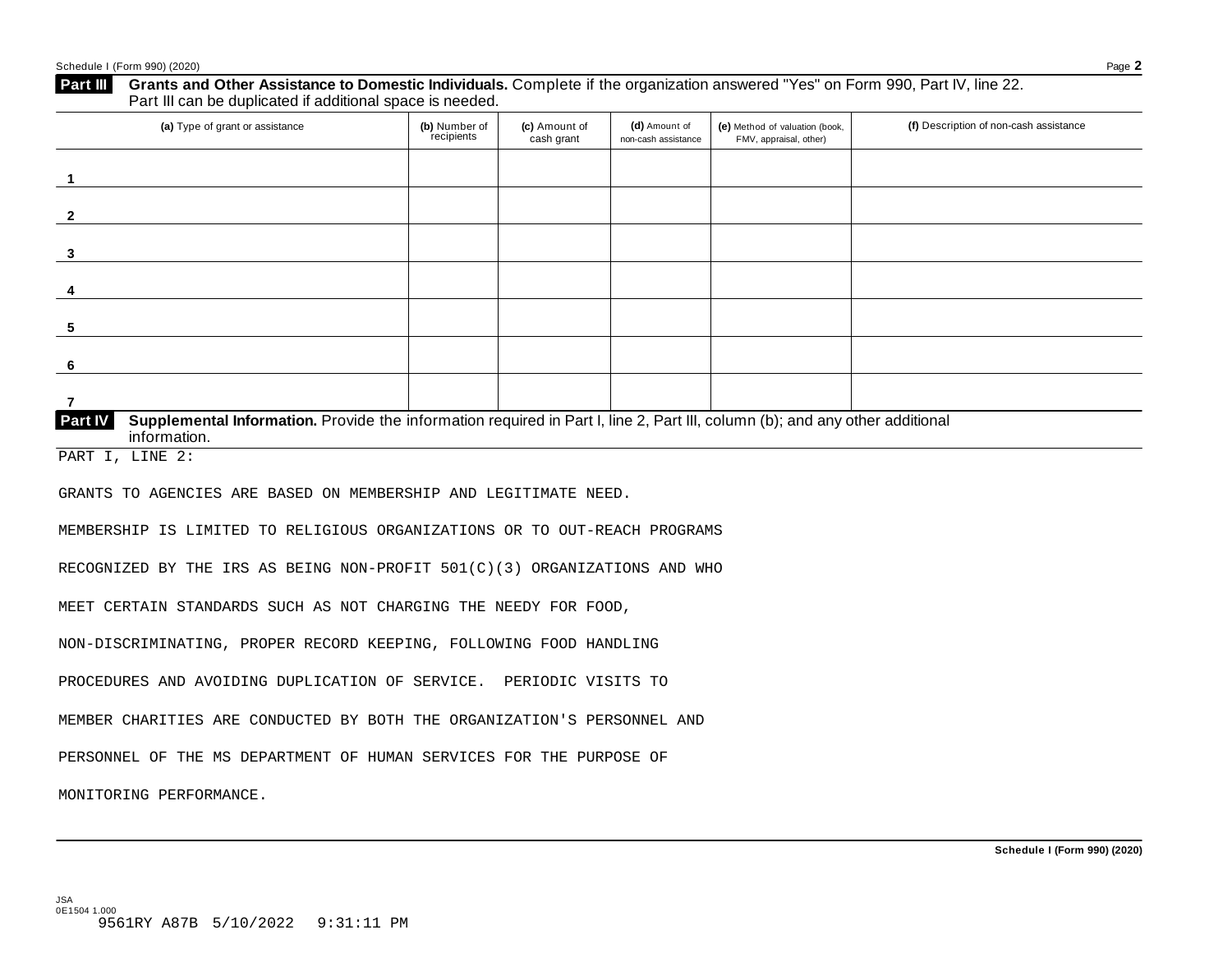## Part III Grants and Other Assistance to Domestic Individuals. Complete if the organization answered "Yes" on Form 990, Part IV, line 22. Part III can be duplicated if additional space is needed.

| (a) Type of grant or assistance | (b) Number of recipients | (c) Amount of cash grant | (d) Amount of non-cash assistance | (e) Method of valuation (book, FMV, appraisal, other) | (f) Description of non-cash assistance |
|---|---|---|---|---|---|
| 1 | | | | | |
| 2 | | | | | |
| 3 | | | | | |
| 4 | | | | | |
| 5 | | | | | |
| 6 | | | | | |
| 7 | | | | | |

## Part IV Supplemental Information. Provide the information required in Part I, line 2, Part III, column (b); and any other additional information.

PART I, LINE 2:

GRANTS TO AGENCIES ARE BASED ON MEMBERSHIP AND LEGITIMATE NEED.

MEMBERSHIP IS LIMITED TO RELIGIOUS ORGANIZATIONS OR TO OUT-REACH PROGRAMS

RECOGNIZED BY THE IRS AS BEING NON-PROFIT 501(C)(3) ORGANIZATIONS AND WHO

MEET CERTAIN STANDARDS SUCH AS NOT CHARGING THE NEEDY FOR FOOD,

NON-DISCRIMINATING, PROPER RECORD KEEPING, FOLLOWING FOOD HANDLING

PROCEDURES AND AVOIDING DUPLICATION OF SERVICE. PERIODIC VISITS TO

MEMBER CHARITIES ARE CONDUCTED BY BOTH THE ORGANIZATION'S PERSONNEL AND

PERSONNEL OF THE MS DEPARTMENT OF HUMAN SERVICES FOR THE PURPOSE OF

MONITORING PERFORMANCE.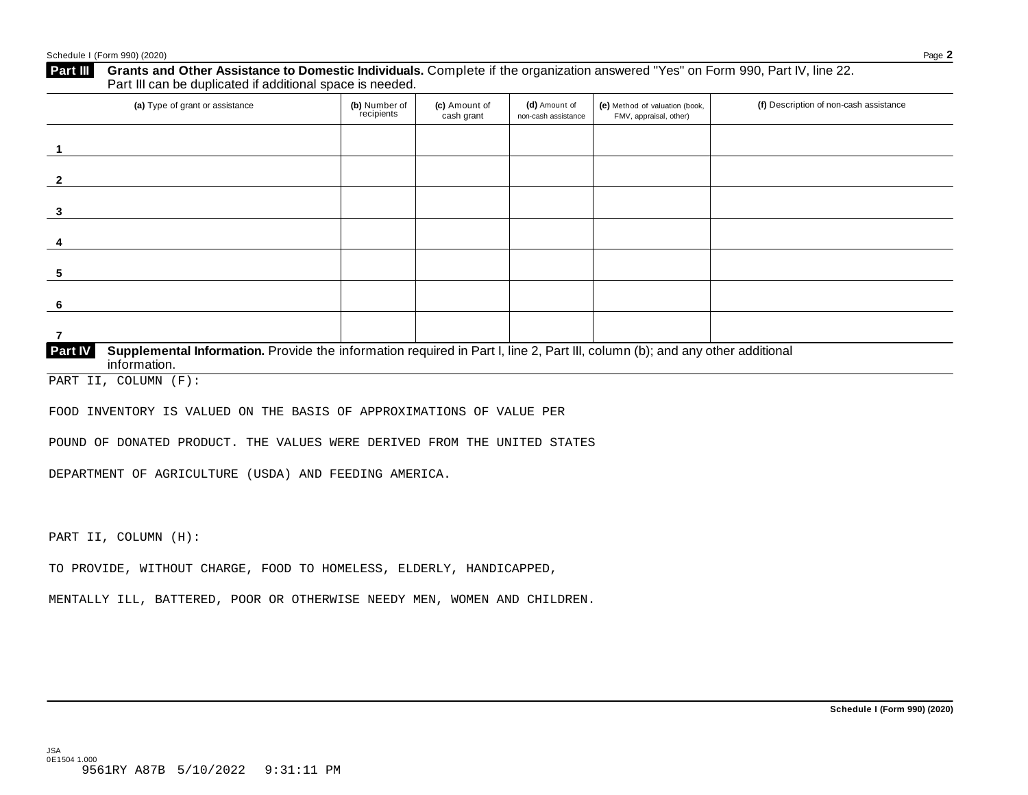## Part III Grants and Other Assistance to Domestic Individuals.

Complete if the organization answered "Yes" on Form 990, Part IV, line 22. Part III can be duplicated if additional space is needed.

| (a) Type of grant or assistance | (b) Number of recipients | (c) Amount of cash grant | (d) Amount of non-cash assistance | (e) Method of valuation (book, FMV, appraisal, other) | (f) Description of non-cash assistance |
|---|---|---|---|---|---|
| 1 | | | | | |
| 2 | | | | | |
| 3 | | | | | |
| 4 | | | | | |
| 5 | | | | | |
| 6 | | | | | |
| 7 | | | | | |

## Part IV Supplemental Information.

Provide the information required in Part I, line 2, Part III, column (b); and any other additional information.

PART II, COLUMN (F):

FOOD INVENTORY IS VALUED ON THE BASIS OF APPROXIMATIONS OF VALUE PER POUND OF DONATED PRODUCT. THE VALUES WERE DERIVED FROM THE UNITED STATES DEPARTMENT OF AGRICULTURE (USDA) AND FEEDING AMERICA.

PART II, COLUMN (H):

TO PROVIDE, WITHOUT CHARGE, FOOD TO HOMELESS, ELDERLY, HANDICAPPED, MENTALLY ILL, BATTERED, POOR OR OTHERWISE NEEDY MEN, WOMEN AND CHILDREN.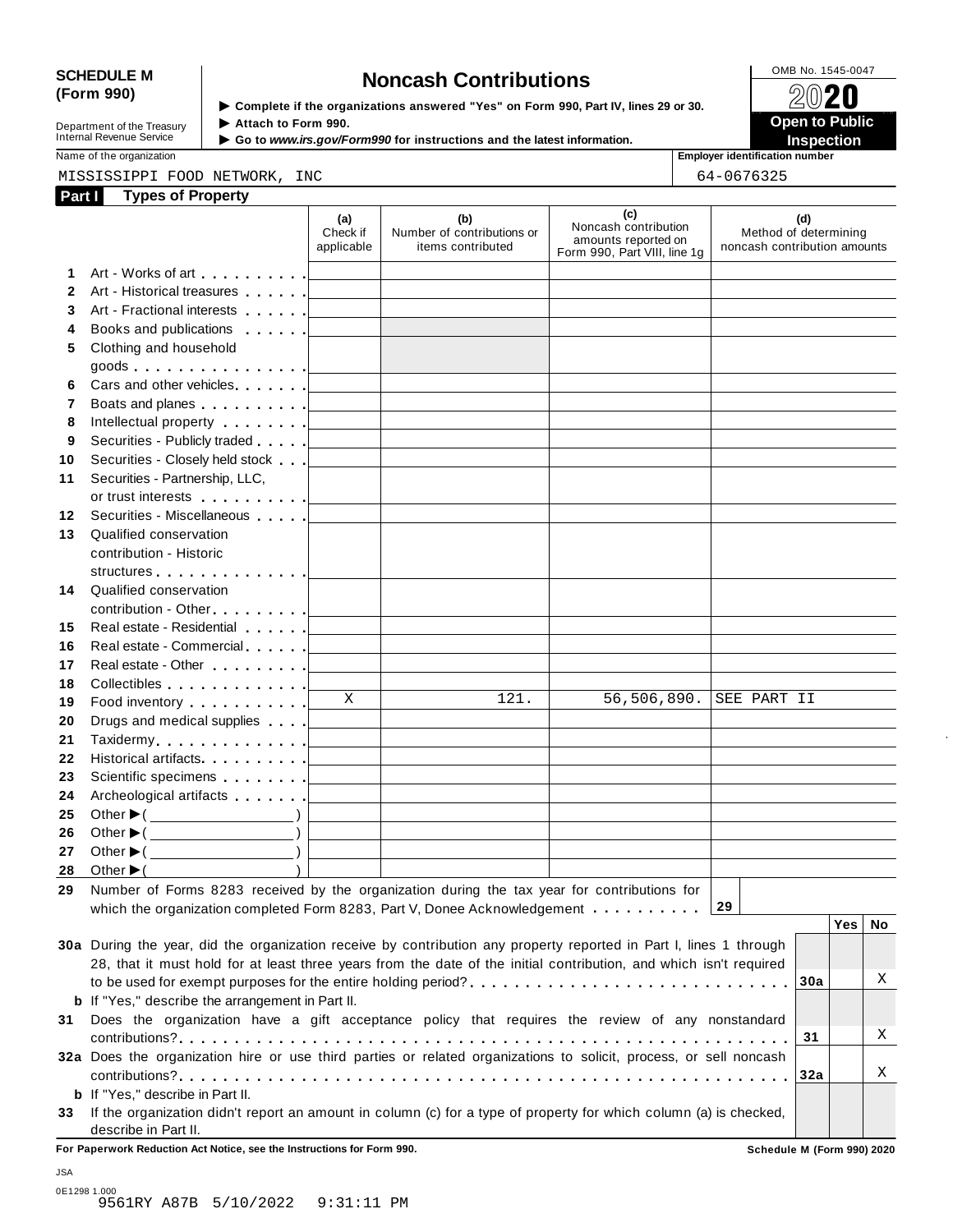**SCHEDULE M (Form 990)**

Department of the Treasury
Internal Revenue Service

# Noncash Contributions

▶ Complete if the organizations answered "Yes" on Form 990, Part IV, lines 29 or 30.
▶ Attach to Form 990.
▶ Go to *www.irs.gov/Form990* for instructions and the latest information.

OMB No. 1545-0047

**2020**

**Open to Public Inspection**

Name of the organization: MISSISSIPPI FOOD NETWORK, INC

Employer identification number: 64-0676325

## Part I Types of Property

| | | (a) Check if applicable | (b) Number of contributions or items contributed | (c) Noncash contribution amounts reported on Form 990, Part VIII, line 1g | (d) Method of determining noncash contribution amounts |
|---|---|---|---|---|---|
| 1 | Art - Works of art | | | | |
| 2 | Art - Historical treasures | | | | |
| 3 | Art - Fractional interests | | | | |
| 4 | Books and publications | | | | |
| 5 | Clothing and household goods | | | | |
| 6 | Cars and other vehicles | | | | |
| 7 | Boats and planes | | | | |
| 8 | Intellectual property | | | | |
| 9 | Securities - Publicly traded | | | | |
| 10 | Securities - Closely held stock | | | | |
| 11 | Securities - Partnership, LLC, or trust interests | | | | |
| 12 | Securities - Miscellaneous | | | | |
| 13 | Qualified conservation contribution - Historic structures | | | | |
| 14 | Qualified conservation contribution - Other | | | | |
| 15 | Real estate - Residential | | | | |
| 16 | Real estate - Commercial | | | | |
| 17 | Real estate - Other | | | | |
| 18 | Collectibles | | | | |
| 19 | Food inventory | X | 121. | 56,506,890. | SEE PART II |
| 20 | Drugs and medical supplies | | | | |
| 21 | Taxidermy | | | | |
| 22 | Historical artifacts | | | | |
| 23 | Scientific specimens | | | | |
| 24 | Archeological artifacts | | | | |
| 25 | Other ▶ ( ) | | | | |
| 26 | Other ▶ ( ) | | | | |
| 27 | Other ▶ ( ) | | | | |
| 28 | Other ▶ ( ) | | | | |

**29** Number of Forms 8283 received by the organization during the tax year for contributions for which the organization completed Form 8283, Part V, Donee Acknowledgement . . . . . **29**

| | | | Yes | No |
|---|---|---|---|---|
| **30a** | During the year, did the organization receive by contribution any property reported in Part I, lines 1 through 28, that it must hold for at least three years from the date of the initial contribution, and which isn't required to be used for exempt purposes for the entire holding period? | 30a | | X |
| **b** | If "Yes," describe the arrangement in Part II. | | | |
| **31** | Does the organization have a gift acceptance policy that requires the review of any nonstandard contributions? | 31 | | X |
| **32a** | Does the organization hire or use third parties or related organizations to solicit, process, or sell noncash contributions? | 32a | | X |
| **b** | If "Yes," describe in Part II. | | | |
| **33** | If the organization didn't report an amount in column (c) for a type of property for which column (a) is checked, describe in Part II. | | | |

**For Paperwork Reduction Act Notice, see the Instructions for Form 990.**

**Schedule M (Form 990) 2020**

JSA
0E1298 1.000
9561RY A87B 5/10/2022 9:31:11 PM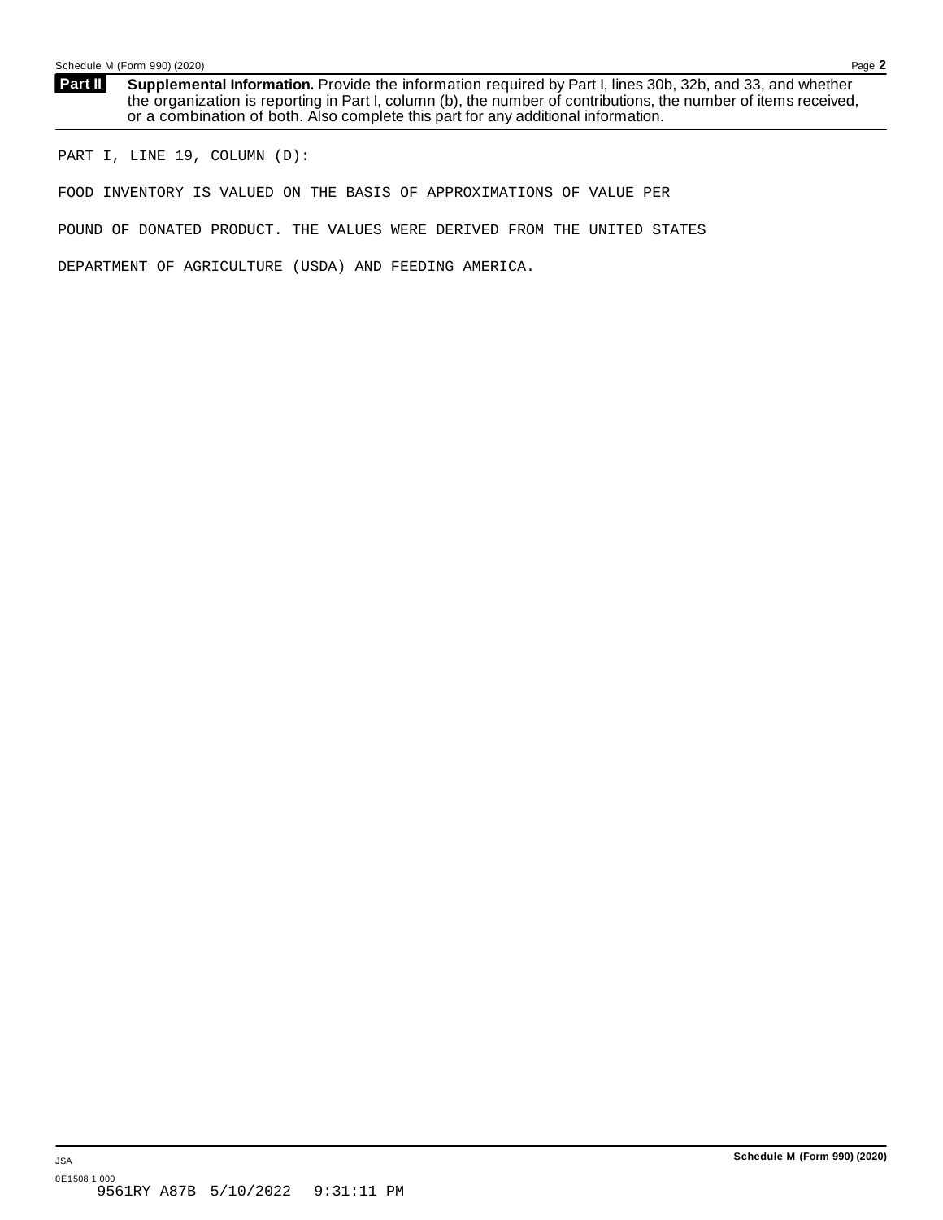**Part II** **Supplemental Information.** Provide the information required by Part I, lines 30b, 32b, and 33, and whether the organization is reporting in Part I, column (b), the number of contributions, the number of items received, or a combination of both. Also complete this part for any additional information.

PART I, LINE 19, COLUMN (D):

FOOD INVENTORY IS VALUED ON THE BASIS OF APPROXIMATIONS OF VALUE PER POUND OF DONATED PRODUCT. THE VALUES WERE DERIVED FROM THE UNITED STATES DEPARTMENT OF AGRICULTURE (USDA) AND FEEDING AMERICA.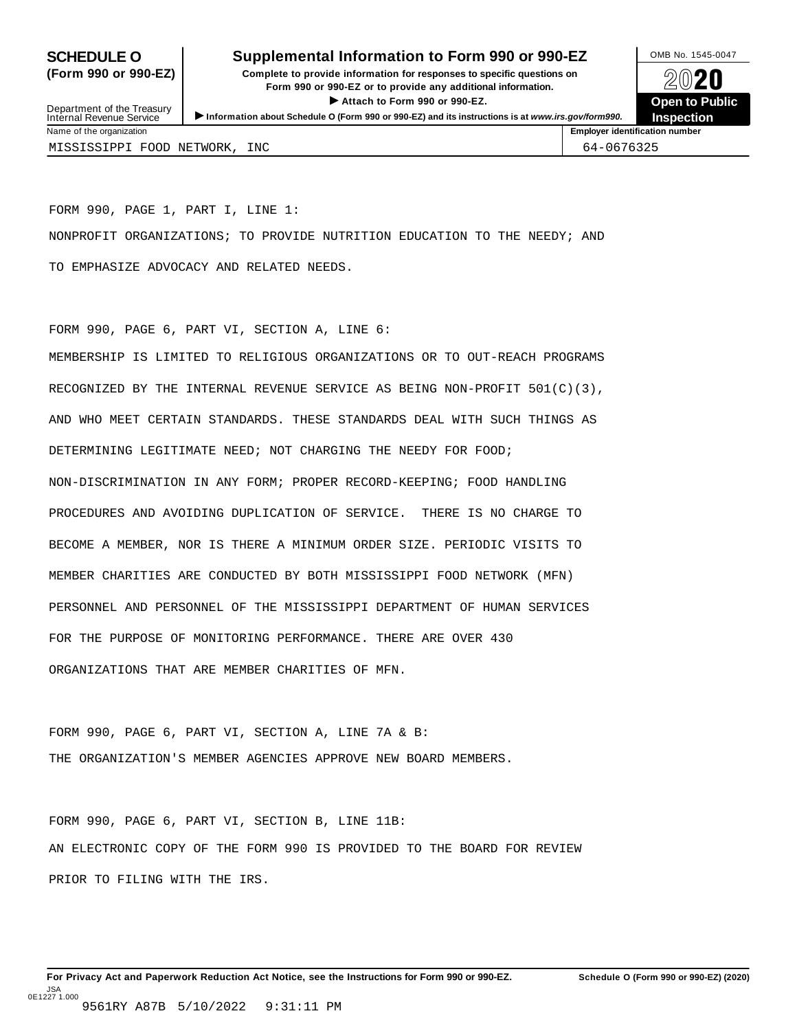# SCHEDULE O (Form 990 or 990-EZ)

## Supplemental Information to Form 990 or 990-EZ

**Complete to provide information for responses to specific questions on Form 990 or 990-EZ or to provide any additional information.**

▶ **Attach to Form 990 or 990-EZ.**

▶ **Information about Schedule O (Form 990 or 990-EZ) and its instructions is at** ***www.irs.gov/form990.***

Department of the Treasury
Internal Revenue Service

OMB No. 1545-0047

**2020**

**Open to Public Inspection**

| Name of the organization | Employer identification number |
|---|---|
| MISSISSIPPI FOOD NETWORK, INC | 64-0676325 |

FORM 990, PAGE 1, PART I, LINE 1:

NONPROFIT ORGANIZATIONS; TO PROVIDE NUTRITION EDUCATION TO THE NEEDY; AND TO EMPHASIZE ADVOCACY AND RELATED NEEDS.

FORM 990, PAGE 6, PART VI, SECTION A, LINE 6:

MEMBERSHIP IS LIMITED TO RELIGIOUS ORGANIZATIONS OR TO OUT-REACH PROGRAMS RECOGNIZED BY THE INTERNAL REVENUE SERVICE AS BEING NON-PROFIT 501(C)(3), AND WHO MEET CERTAIN STANDARDS. THESE STANDARDS DEAL WITH SUCH THINGS AS DETERMINING LEGITIMATE NEED; NOT CHARGING THE NEEDY FOR FOOD; NON-DISCRIMINATION IN ANY FORM; PROPER RECORD-KEEPING; FOOD HANDLING PROCEDURES AND AVOIDING DUPLICATION OF SERVICE. THERE IS NO CHARGE TO BECOME A MEMBER, NOR IS THERE A MINIMUM ORDER SIZE. PERIODIC VISITS TO MEMBER CHARITIES ARE CONDUCTED BY BOTH MISSISSIPPI FOOD NETWORK (MFN) PERSONNEL AND PERSONNEL OF THE MISSISSIPPI DEPARTMENT OF HUMAN SERVICES FOR THE PURPOSE OF MONITORING PERFORMANCE. THERE ARE OVER 430 ORGANIZATIONS THAT ARE MEMBER CHARITIES OF MFN.

FORM 990, PAGE 6, PART VI, SECTION A, LINE 7A & B:

THE ORGANIZATION'S MEMBER AGENCIES APPROVE NEW BOARD MEMBERS.

FORM 990, PAGE 6, PART VI, SECTION B, LINE 11B:

AN ELECTRONIC COPY OF THE FORM 990 IS PROVIDED TO THE BOARD FOR REVIEW PRIOR TO FILING WITH THE IRS.

**For Privacy Act and Paperwork Reduction Act Notice, see the Instructions for Form 990 or 990-EZ.** **Schedule O (Form 990 or 990-EZ) (2020)**

JSA
0E1227 1.000
9561RY A87B 5/10/2022 9:31:11 PM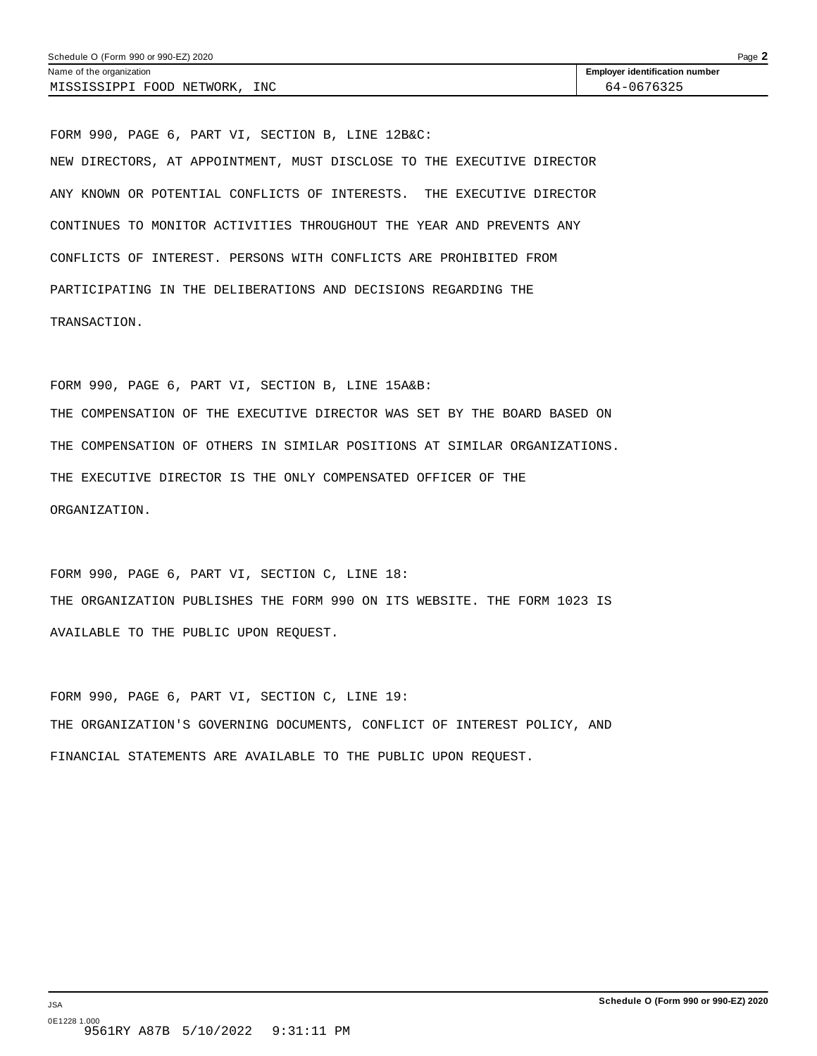Name of the organization: MISSISSIPPI FOOD NETWORK, INC

Employer identification number: 64-0676325

FORM 990, PAGE 6, PART VI, SECTION B, LINE 12B&C:

NEW DIRECTORS, AT APPOINTMENT, MUST DISCLOSE TO THE EXECUTIVE DIRECTOR ANY KNOWN OR POTENTIAL CONFLICTS OF INTERESTS. THE EXECUTIVE DIRECTOR CONTINUES TO MONITOR ACTIVITIES THROUGHOUT THE YEAR AND PREVENTS ANY CONFLICTS OF INTEREST. PERSONS WITH CONFLICTS ARE PROHIBITED FROM PARTICIPATING IN THE DELIBERATIONS AND DECISIONS REGARDING THE TRANSACTION.

FORM 990, PAGE 6, PART VI, SECTION B, LINE 15A&B:

THE COMPENSATION OF THE EXECUTIVE DIRECTOR WAS SET BY THE BOARD BASED ON THE COMPENSATION OF OTHERS IN SIMILAR POSITIONS AT SIMILAR ORGANIZATIONS. THE EXECUTIVE DIRECTOR IS THE ONLY COMPENSATED OFFICER OF THE ORGANIZATION.

FORM 990, PAGE 6, PART VI, SECTION C, LINE 18:

THE ORGANIZATION PUBLISHES THE FORM 990 ON ITS WEBSITE. THE FORM 1023 IS AVAILABLE TO THE PUBLIC UPON REQUEST.

FORM 990, PAGE 6, PART VI, SECTION C, LINE 19:

THE ORGANIZATION'S GOVERNING DOCUMENTS, CONFLICT OF INTEREST POLICY, AND FINANCIAL STATEMENTS ARE AVAILABLE TO THE PUBLIC UPON REQUEST.